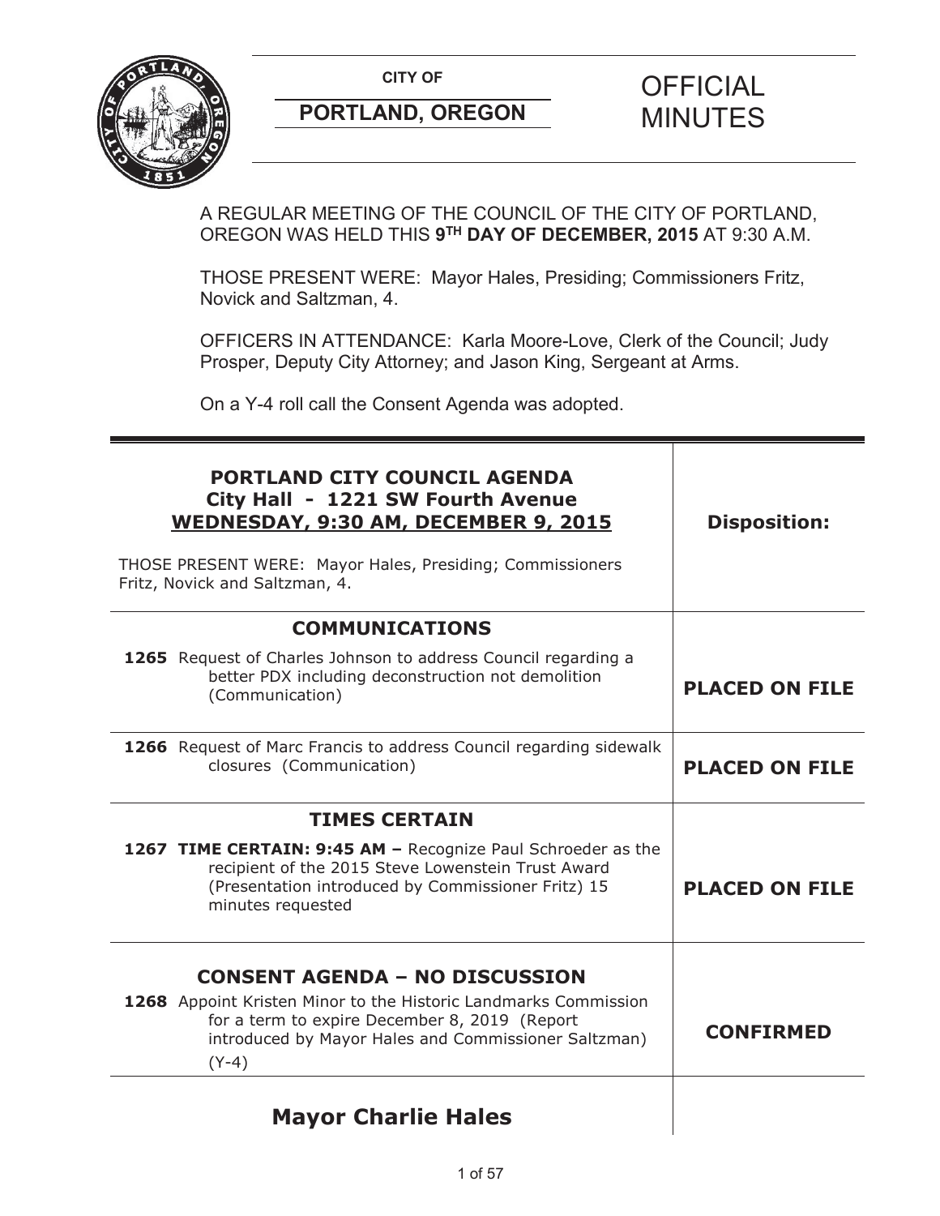**CITY OF**

**PORTLAND, OREGON**

# OFFICIAL MINUTES

A REGULAR MEETING OF THE COUNCIL OF THE CITY OF PORTLAND, OREGON WAS HELD THIS **9TH DAY OF DECEMBER, 2015** AT 9:30 A.M.

THOSE PRESENT WERE: Mayor Hales, Presiding; Commissioners Fritz, Novick and Saltzman, 4.

OFFICERS IN ATTENDANCE: Karla Moore-Love, Clerk of the Council; Judy Prosper, Deputy City Attorney; and Jason King, Sergeant at Arms.

On a Y-4 roll call the Consent Agenda was adopted.

| **PORTLAND CITY COUNCIL AGENDA**<br>**City Hall - 1221 SW Fourth Avenue**<br>**WEDNESDAY, 9:30 AM, DECEMBER 9, 2015**<br><br>THOSE PRESENT WERE: Mayor Hales, Presiding; Commissioners Fritz, Novick and Saltzman, 4. | **Disposition:** |
|---|---|
| **COMMUNICATIONS** | |
| **1265** Request of Charles Johnson to address Council regarding a better PDX including deconstruction not demolition (Communication) | **PLACED ON FILE** |
| **1266** Request of Marc Francis to address Council regarding sidewalk closures (Communication) | **PLACED ON FILE** |
| **TIMES CERTAIN** | |
| **1267 TIME CERTAIN: 9:45 AM –** Recognize Paul Schroeder as the recipient of the 2015 Steve Lowenstein Trust Award (Presentation introduced by Commissioner Fritz) 15 minutes requested | **PLACED ON FILE** |
| **CONSENT AGENDA – NO DISCUSSION** | |
| **1268** Appoint Kristen Minor to the Historic Landmarks Commission for a term to expire December 8, 2019 (Report introduced by Mayor Hales and Commissioner Saltzman) (Y-4) | **CONFIRMED** |
| **Mayor Charlie Hales** | |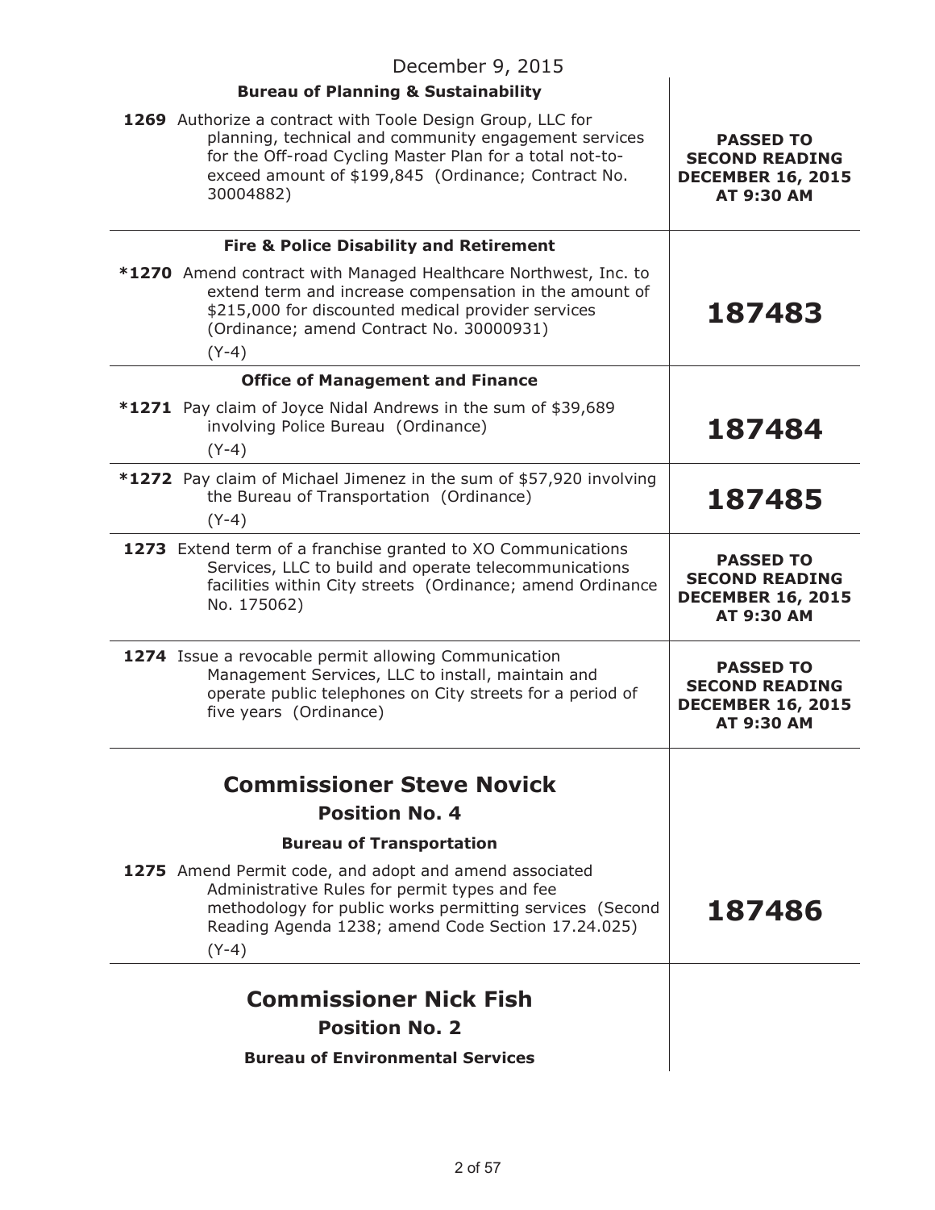December 9, 2015

| | |
|---|---|
| **Bureau of Planning & Sustainability** | |
| **1269** Authorize a contract with Toole Design Group, LLC for planning, technical and community engagement services for the Off-road Cycling Master Plan for a total not-to-exceed amount of $199,845 (Ordinance; Contract No. 30004882) | **PASSED TO SECOND READING DECEMBER 16, 2015 AT 9:30 AM** |
| **Fire & Police Disability and Retirement** | |
| ***1270** Amend contract with Managed Healthcare Northwest, Inc. to extend term and increase compensation in the amount of $215,000 for discounted medical provider services (Ordinance; amend Contract No. 30000931) (Y-4) | **187483** |
| **Office of Management and Finance** | |
| ***1271** Pay claim of Joyce Nidal Andrews in the sum of $39,689 involving Police Bureau (Ordinance) (Y-4) | **187484** |
| ***1272** Pay claim of Michael Jimenez in the sum of $57,920 involving the Bureau of Transportation (Ordinance) (Y-4) | **187485** |
| **1273** Extend term of a franchise granted to XO Communications Services, LLC to build and operate telecommunications facilities within City streets (Ordinance; amend Ordinance No. 175062) | **PASSED TO SECOND READING DECEMBER 16, 2015 AT 9:30 AM** |
| **1274** Issue a revocable permit allowing Communication Management Services, LLC to install, maintain and operate public telephones on City streets for a period of five years (Ordinance) | **PASSED TO SECOND READING DECEMBER 16, 2015 AT 9:30 AM** |

## Commissioner Steve Novick
### Position No. 4

| | |
|---|---|
| **Bureau of Transportation** | |
| **1275** Amend Permit code, and adopt and amend associated Administrative Rules for permit types and fee methodology for public works permitting services (Second Reading Agenda 1238; amend Code Section 17.24.025) (Y-4) | **187486** |

## Commissioner Nick Fish
### Position No. 2

**Bureau of Environmental Services**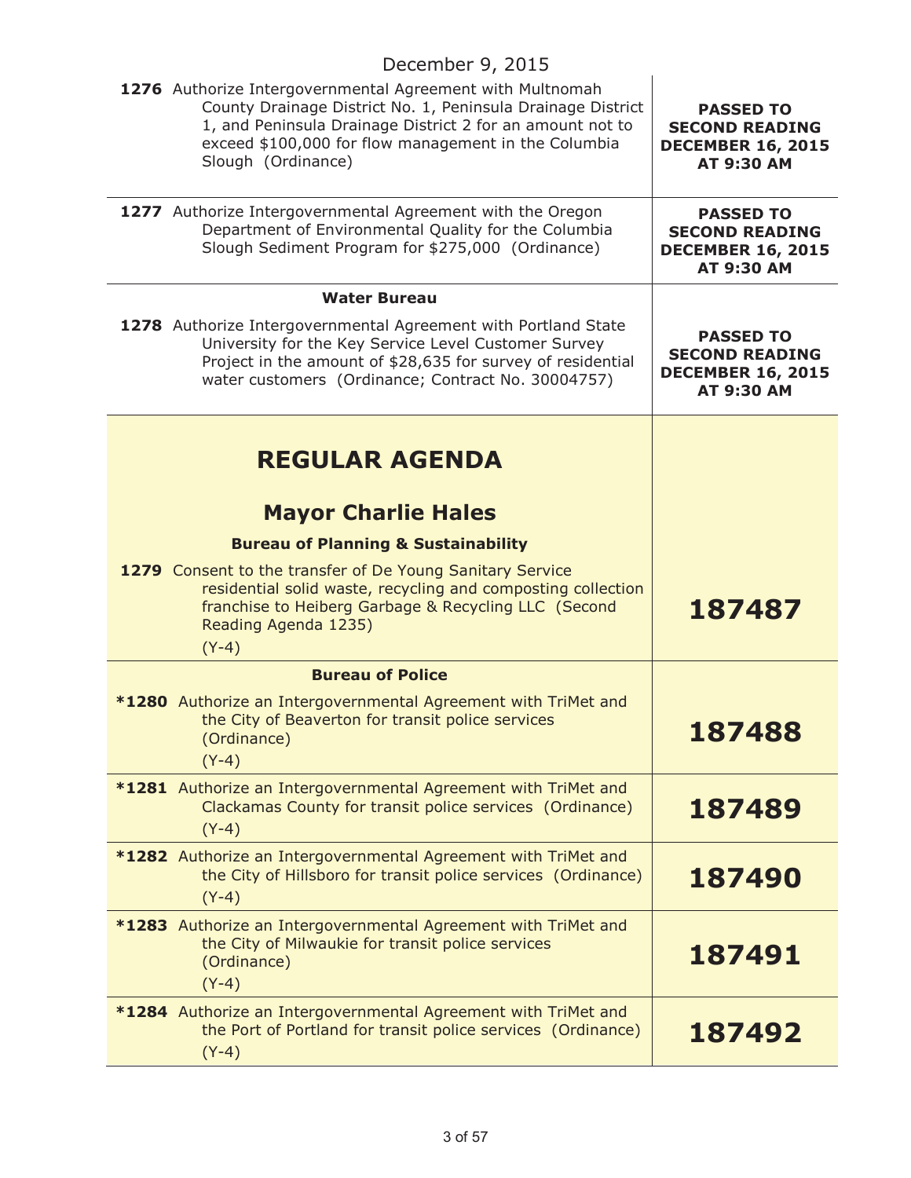December 9, 2015

| | |
|---|---|
| **1276** Authorize Intergovernmental Agreement with Multnomah County Drainage District No. 1, Peninsula Drainage District 1, and Peninsula Drainage District 2 for an amount not to exceed $100,000 for flow management in the Columbia Slough (Ordinance) | **PASSED TO SECOND READING DECEMBER 16, 2015 AT 9:30 AM** |
| **1277** Authorize Intergovernmental Agreement with the Oregon Department of Environmental Quality for the Columbia Slough Sediment Program for $275,000 (Ordinance) | **PASSED TO SECOND READING DECEMBER 16, 2015 AT 9:30 AM** |
| **Water Bureau** | |
| **1278** Authorize Intergovernmental Agreement with Portland State University for the Key Service Level Customer Survey Project in the amount of $28,635 for survey of residential water customers (Ordinance; Contract No. 30004757) | **PASSED TO SECOND READING DECEMBER 16, 2015 AT 9:30 AM** |

# REGULAR AGENDA

## Mayor Charlie Hales

### Bureau of Planning & Sustainability

| | |
|---|---|
| **1279** Consent to the transfer of De Young Sanitary Service residential solid waste, recycling and composting collection franchise to Heiberg Garbage & Recycling LLC (Second Reading Agenda 1235) (Y-4) | **187487** |

### Bureau of Police

| | |
|---|---|
| ***1280** Authorize an Intergovernmental Agreement with TriMet and the City of Beaverton for transit police services (Ordinance) (Y-4) | **187488** |
| ***1281** Authorize an Intergovernmental Agreement with TriMet and Clackamas County for transit police services (Ordinance) (Y-4) | **187489** |
| ***1282** Authorize an Intergovernmental Agreement with TriMet and the City of Hillsboro for transit police services (Ordinance) (Y-4) | **187490** |
| ***1283** Authorize an Intergovernmental Agreement with TriMet and the City of Milwaukie for transit police services (Ordinance) (Y-4) | **187491** |
| ***1284** Authorize an Intergovernmental Agreement with TriMet and the Port of Portland for transit police services (Ordinance) (Y-4) | **187492** |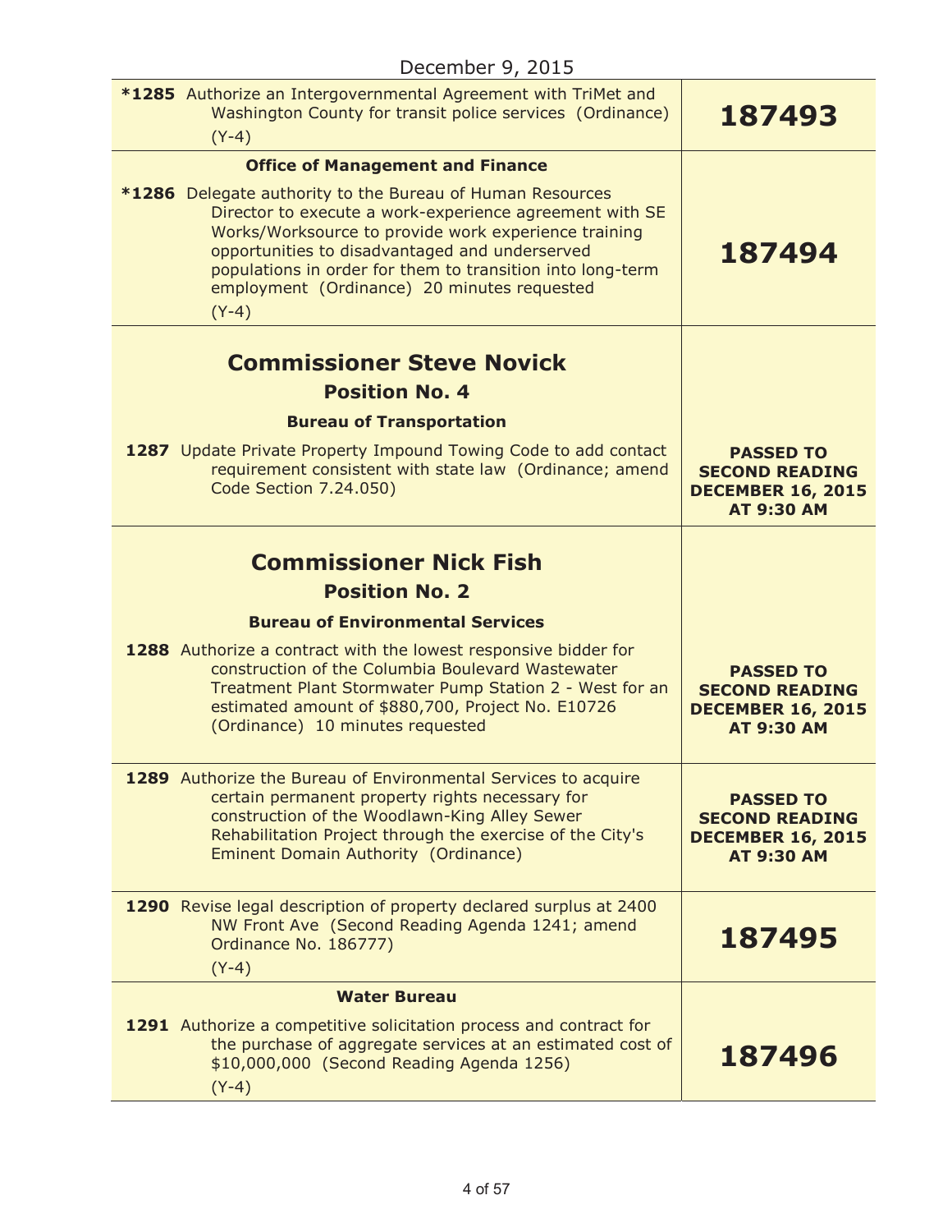December 9, 2015

| | |
|---|---|
| ***1285** Authorize an Intergovernmental Agreement with TriMet and Washington County for transit police services (Ordinance) (Y-4) | **187493** |
| **Office of Management and Finance** | |
| ***1286** Delegate authority to the Bureau of Human Resources Director to execute a work-experience agreement with SE Works/Worksource to provide work experience training opportunities to disadvantaged and underserved populations in order for them to transition into long-term employment (Ordinance) 20 minutes requested (Y-4) | **187494** |
| **Commissioner Steve Novick**<br>**Position No. 4**<br>**Bureau of Transportation** | |
| **1287** Update Private Property Impound Towing Code to add contact requirement consistent with state law (Ordinance; amend Code Section 7.24.050) | **PASSED TO SECOND READING DECEMBER 16, 2015 AT 9:30 AM** |
| **Commissioner Nick Fish**<br>**Position No. 2**<br>**Bureau of Environmental Services** | |
| **1288** Authorize a contract with the lowest responsive bidder for construction of the Columbia Boulevard Wastewater Treatment Plant Stormwater Pump Station 2 - West for an estimated amount of $880,700, Project No. E10726 (Ordinance) 10 minutes requested | **PASSED TO SECOND READING DECEMBER 16, 2015 AT 9:30 AM** |
| **1289** Authorize the Bureau of Environmental Services to acquire certain permanent property rights necessary for construction of the Woodlawn-King Alley Sewer Rehabilitation Project through the exercise of the City's Eminent Domain Authority (Ordinance) | **PASSED TO SECOND READING DECEMBER 16, 2015 AT 9:30 AM** |
| **1290** Revise legal description of property declared surplus at 2400 NW Front Ave (Second Reading Agenda 1241; amend Ordinance No. 186777) (Y-4) | **187495** |
| **Water Bureau** | |
| **1291** Authorize a competitive solicitation process and contract for the purchase of aggregate services at an estimated cost of $10,000,000 (Second Reading Agenda 1256) (Y-4) | **187496** |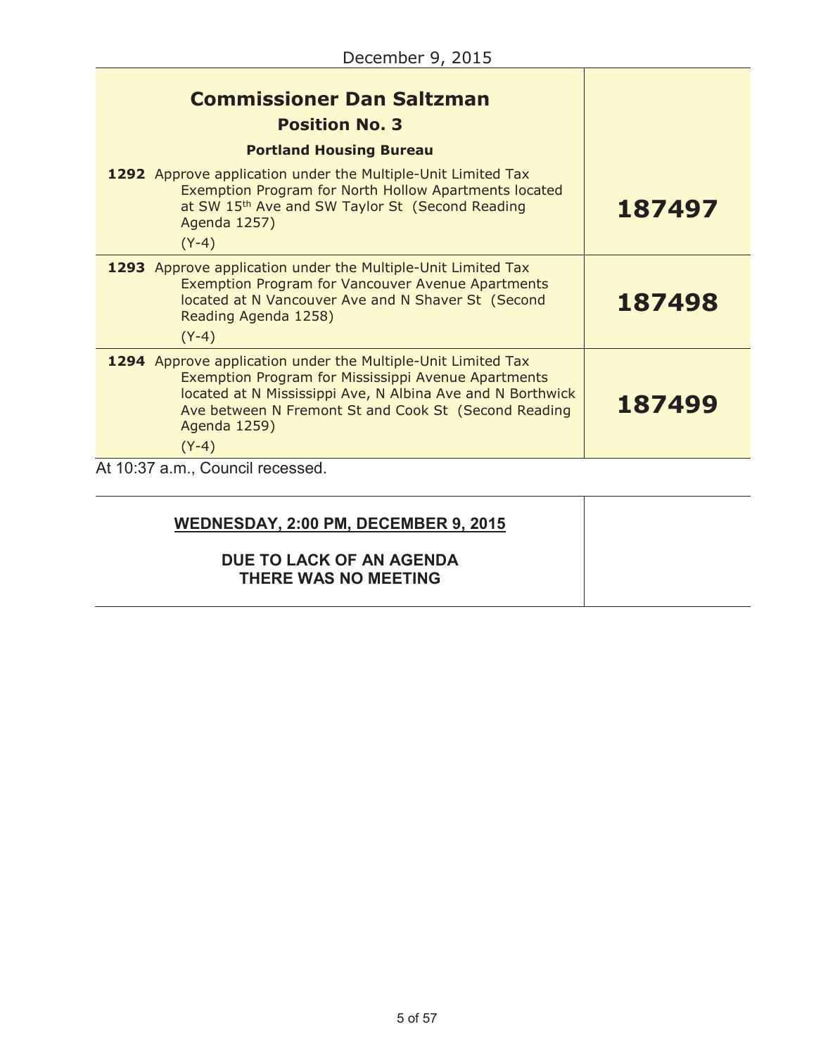December 9, 2015

| **Commissioner Dan Saltzman** | |
|---|---|
| **Position No. 3** | |
| **Portland Housing Bureau** | |
| **1292** Approve application under the Multiple-Unit Limited Tax Exemption Program for North Hollow Apartments located at SW 15th Ave and SW Taylor St (Second Reading Agenda 1257) (Y-4) | **187497** |
| **1293** Approve application under the Multiple-Unit Limited Tax Exemption Program for Vancouver Avenue Apartments located at N Vancouver Ave and N Shaver St (Second Reading Agenda 1258) (Y-4) | **187498** |
| **1294** Approve application under the Multiple-Unit Limited Tax Exemption Program for Mississippi Avenue Apartments located at N Mississippi Ave, N Albina Ave and N Borthwick Ave between N Fremont St and Cook St (Second Reading Agenda 1259) (Y-4) | **187499** |

At 10:37 a.m., Council recessed.

| **WEDNESDAY, 2:00 PM, DECEMBER 9, 2015** | |
|---|---|
| **DUE TO LACK OF AN AGENDA THERE WAS NO MEETING** | |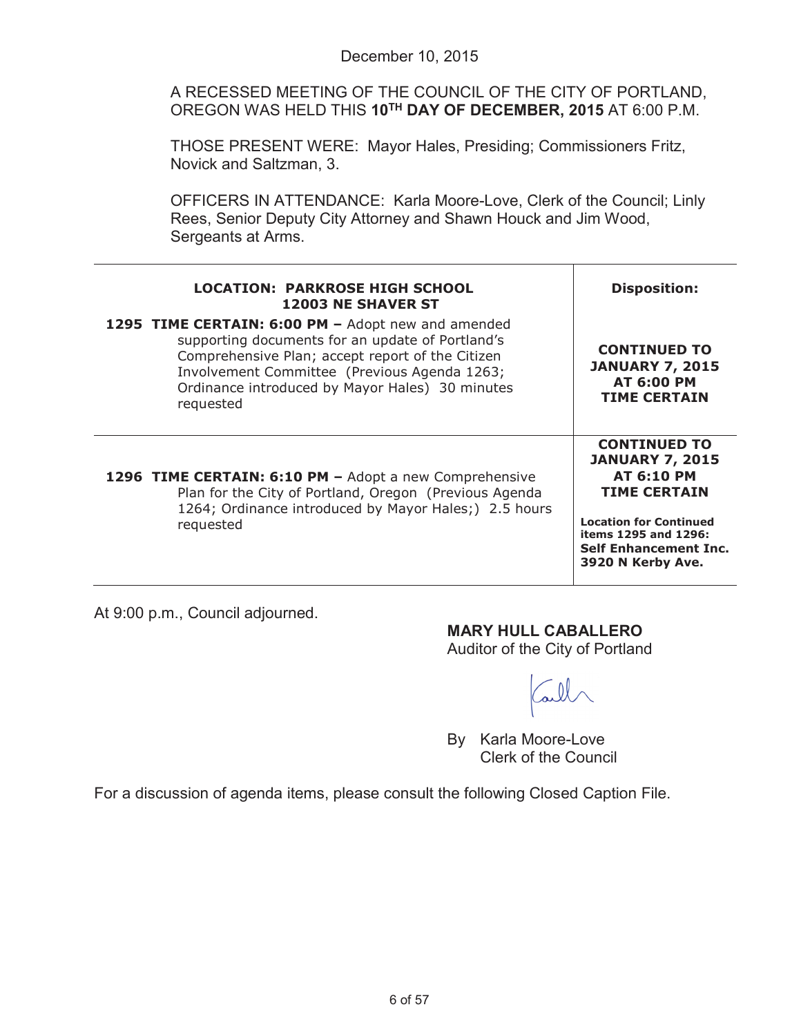December 10, 2015

A RECESSED MEETING OF THE COUNCIL OF THE CITY OF PORTLAND, OREGON WAS HELD THIS **10TH DAY OF DECEMBER, 2015** AT 6:00 P.M.

THOSE PRESENT WERE: Mayor Hales, Presiding; Commissioners Fritz, Novick and Saltzman, 3.

OFFICERS IN ATTENDANCE: Karla Moore-Love, Clerk of the Council; Linly Rees, Senior Deputy City Attorney and Shawn Houck and Jim Wood, Sergeants at Arms.

| **LOCATION: PARKROSE HIGH SCHOOL 12003 NE SHAVER ST** | **Disposition:** |
|---|---|
| **1295 TIME CERTAIN: 6:00 PM –** Adopt new and amended supporting documents for an update of Portland's Comprehensive Plan; accept report of the Citizen Involvement Committee (Previous Agenda 1263; Ordinance introduced by Mayor Hales) 30 minutes requested | **CONTINUED TO JANUARY 7, 2015 AT 6:00 PM TIME CERTAIN** |
| **1296 TIME CERTAIN: 6:10 PM –** Adopt a new Comprehensive Plan for the City of Portland, Oregon (Previous Agenda 1264; Ordinance introduced by Mayor Hales;) 2.5 hours requested | **CONTINUED TO JANUARY 7, 2015 AT 6:10 PM TIME CERTAIN** **Location for Continued items 1295 and 1296: Self Enhancement Inc. 3920 N Kerby Ave.** |

At 9:00 p.m., Council adjourned.

**MARY HULL CABALLERO**
Auditor of the City of Portland

By Karla Moore-Love
Clerk of the Council

For a discussion of agenda items, please consult the following Closed Caption File.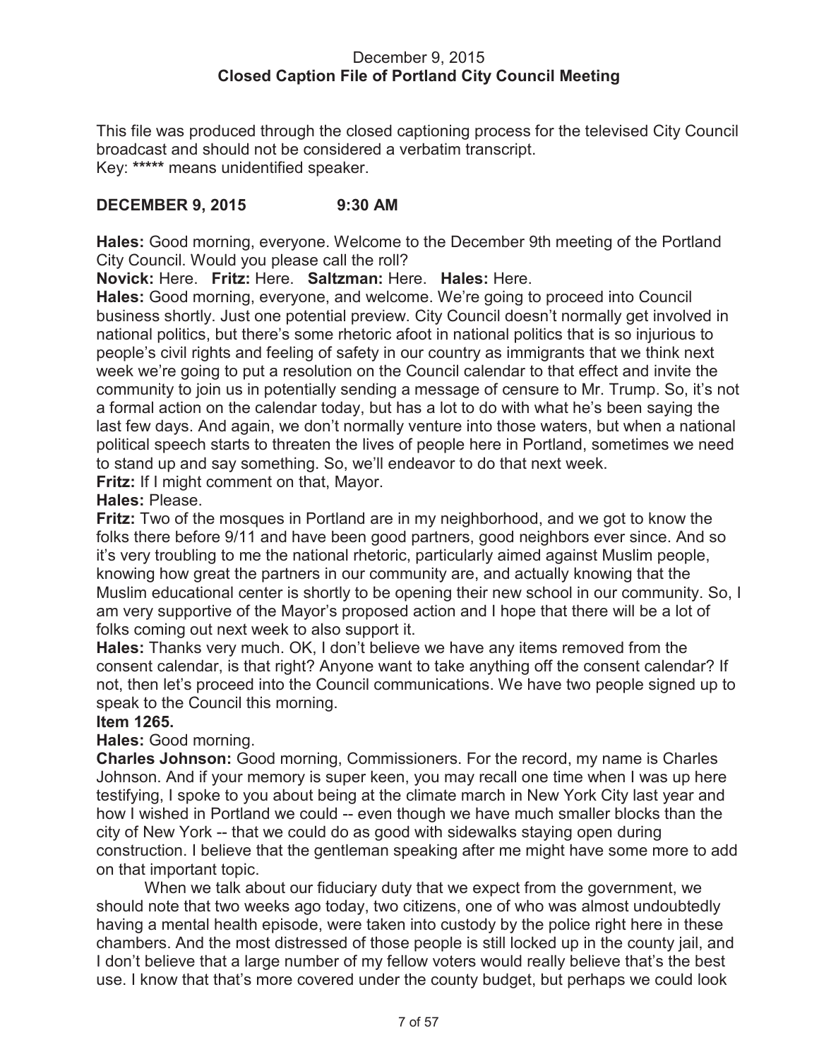December 9, 2015
**Closed Caption File of Portland City Council Meeting**

This file was produced through the closed captioning process for the televised City Council broadcast and should not be considered a verbatim transcript.
Key: ***** means unidentified speaker.

**DECEMBER 9, 2015 9:30 AM**

**Hales:** Good morning, everyone. Welcome to the December 9th meeting of the Portland City Council. Would you please call the roll?
**Novick:** Here. **Fritz:** Here. **Saltzman:** Here. **Hales:** Here.
**Hales:** Good morning, everyone, and welcome. We're going to proceed into Council business shortly. Just one potential preview. City Council doesn't normally get involved in national politics, but there's some rhetoric afoot in national politics that is so injurious to people's civil rights and feeling of safety in our country as immigrants that we think next week we're going to put a resolution on the Council calendar to that effect and invite the community to join us in potentially sending a message of censure to Mr. Trump. So, it's not a formal action on the calendar today, but has a lot to do with what he's been saying the last few days. And again, we don't normally venture into those waters, but when a national political speech starts to threaten the lives of people here in Portland, sometimes we need to stand up and say something. So, we'll endeavor to do that next week.
**Fritz:** If I might comment on that, Mayor.
**Hales:** Please.
**Fritz:** Two of the mosques in Portland are in my neighborhood, and we got to know the folks there before 9/11 and have been good partners, good neighbors ever since. And so it's very troubling to me the national rhetoric, particularly aimed against Muslim people, knowing how great the partners in our community are, and actually knowing that the Muslim educational center is shortly to be opening their new school in our community. So, I am very supportive of the Mayor's proposed action and I hope that there will be a lot of folks coming out next week to also support it.
**Hales:** Thanks very much. OK, I don't believe we have any items removed from the consent calendar, is that right? Anyone want to take anything off the consent calendar? If not, then let's proceed into the Council communications. We have two people signed up to speak to the Council this morning.
**Item 1265.**
**Hales:** Good morning.
**Charles Johnson:** Good morning, Commissioners. For the record, my name is Charles Johnson. And if your memory is super keen, you may recall one time when I was up here testifying, I spoke to you about being at the climate march in New York City last year and how I wished in Portland we could -- even though we have much smaller blocks than the city of New York -- that we could do as good with sidewalks staying open during construction. I believe that the gentleman speaking after me might have some more to add on that important topic.

When we talk about our fiduciary duty that we expect from the government, we should note that two weeks ago today, two citizens, one of who was almost undoubtedly having a mental health episode, were taken into custody by the police right here in these chambers. And the most distressed of those people is still locked up in the county jail, and I don't believe that a large number of my fellow voters would really believe that's the best use. I know that that's more covered under the county budget, but perhaps we could look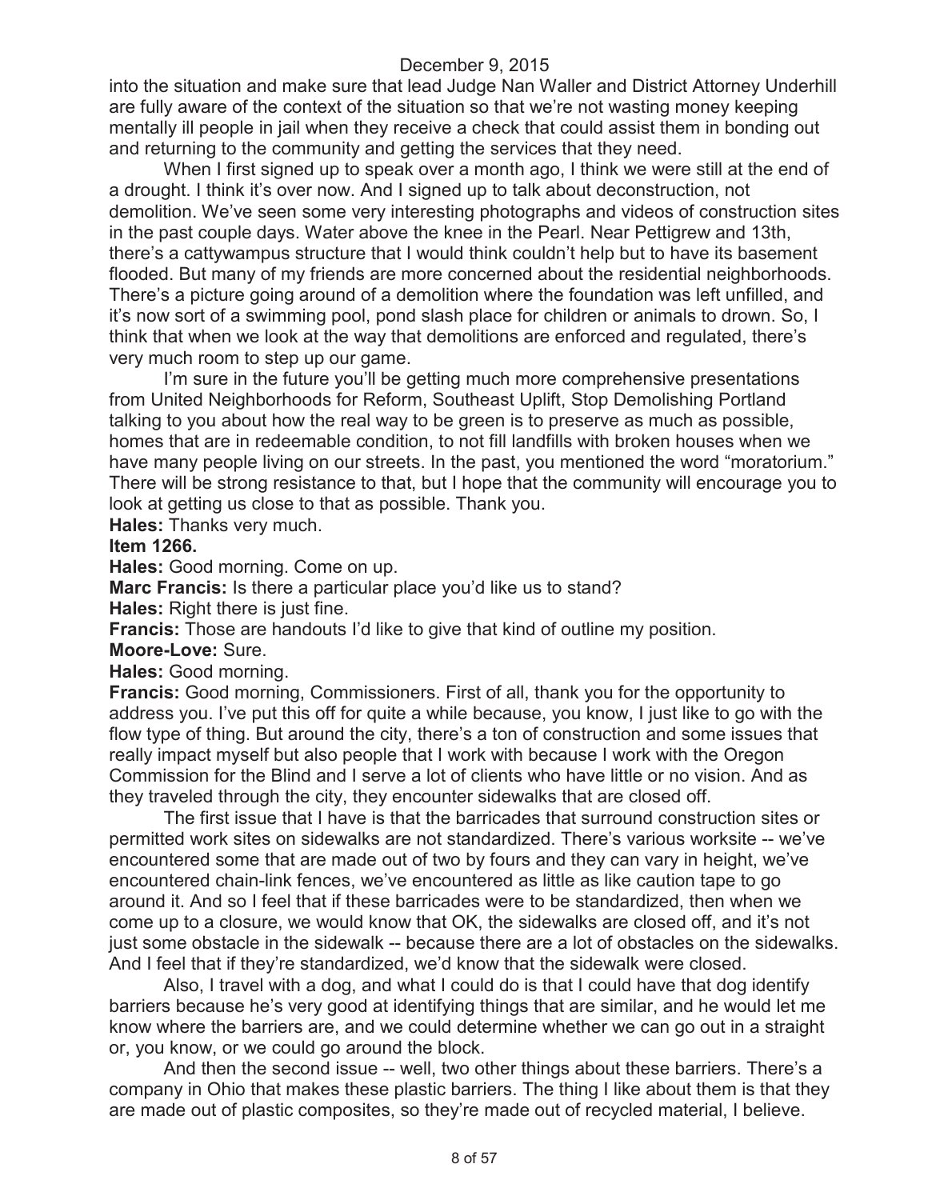into the situation and make sure that lead Judge Nan Waller and District Attorney Underhill are fully aware of the context of the situation so that we're not wasting money keeping mentally ill people in jail when they receive a check that could assist them in bonding out and returning to the community and getting the services that they need.

When I first signed up to speak over a month ago, I think we were still at the end of a drought. I think it's over now. And I signed up to talk about deconstruction, not demolition. We've seen some very interesting photographs and videos of construction sites in the past couple days. Water above the knee in the Pearl. Near Pettigrew and 13th, there's a cattywampus structure that I would think couldn't help but to have its basement flooded. But many of my friends are more concerned about the residential neighborhoods. There's a picture going around of a demolition where the foundation was left unfilled, and it's now sort of a swimming pool, pond slash place for children or animals to drown. So, I think that when we look at the way that demolitions are enforced and regulated, there's very much room to step up our game.

I'm sure in the future you'll be getting much more comprehensive presentations from United Neighborhoods for Reform, Southeast Uplift, Stop Demolishing Portland talking to you about how the real way to be green is to preserve as much as possible, homes that are in redeemable condition, to not fill landfills with broken houses when we have many people living on our streets. In the past, you mentioned the word "moratorium." There will be strong resistance to that, but I hope that the community will encourage you to look at getting us close to that as possible. Thank you.

**Hales:** Thanks very much.

**Item 1266.**

**Hales:** Good morning. Come on up.

**Marc Francis:** Is there a particular place you'd like us to stand?

**Hales:** Right there is just fine.

**Francis:** Those are handouts I'd like to give that kind of outline my position.

**Moore-Love:** Sure.

**Hales:** Good morning.

**Francis:** Good morning, Commissioners. First of all, thank you for the opportunity to address you. I've put this off for quite a while because, you know, I just like to go with the flow type of thing. But around the city, there's a ton of construction and some issues that really impact myself but also people that I work with because I work with the Oregon Commission for the Blind and I serve a lot of clients who have little or no vision. And as they traveled through the city, they encounter sidewalks that are closed off.

The first issue that I have is that the barricades that surround construction sites or permitted work sites on sidewalks are not standardized. There's various worksite -- we've encountered some that are made out of two by fours and they can vary in height, we've encountered chain-link fences, we've encountered as little as like caution tape to go around it. And so I feel that if these barricades were to be standardized, then when we come up to a closure, we would know that OK, the sidewalks are closed off, and it's not just some obstacle in the sidewalk -- because there are a lot of obstacles on the sidewalks. And I feel that if they're standardized, we'd know that the sidewalk were closed.

Also, I travel with a dog, and what I could do is that I could have that dog identify barriers because he's very good at identifying things that are similar, and he would let me know where the barriers are, and we could determine whether we can go out in a straight or, you know, or we could go around the block.

And then the second issue -- well, two other things about these barriers. There's a company in Ohio that makes these plastic barriers. The thing I like about them is that they are made out of plastic composites, so they're made out of recycled material, I believe.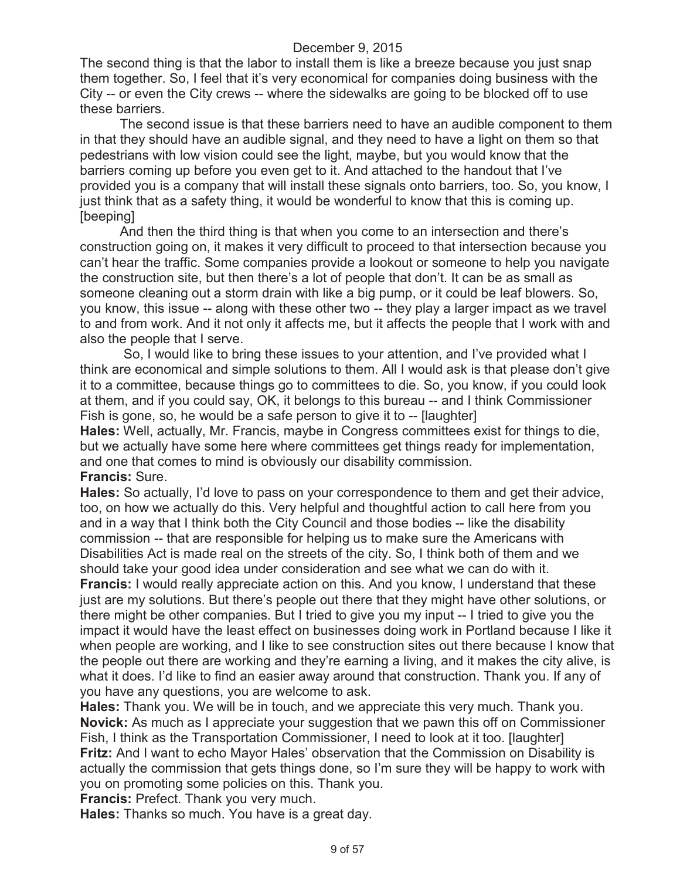The second thing is that the labor to install them is like a breeze because you just snap them together. So, I feel that it's very economical for companies doing business with the City -- or even the City crews -- where the sidewalks are going to be blocked off to use these barriers.

The second issue is that these barriers need to have an audible component to them in that they should have an audible signal, and they need to have a light on them so that pedestrians with low vision could see the light, maybe, but you would know that the barriers coming up before you even get to it. And attached to the handout that I've provided you is a company that will install these signals onto barriers, too. So, you know, I just think that as a safety thing, it would be wonderful to know that this is coming up. [beeping]

And then the third thing is that when you come to an intersection and there's construction going on, it makes it very difficult to proceed to that intersection because you can't hear the traffic. Some companies provide a lookout or someone to help you navigate the construction site, but then there's a lot of people that don't. It can be as small as someone cleaning out a storm drain with like a big pump, or it could be leaf blowers. So, you know, this issue -- along with these other two -- they play a larger impact as we travel to and from work. And it not only it affects me, but it affects the people that I work with and also the people that I serve.

So, I would like to bring these issues to your attention, and I've provided what I think are economical and simple solutions to them. All I would ask is that please don't give it to a committee, because things go to committees to die. So, you know, if you could look at them, and if you could say, OK, it belongs to this bureau -- and I think Commissioner Fish is gone, so, he would be a safe person to give it to -- [laughter]

**Hales:** Well, actually, Mr. Francis, maybe in Congress committees exist for things to die, but we actually have some here where committees get things ready for implementation, and one that comes to mind is obviously our disability commission.

**Francis:** Sure.

**Hales:** So actually, I'd love to pass on your correspondence to them and get their advice, too, on how we actually do this. Very helpful and thoughtful action to call here from you and in a way that I think both the City Council and those bodies -- like the disability commission -- that are responsible for helping us to make sure the Americans with Disabilities Act is made real on the streets of the city. So, I think both of them and we should take your good idea under consideration and see what we can do with it.

**Francis:** I would really appreciate action on this. And you know, I understand that these just are my solutions. But there's people out there that they might have other solutions, or there might be other companies. But I tried to give you my input -- I tried to give you the impact it would have the least effect on businesses doing work in Portland because I like it when people are working, and I like to see construction sites out there because I know that the people out there are working and they're earning a living, and it makes the city alive, is what it does. I'd like to find an easier away around that construction. Thank you. If any of you have any questions, you are welcome to ask.

**Hales:** Thank you. We will be in touch, and we appreciate this very much. Thank you.

**Novick:** As much as I appreciate your suggestion that we pawn this off on Commissioner Fish, I think as the Transportation Commissioner, I need to look at it too. [laughter]

**Fritz:** And I want to echo Mayor Hales' observation that the Commission on Disability is actually the commission that gets things done, so I'm sure they will be happy to work with you on promoting some policies on this. Thank you.

**Francis:** Prefect. Thank you very much.

**Hales:** Thanks so much. You have is a great day.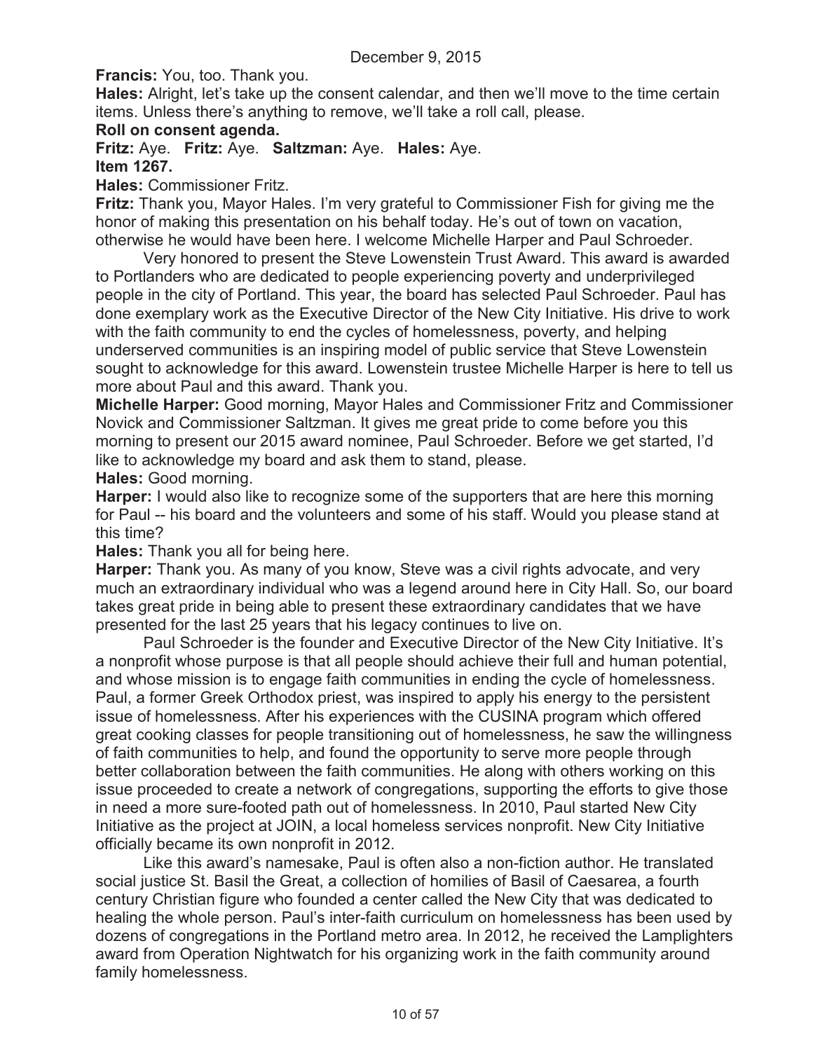December 9, 2015

**Francis:** You, too. Thank you.

**Hales:** Alright, let's take up the consent calendar, and then we'll move to the time certain items. Unless there's anything to remove, we'll take a roll call, please.

**Roll on consent agenda.**

**Fritz:** Aye. **Fritz:** Aye. **Saltzman:** Aye. **Hales:** Aye.

**Item 1267.**

**Hales:** Commissioner Fritz.

**Fritz:** Thank you, Mayor Hales. I'm very grateful to Commissioner Fish for giving me the honor of making this presentation on his behalf today. He's out of town on vacation, otherwise he would have been here. I welcome Michelle Harper and Paul Schroeder.

Very honored to present the Steve Lowenstein Trust Award. This award is awarded to Portlanders who are dedicated to people experiencing poverty and underprivileged people in the city of Portland. This year, the board has selected Paul Schroeder. Paul has done exemplary work as the Executive Director of the New City Initiative. His drive to work with the faith community to end the cycles of homelessness, poverty, and helping underserved communities is an inspiring model of public service that Steve Lowenstein sought to acknowledge for this award. Lowenstein trustee Michelle Harper is here to tell us more about Paul and this award. Thank you.

**Michelle Harper:** Good morning, Mayor Hales and Commissioner Fritz and Commissioner Novick and Commissioner Saltzman. It gives me great pride to come before you this morning to present our 2015 award nominee, Paul Schroeder. Before we get started, I'd like to acknowledge my board and ask them to stand, please.

**Hales:** Good morning.

**Harper:** I would also like to recognize some of the supporters that are here this morning for Paul -- his board and the volunteers and some of his staff. Would you please stand at this time?

**Hales:** Thank you all for being here.

**Harper:** Thank you. As many of you know, Steve was a civil rights advocate, and very much an extraordinary individual who was a legend around here in City Hall. So, our board takes great pride in being able to present these extraordinary candidates that we have presented for the last 25 years that his legacy continues to live on.

Paul Schroeder is the founder and Executive Director of the New City Initiative. It's a nonprofit whose purpose is that all people should achieve their full and human potential, and whose mission is to engage faith communities in ending the cycle of homelessness. Paul, a former Greek Orthodox priest, was inspired to apply his energy to the persistent issue of homelessness. After his experiences with the CUSINA program which offered great cooking classes for people transitioning out of homelessness, he saw the willingness of faith communities to help, and found the opportunity to serve more people through better collaboration between the faith communities. He along with others working on this issue proceeded to create a network of congregations, supporting the efforts to give those in need a more sure-footed path out of homelessness. In 2010, Paul started New City Initiative as the project at JOIN, a local homeless services nonprofit. New City Initiative officially became its own nonprofit in 2012.

Like this award's namesake, Paul is often also a non-fiction author. He translated social justice St. Basil the Great, a collection of homilies of Basil of Caesarea, a fourth century Christian figure who founded a center called the New City that was dedicated to healing the whole person. Paul's inter-faith curriculum on homelessness has been used by dozens of congregations in the Portland metro area. In 2012, he received the Lamplighters award from Operation Nightwatch for his organizing work in the faith community around family homelessness.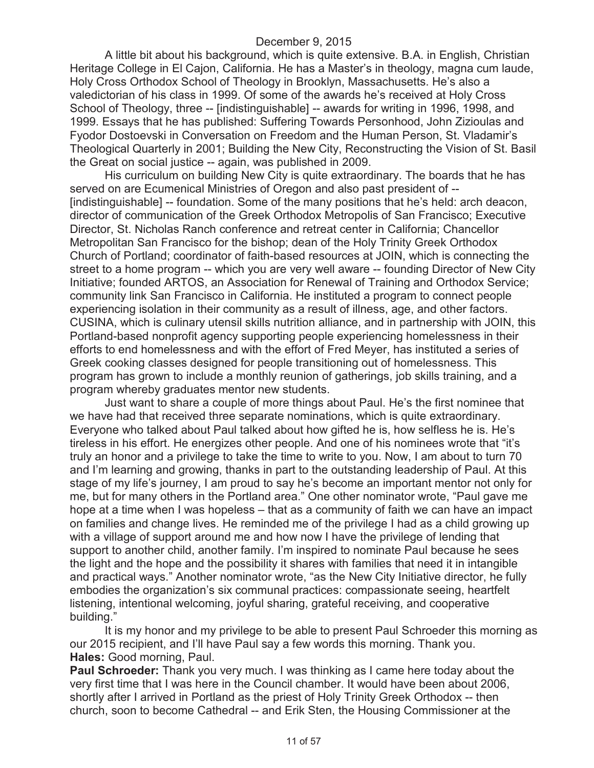A little bit about his background, which is quite extensive. B.A. in English, Christian Heritage College in El Cajon, California. He has a Master's in theology, magna cum laude, Holy Cross Orthodox School of Theology in Brooklyn, Massachusetts. He's also a valedictorian of his class in 1999. Of some of the awards he's received at Holy Cross School of Theology, three -- [indistinguishable] -- awards for writing in 1996, 1998, and 1999. Essays that he has published: Suffering Towards Personhood, John Zizioulas and Fyodor Dostoevski in Conversation on Freedom and the Human Person, St. Vladamir's Theological Quarterly in 2001; Building the New City, Reconstructing the Vision of St. Basil the Great on social justice -- again, was published in 2009.

His curriculum on building New City is quite extraordinary. The boards that he has served on are Ecumenical Ministries of Oregon and also past president of -- [indistinguishable] -- foundation. Some of the many positions that he's held: arch deacon, director of communication of the Greek Orthodox Metropolis of San Francisco; Executive Director, St. Nicholas Ranch conference and retreat center in California; Chancellor Metropolitan San Francisco for the bishop; dean of the Holy Trinity Greek Orthodox Church of Portland; coordinator of faith-based resources at JOIN, which is connecting the street to a home program -- which you are very well aware -- founding Director of New City Initiative; founded ARTOS, an Association for Renewal of Training and Orthodox Service; community link San Francisco in California. He instituted a program to connect people experiencing isolation in their community as a result of illness, age, and other factors. CUSINA, which is culinary utensil skills nutrition alliance, and in partnership with JOIN, this Portland-based nonprofit agency supporting people experiencing homelessness in their efforts to end homelessness and with the effort of Fred Meyer, has instituted a series of Greek cooking classes designed for people transitioning out of homelessness. This program has grown to include a monthly reunion of gatherings, job skills training, and a program whereby graduates mentor new students.

Just want to share a couple of more things about Paul. He's the first nominee that we have had that received three separate nominations, which is quite extraordinary. Everyone who talked about Paul talked about how gifted he is, how selfless he is. He's tireless in his effort. He energizes other people. And one of his nominees wrote that "it's truly an honor and a privilege to take the time to write to you. Now, I am about to turn 70 and I'm learning and growing, thanks in part to the outstanding leadership of Paul. At this stage of my life's journey, I am proud to say he's become an important mentor not only for me, but for many others in the Portland area." One other nominator wrote, "Paul gave me hope at a time when I was hopeless – that as a community of faith we can have an impact on families and change lives. He reminded me of the privilege I had as a child growing up with a village of support around me and how now I have the privilege of lending that support to another child, another family. I'm inspired to nominate Paul because he sees the light and the hope and the possibility it shares with families that need it in intangible and practical ways." Another nominator wrote, "as the New City Initiative director, he fully embodies the organization's six communal practices: compassionate seeing, heartfelt listening, intentional welcoming, joyful sharing, grateful receiving, and cooperative building."

It is my honor and my privilege to be able to present Paul Schroeder this morning as our 2015 recipient, and I'll have Paul say a few words this morning. Thank you.

**Hales:** Good morning, Paul.

**Paul Schroeder:** Thank you very much. I was thinking as I came here today about the very first time that I was here in the Council chamber. It would have been about 2006, shortly after I arrived in Portland as the priest of Holy Trinity Greek Orthodox -- then church, soon to become Cathedral -- and Erik Sten, the Housing Commissioner at the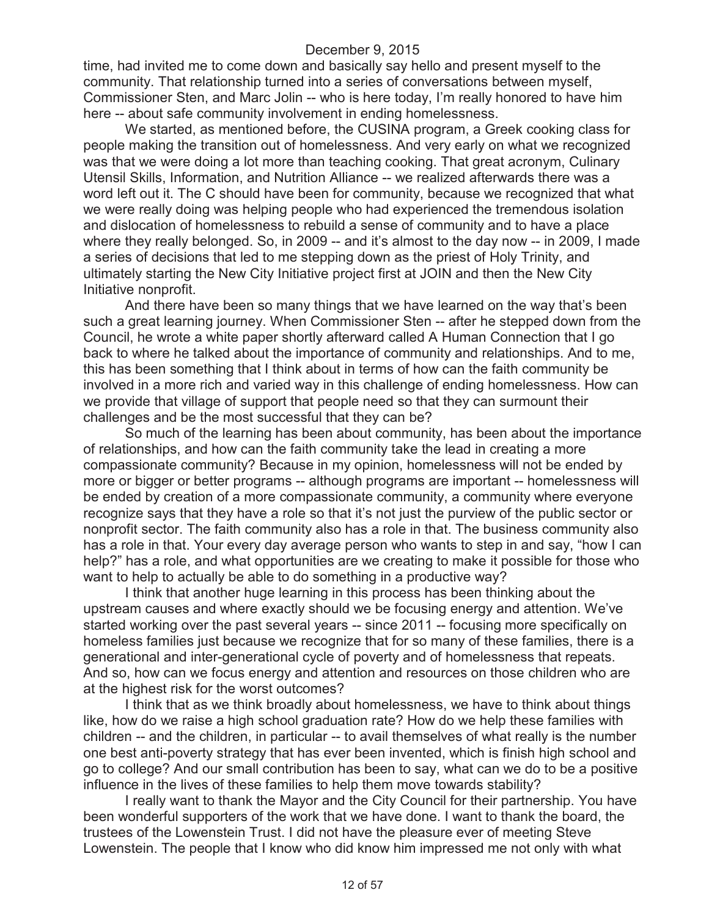time, had invited me to come down and basically say hello and present myself to the community. That relationship turned into a series of conversations between myself, Commissioner Sten, and Marc Jolin -- who is here today, I'm really honored to have him here -- about safe community involvement in ending homelessness.

We started, as mentioned before, the CUSINA program, a Greek cooking class for people making the transition out of homelessness. And very early on what we recognized was that we were doing a lot more than teaching cooking. That great acronym, Culinary Utensil Skills, Information, and Nutrition Alliance -- we realized afterwards there was a word left out it. The C should have been for community, because we recognized that what we were really doing was helping people who had experienced the tremendous isolation and dislocation of homelessness to rebuild a sense of community and to have a place where they really belonged. So, in 2009 -- and it's almost to the day now -- in 2009, I made a series of decisions that led to me stepping down as the priest of Holy Trinity, and ultimately starting the New City Initiative project first at JOIN and then the New City Initiative nonprofit.

And there have been so many things that we have learned on the way that's been such a great learning journey. When Commissioner Sten -- after he stepped down from the Council, he wrote a white paper shortly afterward called A Human Connection that I go back to where he talked about the importance of community and relationships. And to me, this has been something that I think about in terms of how can the faith community be involved in a more rich and varied way in this challenge of ending homelessness. How can we provide that village of support that people need so that they can surmount their challenges and be the most successful that they can be?

So much of the learning has been about community, has been about the importance of relationships, and how can the faith community take the lead in creating a more compassionate community? Because in my opinion, homelessness will not be ended by more or bigger or better programs -- although programs are important -- homelessness will be ended by creation of a more compassionate community, a community where everyone recognize says that they have a role so that it's not just the purview of the public sector or nonprofit sector. The faith community also has a role in that. The business community also has a role in that. Your every day average person who wants to step in and say, "how I can help?" has a role, and what opportunities are we creating to make it possible for those who want to help to actually be able to do something in a productive way?

I think that another huge learning in this process has been thinking about the upstream causes and where exactly should we be focusing energy and attention. We've started working over the past several years -- since 2011 -- focusing more specifically on homeless families just because we recognize that for so many of these families, there is a generational and inter-generational cycle of poverty and of homelessness that repeats. And so, how can we focus energy and attention and resources on those children who are at the highest risk for the worst outcomes?

I think that as we think broadly about homelessness, we have to think about things like, how do we raise a high school graduation rate? How do we help these families with children -- and the children, in particular -- to avail themselves of what really is the number one best anti-poverty strategy that has ever been invented, which is finish high school and go to college? And our small contribution has been to say, what can we do to be a positive influence in the lives of these families to help them move towards stability?

I really want to thank the Mayor and the City Council for their partnership. You have been wonderful supporters of the work that we have done. I want to thank the board, the trustees of the Lowenstein Trust. I did not have the pleasure ever of meeting Steve Lowenstein. The people that I know who did know him impressed me not only with what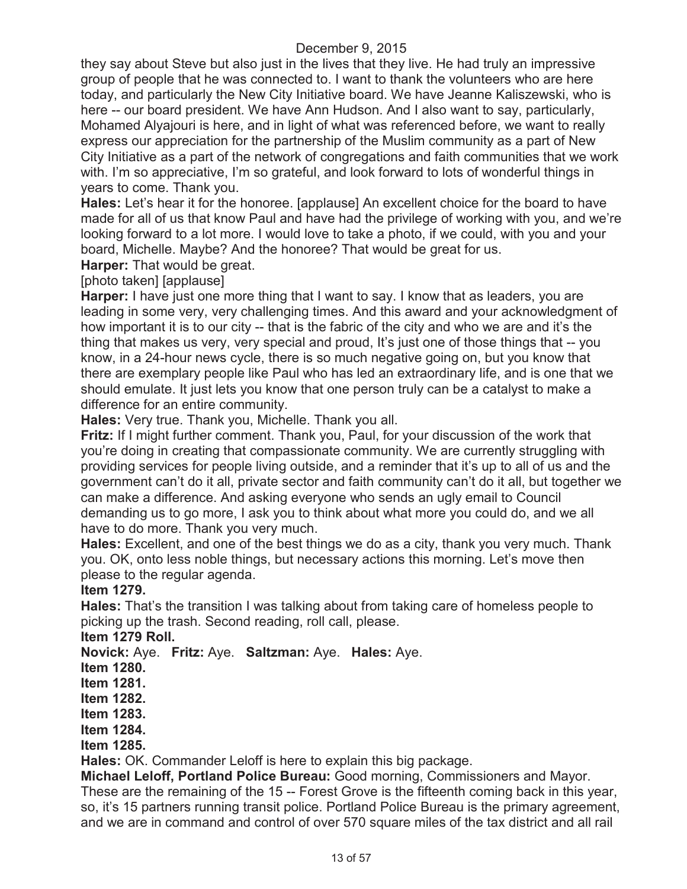they say about Steve but also just in the lives that they live. He had truly an impressive group of people that he was connected to. I want to thank the volunteers who are here today, and particularly the New City Initiative board. We have Jeanne Kaliszewski, who is here -- our board president. We have Ann Hudson. And I also want to say, particularly, Mohamed Alyajouri is here, and in light of what was referenced before, we want to really express our appreciation for the partnership of the Muslim community as a part of New City Initiative as a part of the network of congregations and faith communities that we work with. I'm so appreciative, I'm so grateful, and look forward to lots of wonderful things in years to come. Thank you.

**Hales:** Let's hear it for the honoree. [applause] An excellent choice for the board to have made for all of us that know Paul and have had the privilege of working with you, and we're looking forward to a lot more. I would love to take a photo, if we could, with you and your board, Michelle. Maybe? And the honoree? That would be great for us.

**Harper:** That would be great.

[photo taken] [applause]

**Harper:** I have just one more thing that I want to say. I know that as leaders, you are leading in some very, very challenging times. And this award and your acknowledgment of how important it is to our city -- that is the fabric of the city and who we are and it's the thing that makes us very, very special and proud, It's just one of those things that -- you know, in a 24-hour news cycle, there is so much negative going on, but you know that there are exemplary people like Paul who has led an extraordinary life, and is one that we should emulate. It just lets you know that one person truly can be a catalyst to make a difference for an entire community.

**Hales:** Very true. Thank you, Michelle. Thank you all.

**Fritz:** If I might further comment. Thank you, Paul, for your discussion of the work that you're doing in creating that compassionate community. We are currently struggling with providing services for people living outside, and a reminder that it's up to all of us and the government can't do it all, private sector and faith community can't do it all, but together we can make a difference. And asking everyone who sends an ugly email to Council demanding us to go more, I ask you to think about what more you could do, and we all have to do more. Thank you very much.

**Hales:** Excellent, and one of the best things we do as a city, thank you very much. Thank you. OK, onto less noble things, but necessary actions this morning. Let's move then please to the regular agenda.

**Item 1279.**

**Hales:** That's the transition I was talking about from taking care of homeless people to picking up the trash. Second reading, roll call, please.

**Item 1279 Roll.**

**Novick:** Aye. **Fritz:** Aye. **Saltzman:** Aye. **Hales:** Aye.

**Item 1280.**

**Item 1281.**

**Item 1282.**

**Item 1283.**

**Item 1284.**

**Item 1285.**

**Hales:** OK. Commander Leloff is here to explain this big package.

**Michael Leloff, Portland Police Bureau:** Good morning, Commissioners and Mayor. These are the remaining of the 15 -- Forest Grove is the fifteenth coming back in this year, so, it's 15 partners running transit police. Portland Police Bureau is the primary agreement, and we are in command and control of over 570 square miles of the tax district and all rail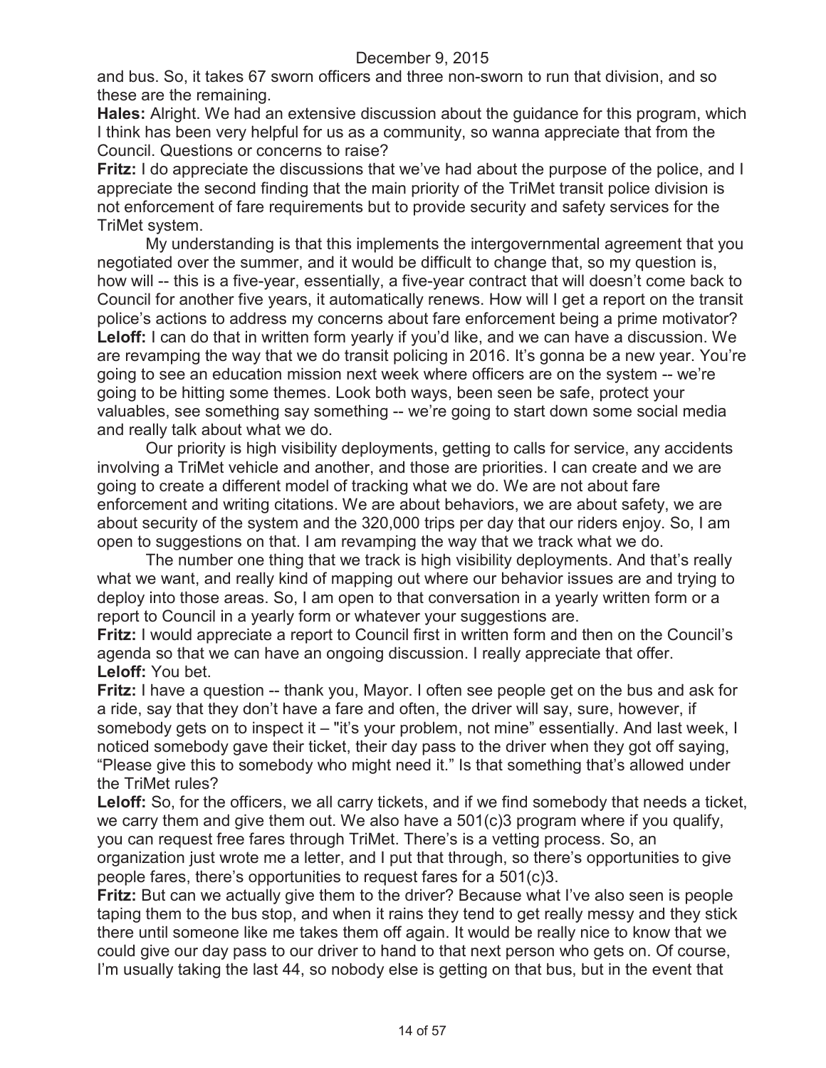and bus. So, it takes 67 sworn officers and three non-sworn to run that division, and so these are the remaining.

**Hales:** Alright. We had an extensive discussion about the guidance for this program, which I think has been very helpful for us as a community, so wanna appreciate that from the Council. Questions or concerns to raise?

**Fritz:** I do appreciate the discussions that we've had about the purpose of the police, and I appreciate the second finding that the main priority of the TriMet transit police division is not enforcement of fare requirements but to provide security and safety services for the TriMet system.

My understanding is that this implements the intergovernmental agreement that you negotiated over the summer, and it would be difficult to change that, so my question is, how will -- this is a five-year, essentially, a five-year contract that will doesn't come back to Council for another five years, it automatically renews. How will I get a report on the transit police's actions to address my concerns about fare enforcement being a prime motivator?

**Leloff:** I can do that in written form yearly if you'd like, and we can have a discussion. We are revamping the way that we do transit policing in 2016. It's gonna be a new year. You're going to see an education mission next week where officers are on the system -- we're going to be hitting some themes. Look both ways, been seen be safe, protect your valuables, see something say something -- we're going to start down some social media and really talk about what we do.

Our priority is high visibility deployments, getting to calls for service, any accidents involving a TriMet vehicle and another, and those are priorities. I can create and we are going to create a different model of tracking what we do. We are not about fare enforcement and writing citations. We are about behaviors, we are about safety, we are about security of the system and the 320,000 trips per day that our riders enjoy. So, I am open to suggestions on that. I am revamping the way that we track what we do.

The number one thing that we track is high visibility deployments. And that's really what we want, and really kind of mapping out where our behavior issues are and trying to deploy into those areas. So, I am open to that conversation in a yearly written form or a report to Council in a yearly form or whatever your suggestions are.

**Fritz:** I would appreciate a report to Council first in written form and then on the Council's agenda so that we can have an ongoing discussion. I really appreciate that offer.

**Leloff:** You bet.

**Fritz:** I have a question -- thank you, Mayor. I often see people get on the bus and ask for a ride, say that they don't have a fare and often, the driver will say, sure, however, if somebody gets on to inspect it – "it's your problem, not mine" essentially. And last week, I noticed somebody gave their ticket, their day pass to the driver when they got off saying, "Please give this to somebody who might need it." Is that something that's allowed under the TriMet rules?

**Leloff:** So, for the officers, we all carry tickets, and if we find somebody that needs a ticket, we carry them and give them out. We also have a 501(c)3 program where if you qualify, you can request free fares through TriMet. There's is a vetting process. So, an organization just wrote me a letter, and I put that through, so there's opportunities to give people fares, there's opportunities to request fares for a 501(c)3.

**Fritz:** But can we actually give them to the driver? Because what I've also seen is people taping them to the bus stop, and when it rains they tend to get really messy and they stick there until someone like me takes them off again. It would be really nice to know that we could give our day pass to our driver to hand to that next person who gets on. Of course, I'm usually taking the last 44, so nobody else is getting on that bus, but in the event that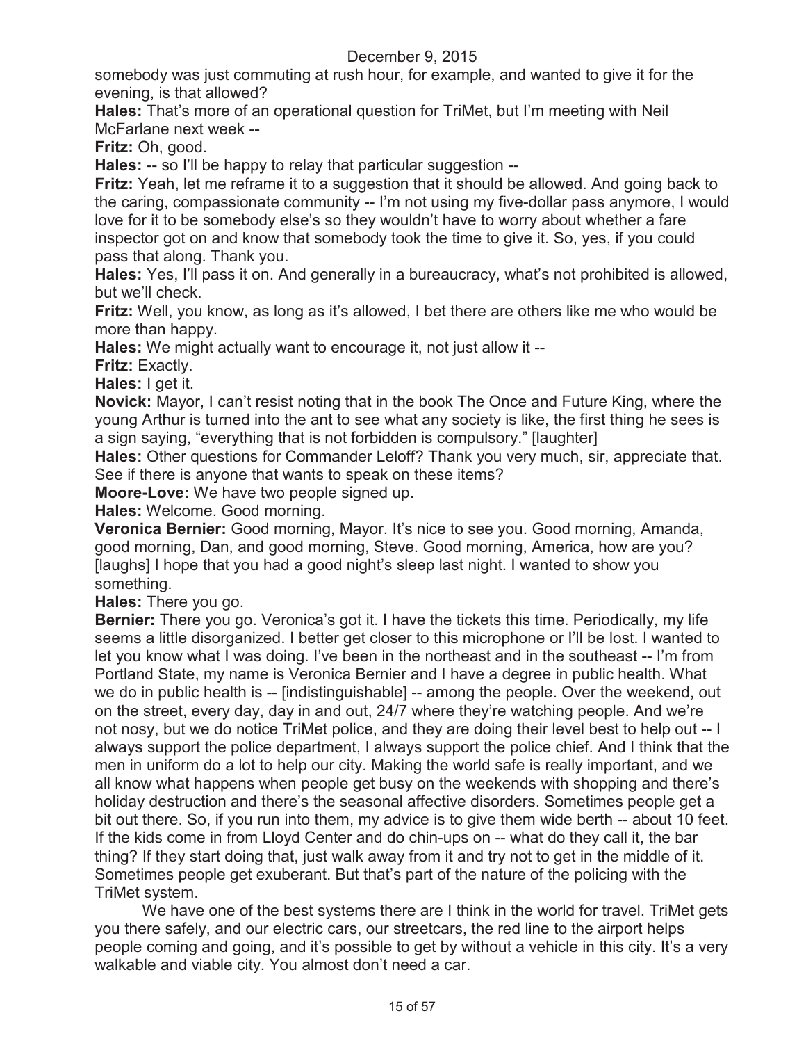somebody was just commuting at rush hour, for example, and wanted to give it for the evening, is that allowed?

**Hales:** That's more of an operational question for TriMet, but I'm meeting with Neil McFarlane next week --

**Fritz:** Oh, good.

**Hales:** -- so I'll be happy to relay that particular suggestion --

**Fritz:** Yeah, let me reframe it to a suggestion that it should be allowed. And going back to the caring, compassionate community -- I'm not using my five-dollar pass anymore, I would love for it to be somebody else's so they wouldn't have to worry about whether a fare inspector got on and know that somebody took the time to give it. So, yes, if you could pass that along. Thank you.

**Hales:** Yes, I'll pass it on. And generally in a bureaucracy, what's not prohibited is allowed, but we'll check.

**Fritz:** Well, you know, as long as it's allowed, I bet there are others like me who would be more than happy.

**Hales:** We might actually want to encourage it, not just allow it --

**Fritz:** Exactly.

**Hales:** I get it.

**Novick:** Mayor, I can't resist noting that in the book The Once and Future King, where the young Arthur is turned into the ant to see what any society is like, the first thing he sees is a sign saying, "everything that is not forbidden is compulsory." [laughter]

**Hales:** Other questions for Commander Leloff? Thank you very much, sir, appreciate that. See if there is anyone that wants to speak on these items?

**Moore-Love:** We have two people signed up.

**Hales:** Welcome. Good morning.

**Veronica Bernier:** Good morning, Mayor. It's nice to see you. Good morning, Amanda, good morning, Dan, and good morning, Steve. Good morning, America, how are you? [laughs] I hope that you had a good night's sleep last night. I wanted to show you something.

**Hales:** There you go.

**Bernier:** There you go. Veronica's got it. I have the tickets this time. Periodically, my life seems a little disorganized. I better get closer to this microphone or I'll be lost. I wanted to let you know what I was doing. I've been in the northeast and in the southeast -- I'm from Portland State, my name is Veronica Bernier and I have a degree in public health. What we do in public health is -- [indistinguishable] -- among the people. Over the weekend, out on the street, every day, day in and out, 24/7 where they're watching people. And we're not nosy, but we do notice TriMet police, and they are doing their level best to help out -- I always support the police department, I always support the police chief. And I think that the men in uniform do a lot to help our city. Making the world safe is really important, and we all know what happens when people get busy on the weekends with shopping and there's holiday destruction and there's the seasonal affective disorders. Sometimes people get a bit out there. So, if you run into them, my advice is to give them wide berth -- about 10 feet. If the kids come in from Lloyd Center and do chin-ups on -- what do they call it, the bar thing? If they start doing that, just walk away from it and try not to get in the middle of it. Sometimes people get exuberant. But that's part of the nature of the policing with the TriMet system.

We have one of the best systems there are I think in the world for travel. TriMet gets you there safely, and our electric cars, our streetcars, the red line to the airport helps people coming and going, and it's possible to get by without a vehicle in this city. It's a very walkable and viable city. You almost don't need a car.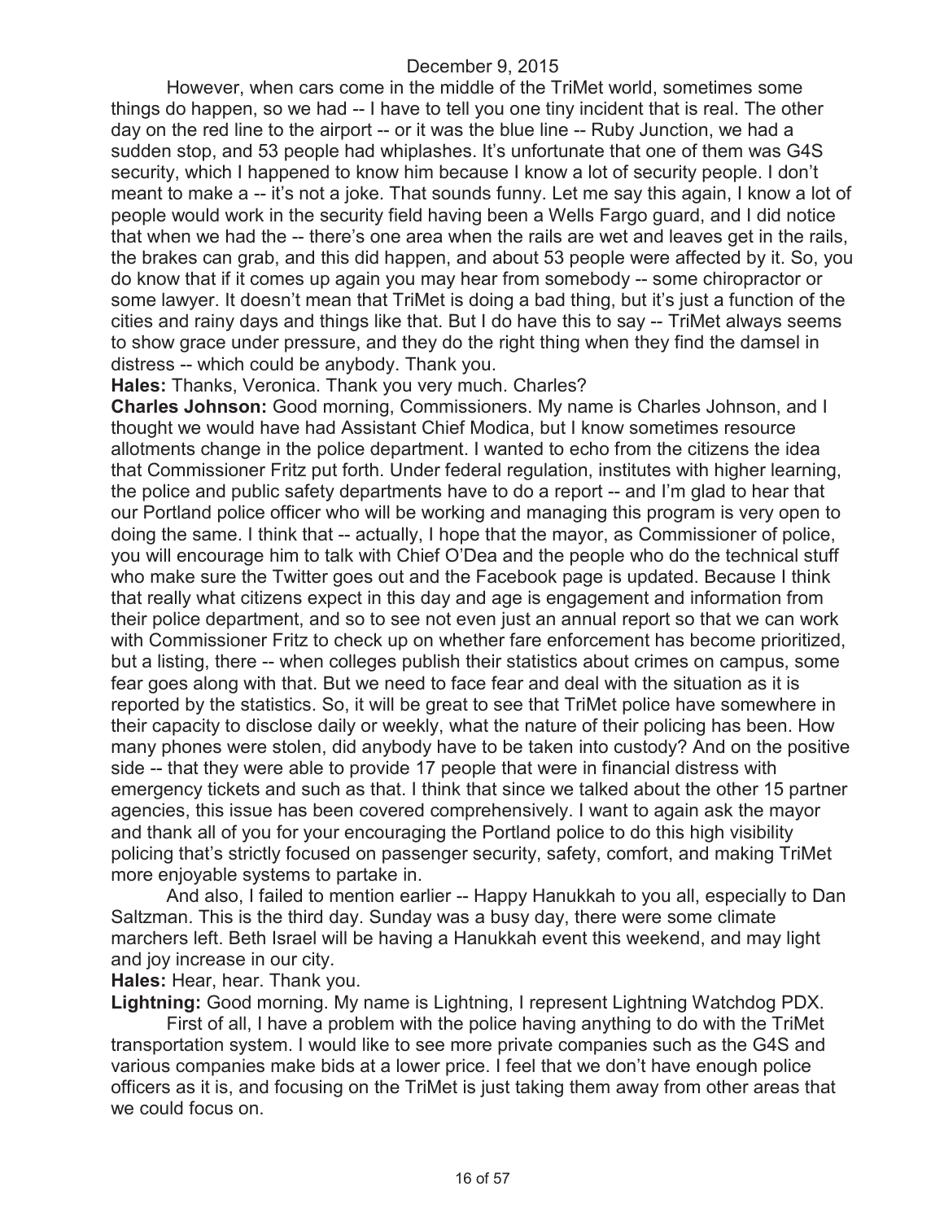However, when cars come in the middle of the TriMet world, sometimes some things do happen, so we had -- I have to tell you one tiny incident that is real. The other day on the red line to the airport -- or it was the blue line -- Ruby Junction, we had a sudden stop, and 53 people had whiplashes. It's unfortunate that one of them was G4S security, which I happened to know him because I know a lot of security people. I don't meant to make a -- it's not a joke. That sounds funny. Let me say this again, I know a lot of people would work in the security field having been a Wells Fargo guard, and I did notice that when we had the -- there's one area when the rails are wet and leaves get in the rails, the brakes can grab, and this did happen, and about 53 people were affected by it. So, you do know that if it comes up again you may hear from somebody -- some chiropractor or some lawyer. It doesn't mean that TriMet is doing a bad thing, but it's just a function of the cities and rainy days and things like that. But I do have this to say -- TriMet always seems to show grace under pressure, and they do the right thing when they find the damsel in distress -- which could be anybody. Thank you.

**Hales:** Thanks, Veronica. Thank you very much. Charles?

**Charles Johnson:** Good morning, Commissioners. My name is Charles Johnson, and I thought we would have had Assistant Chief Modica, but I know sometimes resource allotments change in the police department. I wanted to echo from the citizens the idea that Commissioner Fritz put forth. Under federal regulation, institutes with higher learning, the police and public safety departments have to do a report -- and I'm glad to hear that our Portland police officer who will be working and managing this program is very open to doing the same. I think that -- actually, I hope that the mayor, as Commissioner of police, you will encourage him to talk with Chief O'Dea and the people who do the technical stuff who make sure the Twitter goes out and the Facebook page is updated. Because I think that really what citizens expect in this day and age is engagement and information from their police department, and so to see not even just an annual report so that we can work with Commissioner Fritz to check up on whether fare enforcement has become prioritized, but a listing, there -- when colleges publish their statistics about crimes on campus, some fear goes along with that. But we need to face fear and deal with the situation as it is reported by the statistics. So, it will be great to see that TriMet police have somewhere in their capacity to disclose daily or weekly, what the nature of their policing has been. How many phones were stolen, did anybody have to be taken into custody? And on the positive side -- that they were able to provide 17 people that were in financial distress with emergency tickets and such as that. I think that since we talked about the other 15 partner agencies, this issue has been covered comprehensively. I want to again ask the mayor and thank all of you for your encouraging the Portland police to do this high visibility policing that's strictly focused on passenger security, safety, comfort, and making TriMet more enjoyable systems to partake in.

And also, I failed to mention earlier -- Happy Hanukkah to you all, especially to Dan Saltzman. This is the third day. Sunday was a busy day, there were some climate marchers left. Beth Israel will be having a Hanukkah event this weekend, and may light and joy increase in our city.

**Hales:** Hear, hear. Thank you.

**Lightning:** Good morning. My name is Lightning, I represent Lightning Watchdog PDX.

First of all, I have a problem with the police having anything to do with the TriMet transportation system. I would like to see more private companies such as the G4S and various companies make bids at a lower price. I feel that we don't have enough police officers as it is, and focusing on the TriMet is just taking them away from other areas that we could focus on.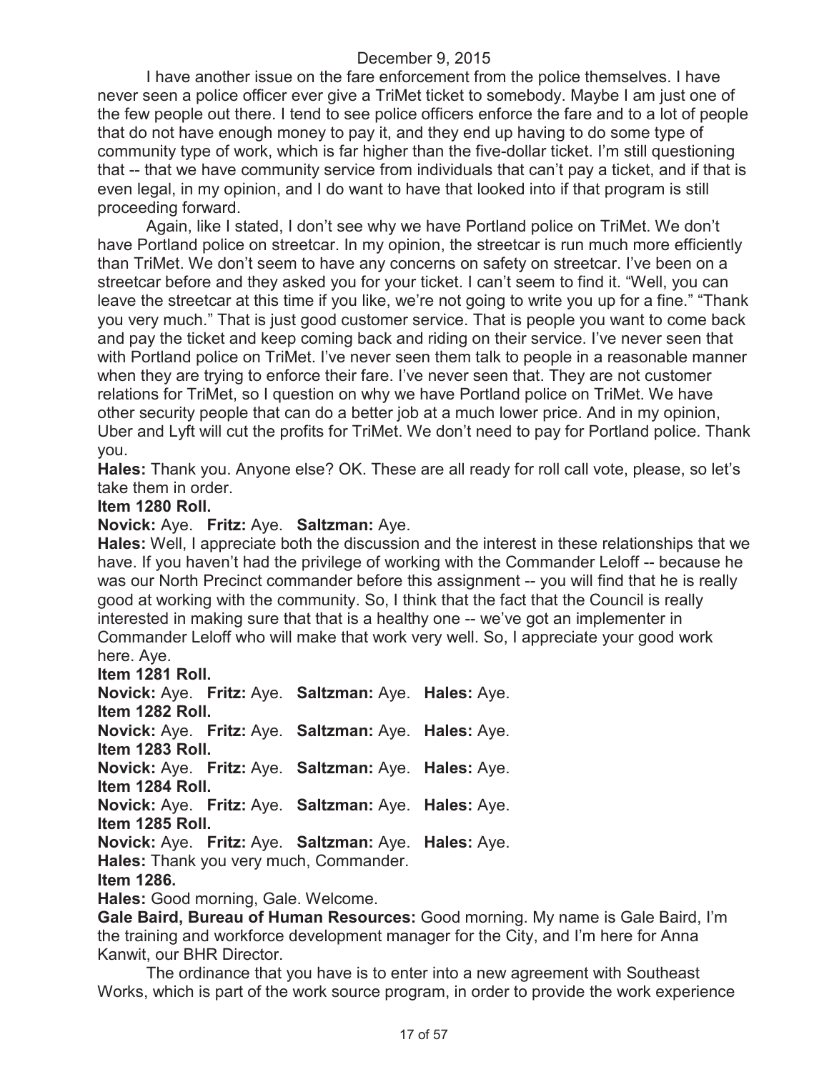I have another issue on the fare enforcement from the police themselves. I have never seen a police officer ever give a TriMet ticket to somebody. Maybe I am just one of the few people out there. I tend to see police officers enforce the fare and to a lot of people that do not have enough money to pay it, and they end up having to do some type of community type of work, which is far higher than the five-dollar ticket. I'm still questioning that -- that we have community service from individuals that can't pay a ticket, and if that is even legal, in my opinion, and I do want to have that looked into if that program is still proceeding forward.

Again, like I stated, I don't see why we have Portland police on TriMet. We don't have Portland police on streetcar. In my opinion, the streetcar is run much more efficiently than TriMet. We don't seem to have any concerns on safety on streetcar. I've been on a streetcar before and they asked you for your ticket. I can't seem to find it. "Well, you can leave the streetcar at this time if you like, we're not going to write you up for a fine." "Thank you very much." That is just good customer service. That is people you want to come back and pay the ticket and keep coming back and riding on their service. I've never seen that with Portland police on TriMet. I've never seen them talk to people in a reasonable manner when they are trying to enforce their fare. I've never seen that. They are not customer relations for TriMet, so I question on why we have Portland police on TriMet. We have other security people that can do a better job at a much lower price. And in my opinion, Uber and Lyft will cut the profits for TriMet. We don't need to pay for Portland police. Thank you.

**Hales:** Thank you. Anyone else? OK. These are all ready for roll call vote, please, so let's take them in order.

**Item 1280 Roll.**

**Novick:** Aye. **Fritz:** Aye. **Saltzman:** Aye.

**Hales:** Well, I appreciate both the discussion and the interest in these relationships that we have. If you haven't had the privilege of working with the Commander Leloff -- because he was our North Precinct commander before this assignment -- you will find that he is really good at working with the community. So, I think that the fact that the Council is really interested in making sure that that is a healthy one -- we've got an implementer in Commander Leloff who will make that work very well. So, I appreciate your good work here. Aye.

**Item 1281 Roll.**

**Novick:** Aye. **Fritz:** Aye. **Saltzman:** Aye. **Hales:** Aye.

**Item 1282 Roll.**

**Novick:** Aye. **Fritz:** Aye. **Saltzman:** Aye. **Hales:** Aye.

**Item 1283 Roll.**

**Novick:** Aye. **Fritz:** Aye. **Saltzman:** Aye. **Hales:** Aye.

**Item 1284 Roll.**

**Novick:** Aye. **Fritz:** Aye. **Saltzman:** Aye. **Hales:** Aye.

**Item 1285 Roll.**

**Novick:** Aye. **Fritz:** Aye. **Saltzman:** Aye. **Hales:** Aye.

**Hales:** Thank you very much, Commander.

**Item 1286.**

**Hales:** Good morning, Gale. Welcome.

**Gale Baird, Bureau of Human Resources:** Good morning. My name is Gale Baird, I'm the training and workforce development manager for the City, and I'm here for Anna Kanwit, our BHR Director.

The ordinance that you have is to enter into a new agreement with Southeast Works, which is part of the work source program, in order to provide the work experience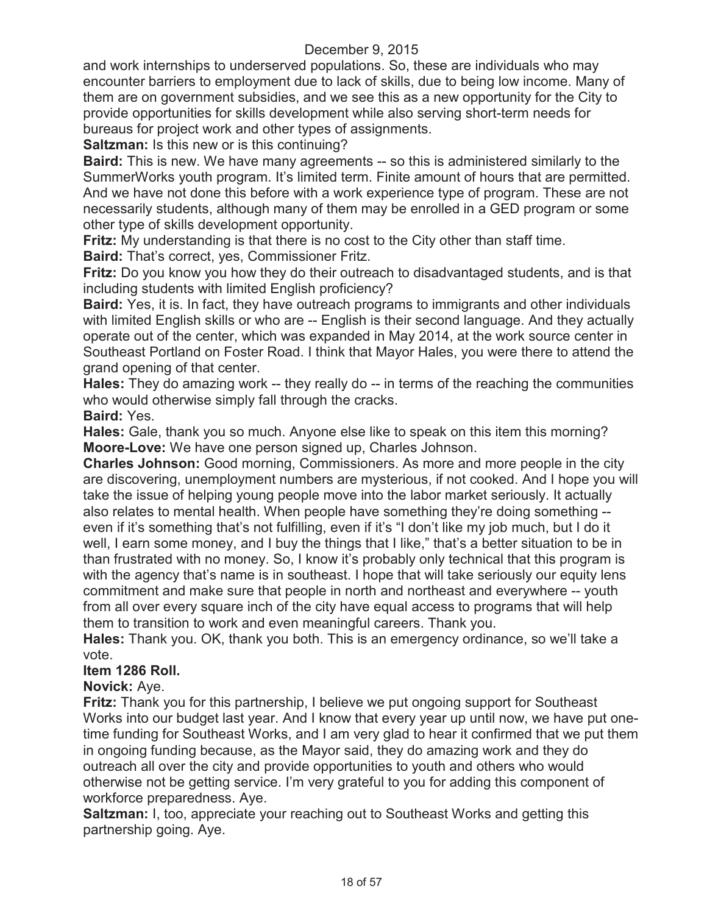and work internships to underserved populations. So, these are individuals who may encounter barriers to employment due to lack of skills, due to being low income. Many of them are on government subsidies, and we see this as a new opportunity for the City to provide opportunities for skills development while also serving short-term needs for bureaus for project work and other types of assignments.

**Saltzman:** Is this new or is this continuing?

**Baird:** This is new. We have many agreements -- so this is administered similarly to the SummerWorks youth program. It's limited term. Finite amount of hours that are permitted. And we have not done this before with a work experience type of program. These are not necessarily students, although many of them may be enrolled in a GED program or some other type of skills development opportunity.

**Fritz:** My understanding is that there is no cost to the City other than staff time.

**Baird:** That's correct, yes, Commissioner Fritz.

**Fritz:** Do you know you how they do their outreach to disadvantaged students, and is that including students with limited English proficiency?

**Baird:** Yes, it is. In fact, they have outreach programs to immigrants and other individuals with limited English skills or who are -- English is their second language. And they actually operate out of the center, which was expanded in May 2014, at the work source center in Southeast Portland on Foster Road. I think that Mayor Hales, you were there to attend the grand opening of that center.

**Hales:** They do amazing work -- they really do -- in terms of the reaching the communities who would otherwise simply fall through the cracks.

**Baird:** Yes.

**Hales:** Gale, thank you so much. Anyone else like to speak on this item this morning?

**Moore-Love:** We have one person signed up, Charles Johnson.

**Charles Johnson:** Good morning, Commissioners. As more and more people in the city are discovering, unemployment numbers are mysterious, if not cooked. And I hope you will take the issue of helping young people move into the labor market seriously. It actually also relates to mental health. When people have something they're doing something -- even if it's something that's not fulfilling, even if it's "I don't like my job much, but I do it well, I earn some money, and I buy the things that I like," that's a better situation to be in than frustrated with no money. So, I know it's probably only technical that this program is with the agency that's name is in southeast. I hope that will take seriously our equity lens commitment and make sure that people in north and northeast and everywhere -- youth from all over every square inch of the city have equal access to programs that will help them to transition to work and even meaningful careers. Thank you.

**Hales:** Thank you. OK, thank you both. This is an emergency ordinance, so we'll take a vote.

**Item 1286 Roll.**

**Novick:** Aye.

**Fritz:** Thank you for this partnership, I believe we put ongoing support for Southeast Works into our budget last year. And I know that every year up until now, we have put one-time funding for Southeast Works, and I am very glad to hear it confirmed that we put them in ongoing funding because, as the Mayor said, they do amazing work and they do outreach all over the city and provide opportunities to youth and others who would otherwise not be getting service. I'm very grateful to you for adding this component of workforce preparedness. Aye.

**Saltzman:** I, too, appreciate your reaching out to Southeast Works and getting this partnership going. Aye.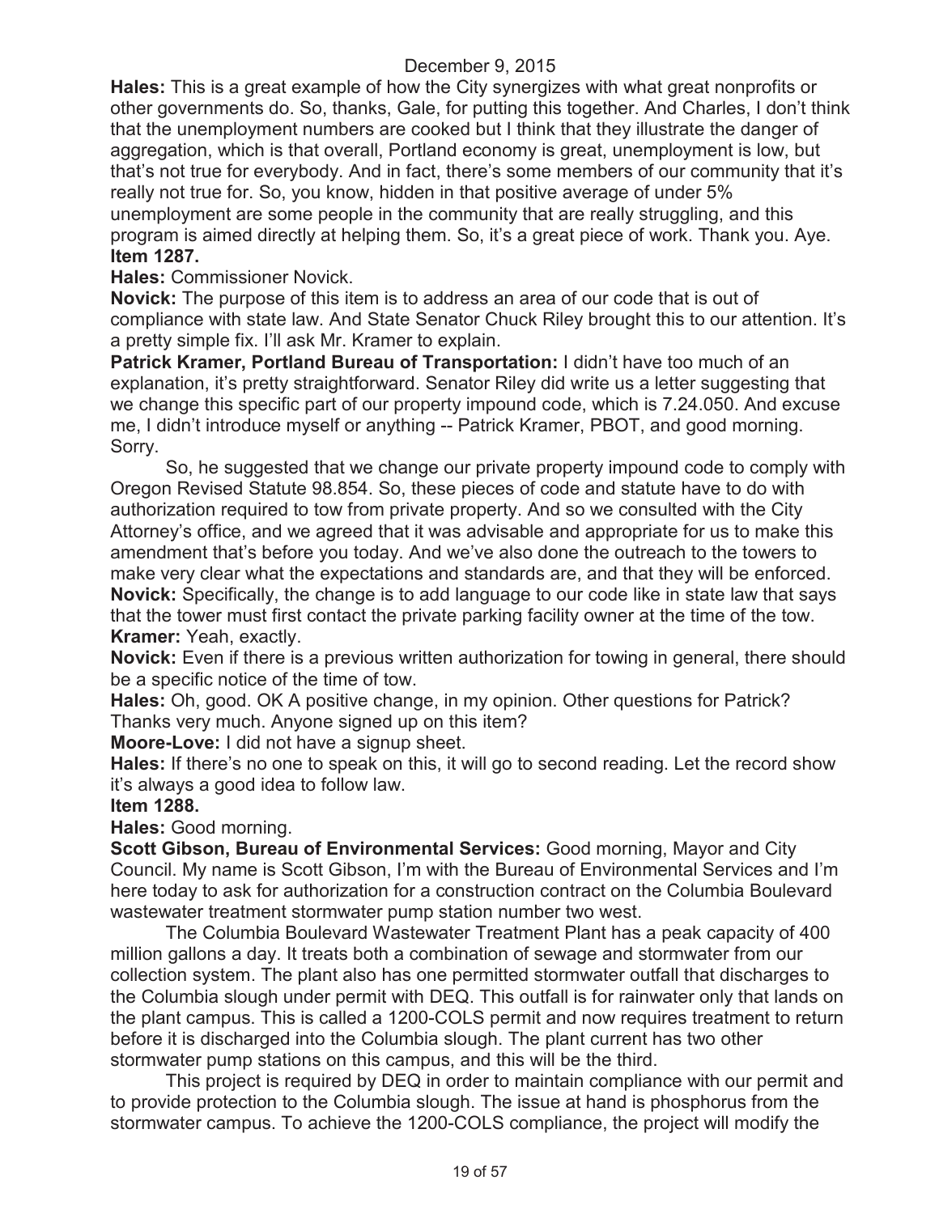**Hales:** This is a great example of how the City synergizes with what great nonprofits or other governments do. So, thanks, Gale, for putting this together. And Charles, I don't think that the unemployment numbers are cooked but I think that they illustrate the danger of aggregation, which is that overall, Portland economy is great, unemployment is low, but that's not true for everybody. And in fact, there's some members of our community that it's really not true for. So, you know, hidden in that positive average of under 5% unemployment are some people in the community that are really struggling, and this program is aimed directly at helping them. So, it's a great piece of work. Thank you. Aye.

**Item 1287.**

**Hales:** Commissioner Novick.

**Novick:** The purpose of this item is to address an area of our code that is out of compliance with state law. And State Senator Chuck Riley brought this to our attention. It's a pretty simple fix. I'll ask Mr. Kramer to explain.

**Patrick Kramer, Portland Bureau of Transportation:** I didn't have too much of an explanation, it's pretty straightforward. Senator Riley did write us a letter suggesting that we change this specific part of our property impound code, which is 7.24.050. And excuse me, I didn't introduce myself or anything -- Patrick Kramer, PBOT, and good morning. Sorry.

So, he suggested that we change our private property impound code to comply with Oregon Revised Statute 98.854. So, these pieces of code and statute have to do with authorization required to tow from private property. And so we consulted with the City Attorney's office, and we agreed that it was advisable and appropriate for us to make this amendment that's before you today. And we've also done the outreach to the towers to make very clear what the expectations and standards are, and that they will be enforced.

**Novick:** Specifically, the change is to add language to our code like in state law that says that the tower must first contact the private parking facility owner at the time of the tow.

**Kramer:** Yeah, exactly.

**Novick:** Even if there is a previous written authorization for towing in general, there should be a specific notice of the time of tow.

**Hales:** Oh, good. OK A positive change, in my opinion. Other questions for Patrick? Thanks very much. Anyone signed up on this item?

**Moore-Love:** I did not have a signup sheet.

**Hales:** If there's no one to speak on this, it will go to second reading. Let the record show it's always a good idea to follow law.

**Item 1288.**

**Hales:** Good morning.

**Scott Gibson, Bureau of Environmental Services:** Good morning, Mayor and City Council. My name is Scott Gibson, I'm with the Bureau of Environmental Services and I'm here today to ask for authorization for a construction contract on the Columbia Boulevard wastewater treatment stormwater pump station number two west.

The Columbia Boulevard Wastewater Treatment Plant has a peak capacity of 400 million gallons a day. It treats both a combination of sewage and stormwater from our collection system. The plant also has one permitted stormwater outfall that discharges to the Columbia slough under permit with DEQ. This outfall is for rainwater only that lands on the plant campus. This is called a 1200-COLS permit and now requires treatment to return before it is discharged into the Columbia slough. The plant current has two other stormwater pump stations on this campus, and this will be the third.

This project is required by DEQ in order to maintain compliance with our permit and to provide protection to the Columbia slough. The issue at hand is phosphorus from the stormwater campus. To achieve the 1200-COLS compliance, the project will modify the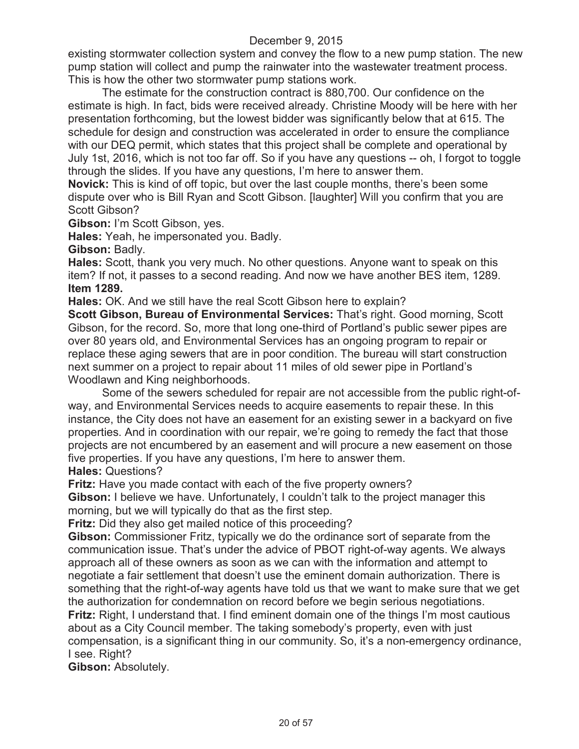existing stormwater collection system and convey the flow to a new pump station. The new pump station will collect and pump the rainwater into the wastewater treatment process. This is how the other two stormwater pump stations work.

The estimate for the construction contract is 880,700. Our confidence on the estimate is high. In fact, bids were received already. Christine Moody will be here with her presentation forthcoming, but the lowest bidder was significantly below that at 615. The schedule for design and construction was accelerated in order to ensure the compliance with our DEQ permit, which states that this project shall be complete and operational by July 1st, 2016, which is not too far off. So if you have any questions -- oh, I forgot to toggle through the slides. If you have any questions, I'm here to answer them.

**Novick:** This is kind of off topic, but over the last couple months, there's been some dispute over who is Bill Ryan and Scott Gibson. [laughter] Will you confirm that you are Scott Gibson?

**Gibson:** I'm Scott Gibson, yes.

**Hales:** Yeah, he impersonated you. Badly.

**Gibson:** Badly.

**Hales:** Scott, thank you very much. No other questions. Anyone want to speak on this item? If not, it passes to a second reading. And now we have another BES item, 1289.

**Item 1289.**

**Hales:** OK. And we still have the real Scott Gibson here to explain?

**Scott Gibson, Bureau of Environmental Services:** That's right. Good morning, Scott Gibson, for the record. So, more that long one-third of Portland's public sewer pipes are over 80 years old, and Environmental Services has an ongoing program to repair or replace these aging sewers that are in poor condition. The bureau will start construction next summer on a project to repair about 11 miles of old sewer pipe in Portland's Woodlawn and King neighborhoods.

Some of the sewers scheduled for repair are not accessible from the public right-of-way, and Environmental Services needs to acquire easements to repair these. In this instance, the City does not have an easement for an existing sewer in a backyard on five properties. And in coordination with our repair, we're going to remedy the fact that those projects are not encumbered by an easement and will procure a new easement on those five properties. If you have any questions, I'm here to answer them.

**Hales:** Questions?

**Fritz:** Have you made contact with each of the five property owners?

**Gibson:** I believe we have. Unfortunately, I couldn't talk to the project manager this morning, but we will typically do that as the first step.

**Fritz:** Did they also get mailed notice of this proceeding?

**Gibson:** Commissioner Fritz, typically we do the ordinance sort of separate from the communication issue. That's under the advice of PBOT right-of-way agents. We always approach all of these owners as soon as we can with the information and attempt to negotiate a fair settlement that doesn't use the eminent domain authorization. There is something that the right-of-way agents have told us that we want to make sure that we get the authorization for condemnation on record before we begin serious negotiations.

**Fritz:** Right, I understand that. I find eminent domain one of the things I'm most cautious about as a City Council member. The taking somebody's property, even with just compensation, is a significant thing in our community. So, it's a non-emergency ordinance, I see. Right?

**Gibson:** Absolutely.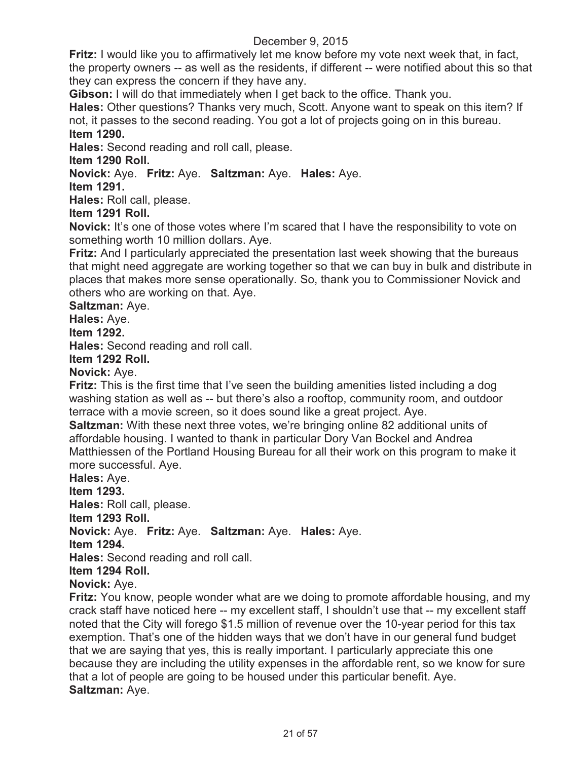**Fritz:** I would like you to affirmatively let me know before my vote next week that, in fact, the property owners -- as well as the residents, if different -- were notified about this so that they can express the concern if they have any.

**Gibson:** I will do that immediately when I get back to the office. Thank you.

**Hales:** Other questions? Thanks very much, Scott. Anyone want to speak on this item? If not, it passes to the second reading. You got a lot of projects going on in this bureau.

**Item 1290.**

**Hales:** Second reading and roll call, please.

**Item 1290 Roll.**

**Novick:** Aye. **Fritz:** Aye. **Saltzman:** Aye. **Hales:** Aye.

**Item 1291.**

**Hales:** Roll call, please.

**Item 1291 Roll.**

**Novick:** It's one of those votes where I'm scared that I have the responsibility to vote on something worth 10 million dollars. Aye.

**Fritz:** And I particularly appreciated the presentation last week showing that the bureaus that might need aggregate are working together so that we can buy in bulk and distribute in places that makes more sense operationally. So, thank you to Commissioner Novick and others who are working on that. Aye.

**Saltzman:** Aye.

**Hales:** Aye.

**Item 1292.**

**Hales:** Second reading and roll call.

**Item 1292 Roll.**

**Novick:** Aye.

**Fritz:** This is the first time that I've seen the building amenities listed including a dog washing station as well as -- but there's also a rooftop, community room, and outdoor terrace with a movie screen, so it does sound like a great project. Aye.

**Saltzman:** With these next three votes, we're bringing online 82 additional units of affordable housing. I wanted to thank in particular Dory Van Bockel and Andrea Matthiessen of the Portland Housing Bureau for all their work on this program to make it more successful. Aye.

**Hales:** Aye.

**Item 1293.**

**Hales:** Roll call, please.

**Item 1293 Roll.**

**Novick:** Aye. **Fritz:** Aye. **Saltzman:** Aye. **Hales:** Aye.

**Item 1294.**

**Hales:** Second reading and roll call.

**Item 1294 Roll.**

**Novick:** Aye.

**Fritz:** You know, people wonder what are we doing to promote affordable housing, and my crack staff have noticed here -- my excellent staff, I shouldn't use that -- my excellent staff noted that the City will forego $1.5 million of revenue over the 10-year period for this tax exemption. That's one of the hidden ways that we don't have in our general fund budget that we are saying that yes, this is really important. I particularly appreciate this one because they are including the utility expenses in the affordable rent, so we know for sure that a lot of people are going to be housed under this particular benefit. Aye.

**Saltzman:** Aye.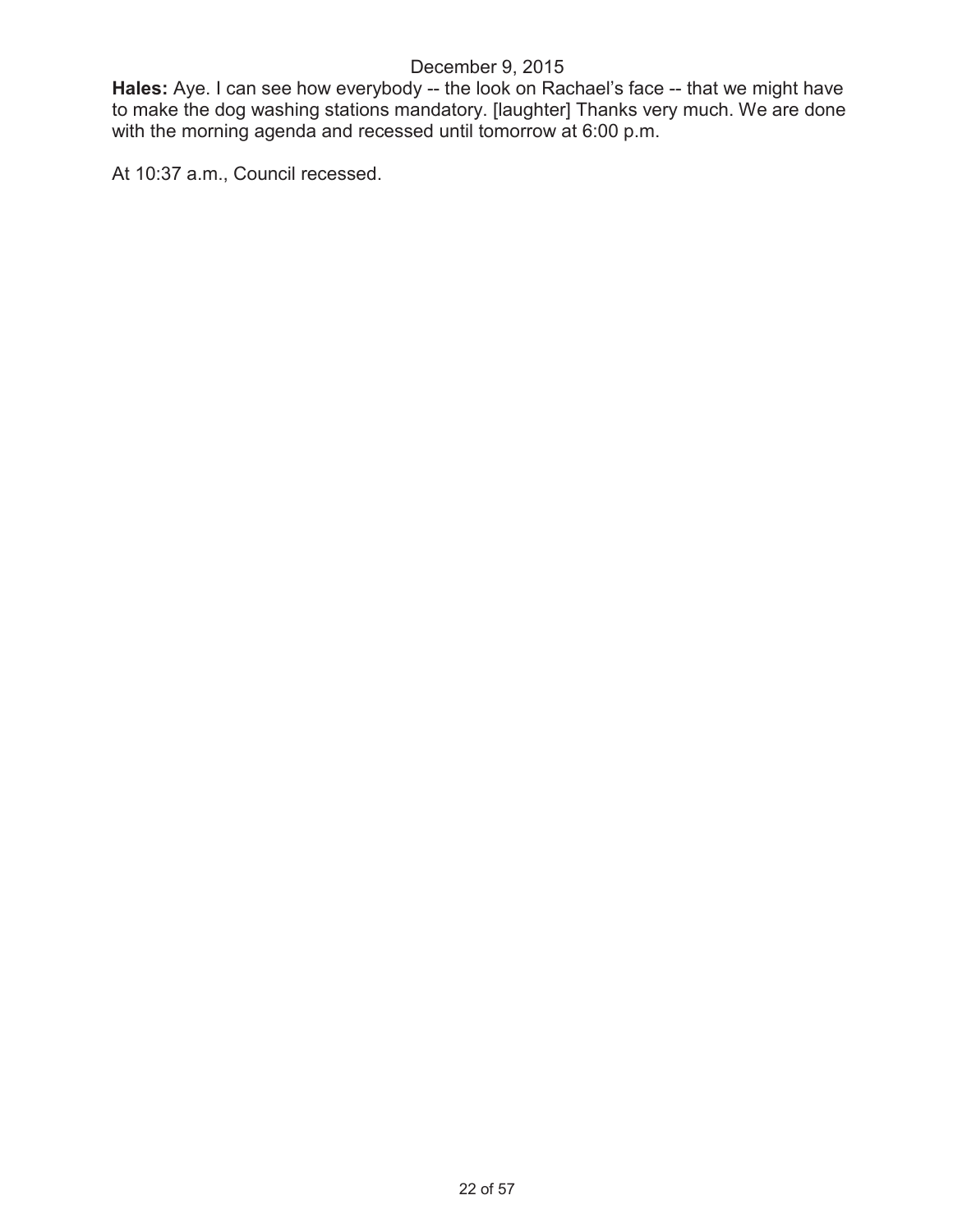**Hales:** Aye. I can see how everybody -- the look on Rachael's face -- that we might have to make the dog washing stations mandatory. [laughter] Thanks very much. We are done with the morning agenda and recessed until tomorrow at 6:00 p.m.

At 10:37 a.m., Council recessed.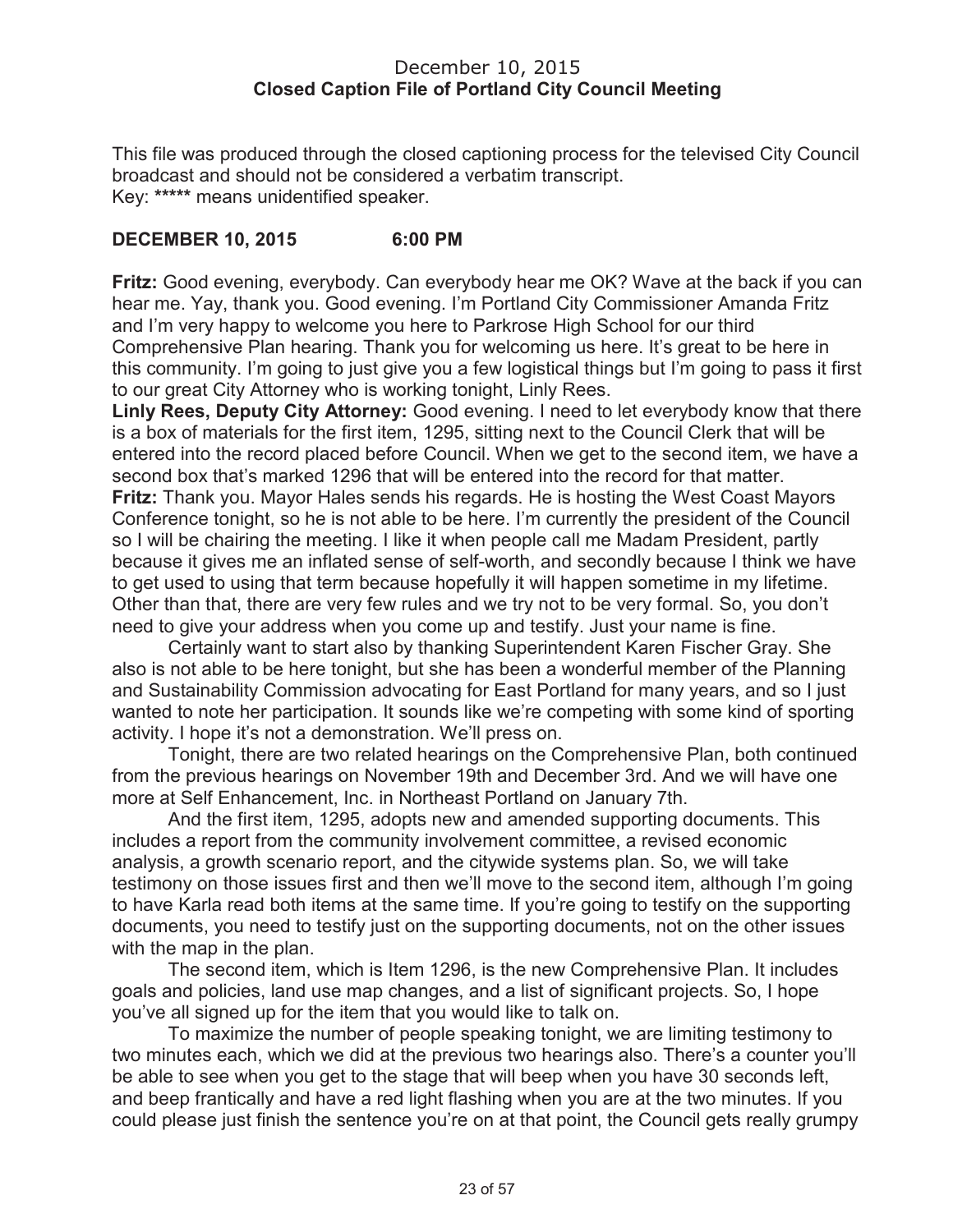December 10, 2015
**Closed Caption File of Portland City Council Meeting**

This file was produced through the closed captioning process for the televised City Council broadcast and should not be considered a verbatim transcript.
Key: ***** means unidentified speaker.

**DECEMBER 10, 2015 6:00 PM**

**Fritz:** Good evening, everybody. Can everybody hear me OK? Wave at the back if you can hear me. Yay, thank you. Good evening. I'm Portland City Commissioner Amanda Fritz and I'm very happy to welcome you here to Parkrose High School for our third Comprehensive Plan hearing. Thank you for welcoming us here. It's great to be here in this community. I'm going to just give you a few logistical things but I'm going to pass it first to our great City Attorney who is working tonight, Linly Rees.

**Linly Rees, Deputy City Attorney:** Good evening. I need to let everybody know that there is a box of materials for the first item, 1295, sitting next to the Council Clerk that will be entered into the record placed before Council. When we get to the second item, we have a second box that's marked 1296 that will be entered into the record for that matter.

**Fritz:** Thank you. Mayor Hales sends his regards. He is hosting the West Coast Mayors Conference tonight, so he is not able to be here. I'm currently the president of the Council so I will be chairing the meeting. I like it when people call me Madam President, partly because it gives me an inflated sense of self-worth, and secondly because I think we have to get used to using that term because hopefully it will happen sometime in my lifetime. Other than that, there are very few rules and we try not to be very formal. So, you don't need to give your address when you come up and testify. Just your name is fine.

Certainly want to start also by thanking Superintendent Karen Fischer Gray. She also is not able to be here tonight, but she has been a wonderful member of the Planning and Sustainability Commission advocating for East Portland for many years, and so I just wanted to note her participation. It sounds like we're competing with some kind of sporting activity. I hope it's not a demonstration. We'll press on.

Tonight, there are two related hearings on the Comprehensive Plan, both continued from the previous hearings on November 19th and December 3rd. And we will have one more at Self Enhancement, Inc. in Northeast Portland on January 7th.

And the first item, 1295, adopts new and amended supporting documents. This includes a report from the community involvement committee, a revised economic analysis, a growth scenario report, and the citywide systems plan. So, we will take testimony on those issues first and then we'll move to the second item, although I'm going to have Karla read both items at the same time. If you're going to testify on the supporting documents, you need to testify just on the supporting documents, not on the other issues with the map in the plan.

The second item, which is Item 1296, is the new Comprehensive Plan. It includes goals and policies, land use map changes, and a list of significant projects. So, I hope you've all signed up for the item that you would like to talk on.

To maximize the number of people speaking tonight, we are limiting testimony to two minutes each, which we did at the previous two hearings also. There's a counter you'll be able to see when you get to the stage that will beep when you have 30 seconds left, and beep frantically and have a red light flashing when you are at the two minutes. If you could please just finish the sentence you're on at that point, the Council gets really grumpy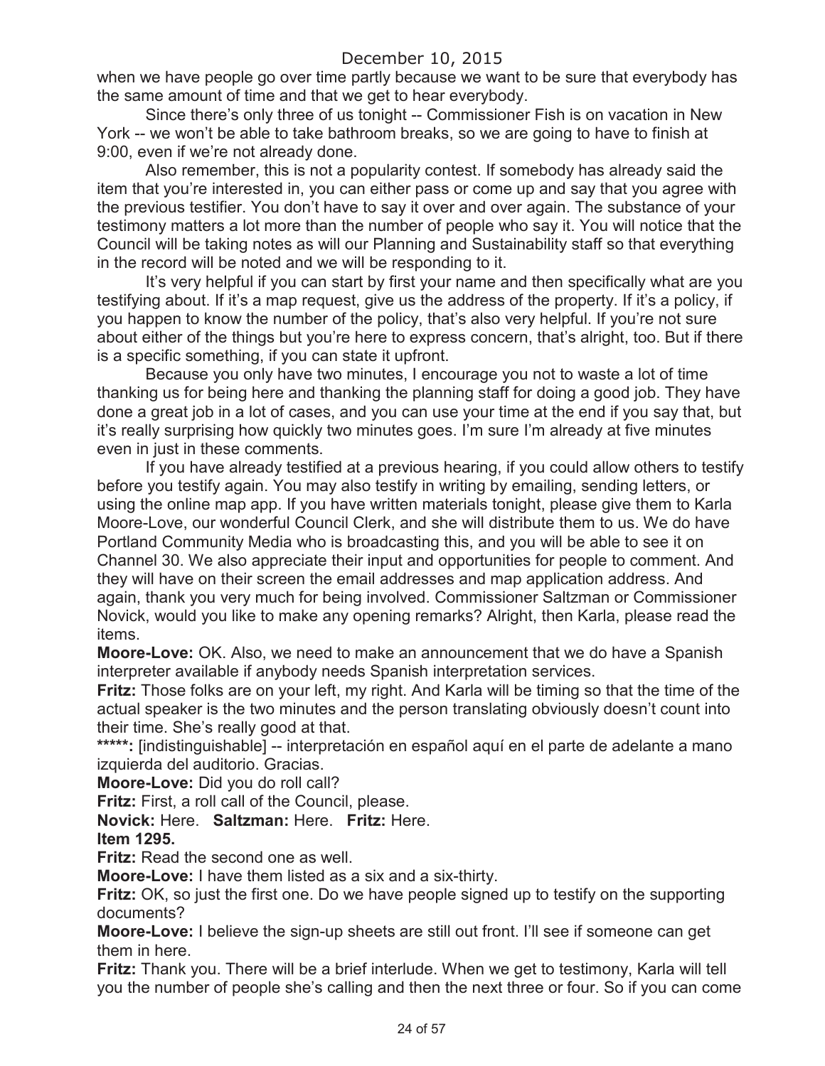when we have people go over time partly because we want to be sure that everybody has the same amount of time and that we get to hear everybody.

Since there's only three of us tonight -- Commissioner Fish is on vacation in New York -- we won't be able to take bathroom breaks, so we are going to have to finish at 9:00, even if we're not already done.

Also remember, this is not a popularity contest. If somebody has already said the item that you're interested in, you can either pass or come up and say that you agree with the previous testifier. You don't have to say it over and over again. The substance of your testimony matters a lot more than the number of people who say it. You will notice that the Council will be taking notes as will our Planning and Sustainability staff so that everything in the record will be noted and we will be responding to it.

It's very helpful if you can start by first your name and then specifically what are you testifying about. If it's a map request, give us the address of the property. If it's a policy, if you happen to know the number of the policy, that's also very helpful. If you're not sure about either of the things but you're here to express concern, that's alright, too. But if there is a specific something, if you can state it upfront.

Because you only have two minutes, I encourage you not to waste a lot of time thanking us for being here and thanking the planning staff for doing a good job. They have done a great job in a lot of cases, and you can use your time at the end if you say that, but it's really surprising how quickly two minutes goes. I'm sure I'm already at five minutes even in just in these comments.

If you have already testified at a previous hearing, if you could allow others to testify before you testify again. You may also testify in writing by emailing, sending letters, or using the online map app. If you have written materials tonight, please give them to Karla Moore-Love, our wonderful Council Clerk, and she will distribute them to us. We do have Portland Community Media who is broadcasting this, and you will be able to see it on Channel 30. We also appreciate their input and opportunities for people to comment. And they will have on their screen the email addresses and map application address. And again, thank you very much for being involved. Commissioner Saltzman or Commissioner Novick, would you like to make any opening remarks? Alright, then Karla, please read the items.

**Moore-Love:** OK. Also, we need to make an announcement that we do have a Spanish interpreter available if anybody needs Spanish interpretation services.

**Fritz:** Those folks are on your left, my right. And Karla will be timing so that the time of the actual speaker is the two minutes and the person translating obviously doesn't count into their time. She's really good at that.

**\*\*\*\*\*:** [indistinguishable] -- interpretación en español aquí en el parte de adelante a mano izquierda del auditorio. Gracias.

**Moore-Love:** Did you do roll call?

**Fritz:** First, a roll call of the Council, please.

**Novick:** Here. **Saltzman:** Here. **Fritz:** Here.

**Item 1295.**

**Fritz:** Read the second one as well.

**Moore-Love:** I have them listed as a six and a six-thirty.

**Fritz:** OK, so just the first one. Do we have people signed up to testify on the supporting documents?

**Moore-Love:** I believe the sign-up sheets are still out front. I'll see if someone can get them in here.

**Fritz:** Thank you. There will be a brief interlude. When we get to testimony, Karla will tell you the number of people she's calling and then the next three or four. So if you can come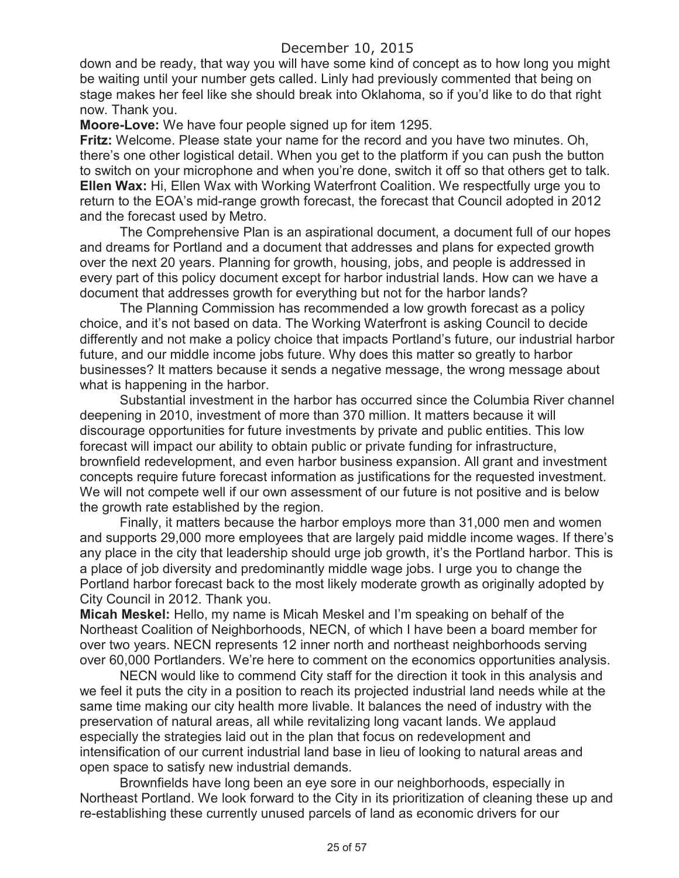down and be ready, that way you will have some kind of concept as to how long you might be waiting until your number gets called. Linly had previously commented that being on stage makes her feel like she should break into Oklahoma, so if you'd like to do that right now. Thank you.

**Moore-Love:** We have four people signed up for item 1295.

**Fritz:** Welcome. Please state your name for the record and you have two minutes. Oh, there's one other logistical detail. When you get to the platform if you can push the button to switch on your microphone and when you're done, switch it off so that others get to talk.

**Ellen Wax:** Hi, Ellen Wax with Working Waterfront Coalition. We respectfully urge you to return to the EOA's mid-range growth forecast, the forecast that Council adopted in 2012 and the forecast used by Metro.

The Comprehensive Plan is an aspirational document, a document full of our hopes and dreams for Portland and a document that addresses and plans for expected growth over the next 20 years. Planning for growth, housing, jobs, and people is addressed in every part of this policy document except for harbor industrial lands. How can we have a document that addresses growth for everything but not for the harbor lands?

The Planning Commission has recommended a low growth forecast as a policy choice, and it's not based on data. The Working Waterfront is asking Council to decide differently and not make a policy choice that impacts Portland's future, our industrial harbor future, and our middle income jobs future. Why does this matter so greatly to harbor businesses? It matters because it sends a negative message, the wrong message about what is happening in the harbor.

Substantial investment in the harbor has occurred since the Columbia River channel deepening in 2010, investment of more than 370 million. It matters because it will discourage opportunities for future investments by private and public entities. This low forecast will impact our ability to obtain public or private funding for infrastructure, brownfield redevelopment, and even harbor business expansion. All grant and investment concepts require future forecast information as justifications for the requested investment. We will not compete well if our own assessment of our future is not positive and is below the growth rate established by the region.

Finally, it matters because the harbor employs more than 31,000 men and women and supports 29,000 more employees that are largely paid middle income wages. If there's any place in the city that leadership should urge job growth, it's the Portland harbor. This is a place of job diversity and predominantly middle wage jobs. I urge you to change the Portland harbor forecast back to the most likely moderate growth as originally adopted by City Council in 2012. Thank you.

**Micah Meskel:** Hello, my name is Micah Meskel and I'm speaking on behalf of the Northeast Coalition of Neighborhoods, NECN, of which I have been a board member for over two years. NECN represents 12 inner north and northeast neighborhoods serving over 60,000 Portlanders. We're here to comment on the economics opportunities analysis.

NECN would like to commend City staff for the direction it took in this analysis and we feel it puts the city in a position to reach its projected industrial land needs while at the same time making our city health more livable. It balances the need of industry with the preservation of natural areas, all while revitalizing long vacant lands. We applaud especially the strategies laid out in the plan that focus on redevelopment and intensification of our current industrial land base in lieu of looking to natural areas and open space to satisfy new industrial demands.

Brownfields have long been an eye sore in our neighborhoods, especially in Northeast Portland. We look forward to the City in its prioritization of cleaning these up and re-establishing these currently unused parcels of land as economic drivers for our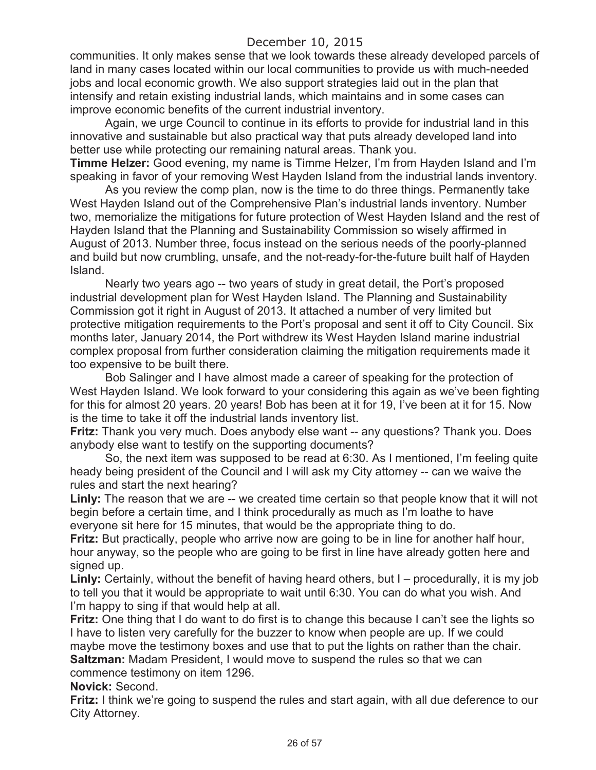communities. It only makes sense that we look towards these already developed parcels of land in many cases located within our local communities to provide us with much-needed jobs and local economic growth. We also support strategies laid out in the plan that intensify and retain existing industrial lands, which maintains and in some cases can improve economic benefits of the current industrial inventory.

Again, we urge Council to continue in its efforts to provide for industrial land in this innovative and sustainable but also practical way that puts already developed land into better use while protecting our remaining natural areas. Thank you.

**Timme Helzer:** Good evening, my name is Timme Helzer, I'm from Hayden Island and I'm speaking in favor of your removing West Hayden Island from the industrial lands inventory.

As you review the comp plan, now is the time to do three things. Permanently take West Hayden Island out of the Comprehensive Plan's industrial lands inventory. Number two, memorialize the mitigations for future protection of West Hayden Island and the rest of Hayden Island that the Planning and Sustainability Commission so wisely affirmed in August of 2013. Number three, focus instead on the serious needs of the poorly-planned and build but now crumbling, unsafe, and the not-ready-for-the-future built half of Hayden Island.

Nearly two years ago -- two years of study in great detail, the Port's proposed industrial development plan for West Hayden Island. The Planning and Sustainability Commission got it right in August of 2013. It attached a number of very limited but protective mitigation requirements to the Port's proposal and sent it off to City Council. Six months later, January 2014, the Port withdrew its West Hayden Island marine industrial complex proposal from further consideration claiming the mitigation requirements made it too expensive to be built there.

Bob Salinger and I have almost made a career of speaking for the protection of West Hayden Island. We look forward to your considering this again as we've been fighting for this for almost 20 years. 20 years! Bob has been at it for 19, I've been at it for 15. Now is the time to take it off the industrial lands inventory list.

**Fritz:** Thank you very much. Does anybody else want -- any questions? Thank you. Does anybody else want to testify on the supporting documents?

So, the next item was supposed to be read at 6:30. As I mentioned, I'm feeling quite heady being president of the Council and I will ask my City attorney -- can we waive the rules and start the next hearing?

**Linly:** The reason that we are -- we created time certain so that people know that it will not begin before a certain time, and I think procedurally as much as I'm loathe to have everyone sit here for 15 minutes, that would be the appropriate thing to do.

**Fritz:** But practically, people who arrive now are going to be in line for another half hour, hour anyway, so the people who are going to be first in line have already gotten here and signed up.

**Linly:** Certainly, without the benefit of having heard others, but I – procedurally, it is my job to tell you that it would be appropriate to wait until 6:30. You can do what you wish. And I'm happy to sing if that would help at all.

**Fritz:** One thing that I do want to do first is to change this because I can't see the lights so I have to listen very carefully for the buzzer to know when people are up. If we could maybe move the testimony boxes and use that to put the lights on rather than the chair.

**Saltzman:** Madam President, I would move to suspend the rules so that we can commence testimony on item 1296.

**Novick:** Second.

**Fritz:** I think we're going to suspend the rules and start again, with all due deference to our City Attorney.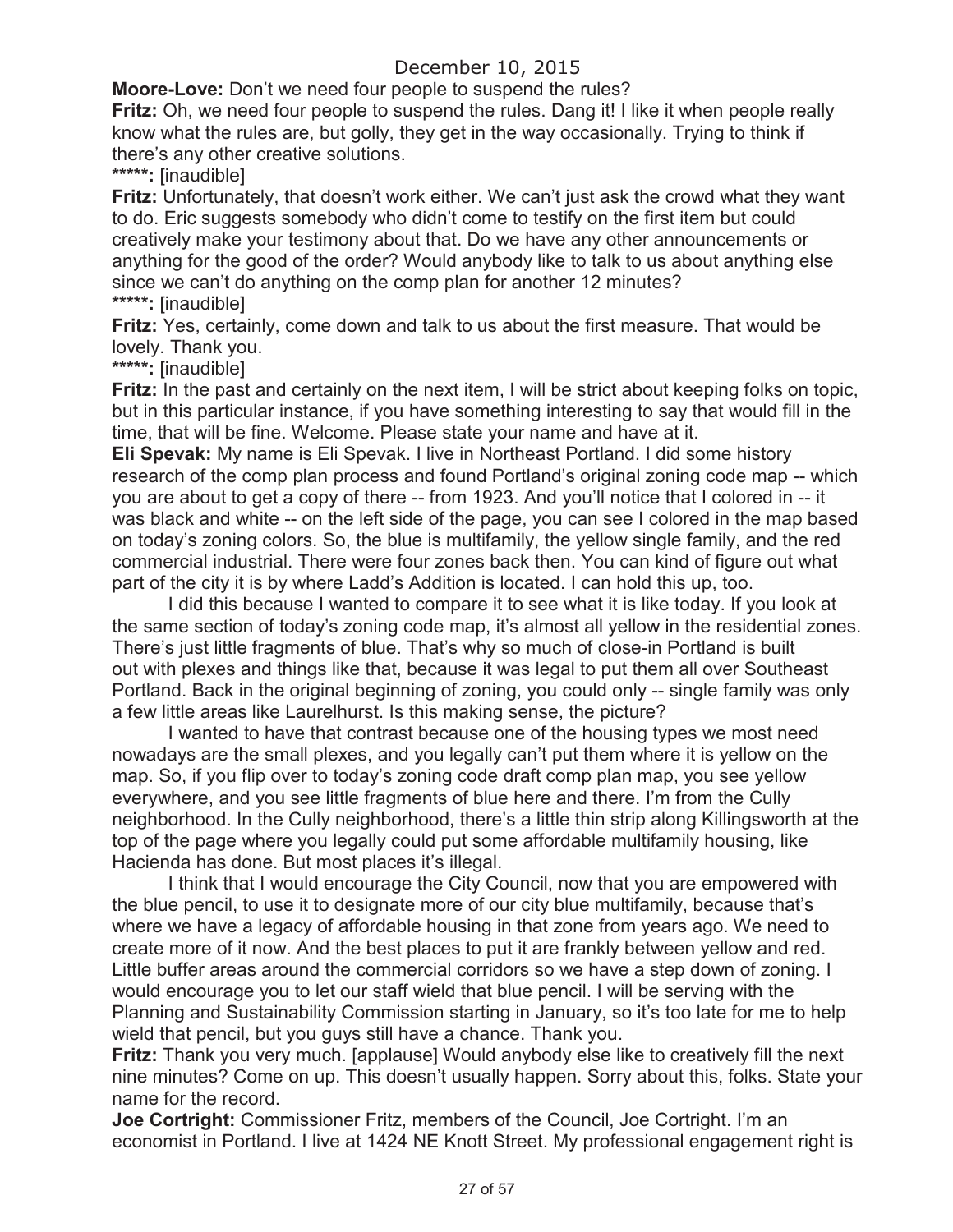**Moore-Love:** Don't we need four people to suspend the rules?

**Fritz:** Oh, we need four people to suspend the rules. Dang it! I like it when people really know what the rules are, but golly, they get in the way occasionally. Trying to think if there's any other creative solutions.

*****: [inaudible]

**Fritz:** Unfortunately, that doesn't work either. We can't just ask the crowd what they want to do. Eric suggests somebody who didn't come to testify on the first item but could creatively make your testimony about that. Do we have any other announcements or anything for the good of the order? Would anybody like to talk to us about anything else since we can't do anything on the comp plan for another 12 minutes?

*****: [inaudible]

**Fritz:** Yes, certainly, come down and talk to us about the first measure. That would be lovely. Thank you.

*****: [inaudible]

**Fritz:** In the past and certainly on the next item, I will be strict about keeping folks on topic, but in this particular instance, if you have something interesting to say that would fill in the time, that will be fine. Welcome. Please state your name and have at it.

**Eli Spevak:** My name is Eli Spevak. I live in Northeast Portland. I did some history research of the comp plan process and found Portland's original zoning code map -- which you are about to get a copy of there -- from 1923. And you'll notice that I colored in -- it was black and white -- on the left side of the page, you can see I colored in the map based on today's zoning colors. So, the blue is multifamily, the yellow single family, and the red commercial industrial. There were four zones back then. You can kind of figure out what part of the city it is by where Ladd's Addition is located. I can hold this up, too.

I did this because I wanted to compare it to see what it is like today. If you look at the same section of today's zoning code map, it's almost all yellow in the residential zones. There's just little fragments of blue. That's why so much of close-in Portland is built out with plexes and things like that, because it was legal to put them all over Southeast Portland. Back in the original beginning of zoning, you could only -- single family was only a few little areas like Laurelhurst. Is this making sense, the picture?

I wanted to have that contrast because one of the housing types we most need nowadays are the small plexes, and you legally can't put them where it is yellow on the map. So, if you flip over to today's zoning code draft comp plan map, you see yellow everywhere, and you see little fragments of blue here and there. I'm from the Cully neighborhood. In the Cully neighborhood, there's a little thin strip along Killingsworth at the top of the page where you legally could put some affordable multifamily housing, like Hacienda has done. But most places it's illegal.

I think that I would encourage the City Council, now that you are empowered with the blue pencil, to use it to designate more of our city blue multifamily, because that's where we have a legacy of affordable housing in that zone from years ago. We need to create more of it now. And the best places to put it are frankly between yellow and red. Little buffer areas around the commercial corridors so we have a step down of zoning. I would encourage you to let our staff wield that blue pencil. I will be serving with the Planning and Sustainability Commission starting in January, so it's too late for me to help wield that pencil, but you guys still have a chance. Thank you.

**Fritz:** Thank you very much. [applause] Would anybody else like to creatively fill the next nine minutes? Come on up. This doesn't usually happen. Sorry about this, folks. State your name for the record.

**Joe Cortright:** Commissioner Fritz, members of the Council, Joe Cortright. I'm an economist in Portland. I live at 1424 NE Knott Street. My professional engagement right is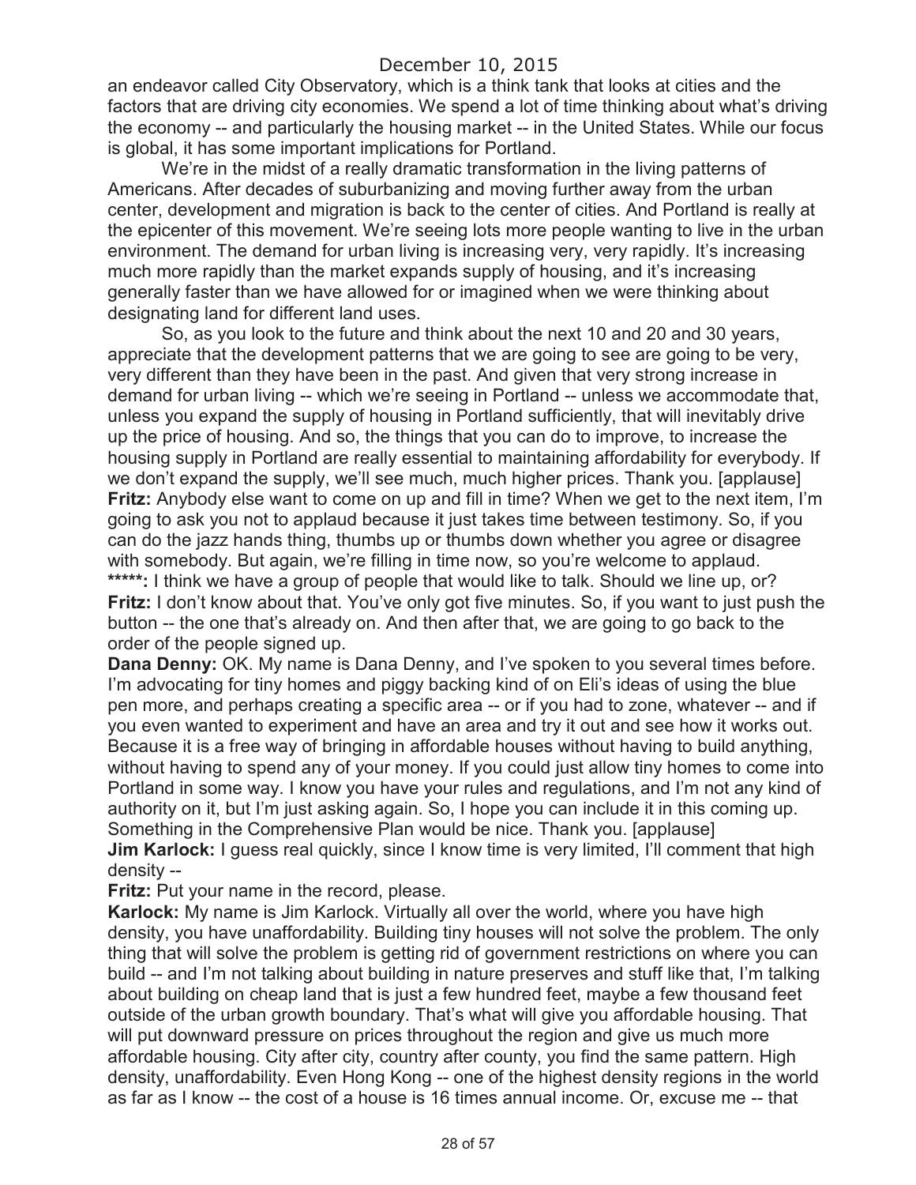an endeavor called City Observatory, which is a think tank that looks at cities and the factors that are driving city economies. We spend a lot of time thinking about what's driving the economy -- and particularly the housing market -- in the United States. While our focus is global, it has some important implications for Portland.

We're in the midst of a really dramatic transformation in the living patterns of Americans. After decades of suburbanizing and moving further away from the urban center, development and migration is back to the center of cities. And Portland is really at the epicenter of this movement. We're seeing lots more people wanting to live in the urban environment. The demand for urban living is increasing very, very rapidly. It's increasing much more rapidly than the market expands supply of housing, and it's increasing generally faster than we have allowed for or imagined when we were thinking about designating land for different land uses.

So, as you look to the future and think about the next 10 and 20 and 30 years, appreciate that the development patterns that we are going to see are going to be very, very different than they have been in the past. And given that very strong increase in demand for urban living -- which we're seeing in Portland -- unless we accommodate that, unless you expand the supply of housing in Portland sufficiently, that will inevitably drive up the price of housing. And so, the things that you can do to improve, to increase the housing supply in Portland are really essential to maintaining affordability for everybody. If we don't expand the supply, we'll see much, much higher prices. Thank you. [applause]

**Fritz:** Anybody else want to come on up and fill in time? When we get to the next item, I'm going to ask you not to applaud because it just takes time between testimony. So, if you can do the jazz hands thing, thumbs up or thumbs down whether you agree or disagree with somebody. But again, we're filling in time now, so you're welcome to applaud.

*****: I think we have a group of people that would like to talk. Should we line up, or?

**Fritz:** I don't know about that. You've only got five minutes. So, if you want to just push the button -- the one that's already on. And then after that, we are going to go back to the order of the people signed up.

**Dana Denny:** OK. My name is Dana Denny, and I've spoken to you several times before. I'm advocating for tiny homes and piggy backing kind of on Eli's ideas of using the blue pen more, and perhaps creating a specific area -- or if you had to zone, whatever -- and if you even wanted to experiment and have an area and try it out and see how it works out. Because it is a free way of bringing in affordable houses without having to build anything, without having to spend any of your money. If you could just allow tiny homes to come into Portland in some way. I know you have your rules and regulations, and I'm not any kind of authority on it, but I'm just asking again. So, I hope you can include it in this coming up. Something in the Comprehensive Plan would be nice. Thank you. [applause]

**Jim Karlock:** I guess real quickly, since I know time is very limited, I'll comment that high density --

**Fritz:** Put your name in the record, please.

**Karlock:** My name is Jim Karlock. Virtually all over the world, where you have high density, you have unaffordability. Building tiny houses will not solve the problem. The only thing that will solve the problem is getting rid of government restrictions on where you can build -- and I'm not talking about building in nature preserves and stuff like that, I'm talking about building on cheap land that is just a few hundred feet, maybe a few thousand feet outside of the urban growth boundary. That's what will give you affordable housing. That will put downward pressure on prices throughout the region and give us much more affordable housing. City after city, country after county, you find the same pattern. High density, unaffordability. Even Hong Kong -- one of the highest density regions in the world as far as I know -- the cost of a house is 16 times annual income. Or, excuse me -- that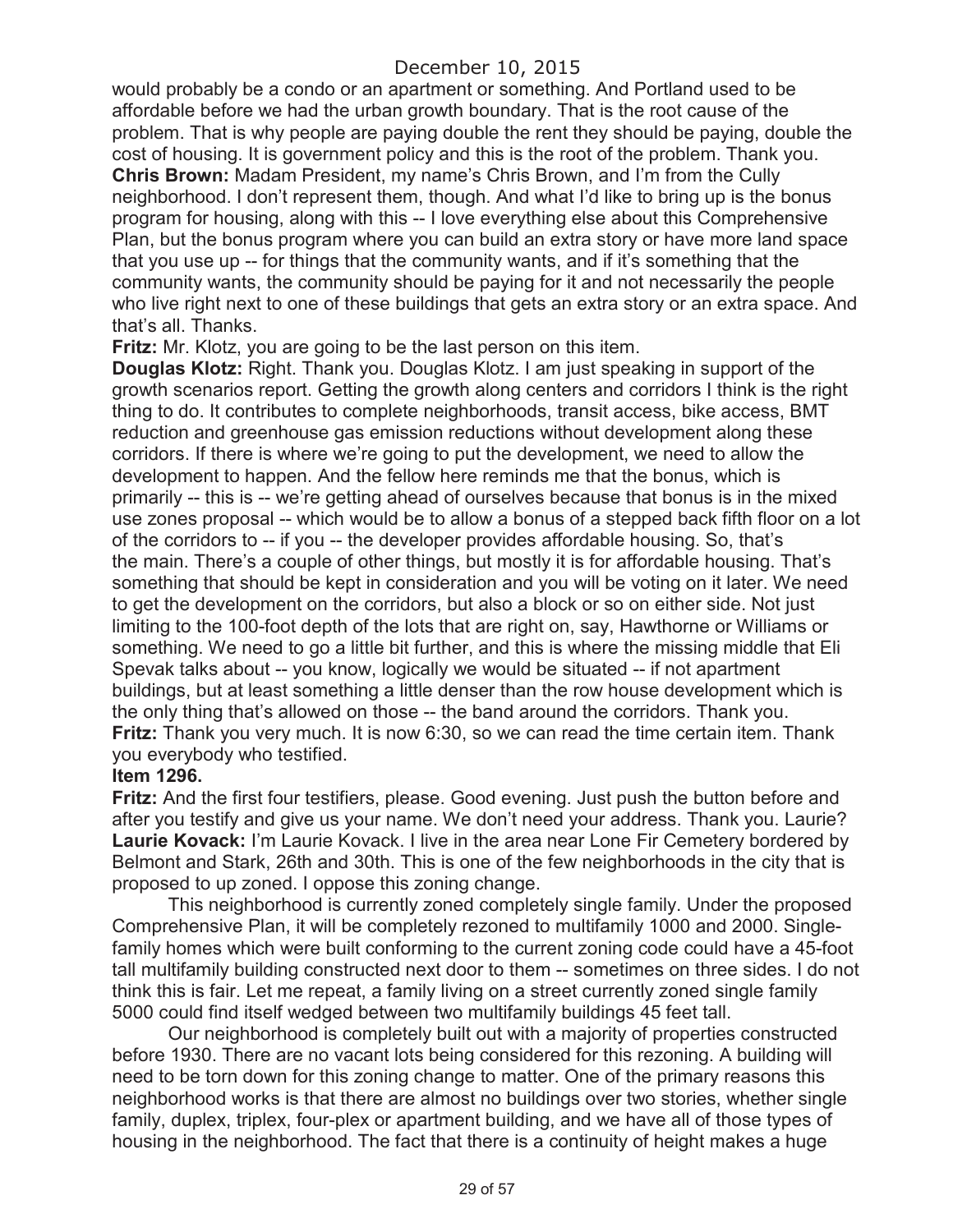would probably be a condo or an apartment or something. And Portland used to be affordable before we had the urban growth boundary. That is the root cause of the problem. That is why people are paying double the rent they should be paying, double the cost of housing. It is government policy and this is the root of the problem. Thank you.

**Chris Brown:** Madam President, my name's Chris Brown, and I'm from the Cully neighborhood. I don't represent them, though. And what I'd like to bring up is the bonus program for housing, along with this -- I love everything else about this Comprehensive Plan, but the bonus program where you can build an extra story or have more land space that you use up -- for things that the community wants, and if it's something that the community wants, the community should be paying for it and not necessarily the people who live right next to one of these buildings that gets an extra story or an extra space. And that's all. Thanks.

**Fritz:** Mr. Klotz, you are going to be the last person on this item.

**Douglas Klotz:** Right. Thank you. Douglas Klotz. I am just speaking in support of the growth scenarios report. Getting the growth along centers and corridors I think is the right thing to do. It contributes to complete neighborhoods, transit access, bike access, BMT reduction and greenhouse gas emission reductions without development along these corridors. If there is where we're going to put the development, we need to allow the development to happen. And the fellow here reminds me that the bonus, which is primarily -- this is -- we're getting ahead of ourselves because that bonus is in the mixed use zones proposal -- which would be to allow a bonus of a stepped back fifth floor on a lot of the corridors to -- if you -- the developer provides affordable housing. So, that's the main. There's a couple of other things, but mostly it is for affordable housing. That's something that should be kept in consideration and you will be voting on it later. We need to get the development on the corridors, but also a block or so on either side. Not just limiting to the 100-foot depth of the lots that are right on, say, Hawthorne or Williams or something. We need to go a little bit further, and this is where the missing middle that Eli Spevak talks about -- you know, logically we would be situated -- if not apartment buildings, but at least something a little denser than the row house development which is the only thing that's allowed on those -- the band around the corridors. Thank you.

**Fritz:** Thank you very much. It is now 6:30, so we can read the time certain item. Thank you everybody who testified.

**Item 1296.**

**Fritz:** And the first four testifiers, please. Good evening. Just push the button before and after you testify and give us your name. We don't need your address. Thank you. Laurie?

**Laurie Kovack:** I'm Laurie Kovack. I live in the area near Lone Fir Cemetery bordered by Belmont and Stark, 26th and 30th. This is one of the few neighborhoods in the city that is proposed to up zoned. I oppose this zoning change.

This neighborhood is currently zoned completely single family. Under the proposed Comprehensive Plan, it will be completely rezoned to multifamily 1000 and 2000. Single-family homes which were built conforming to the current zoning code could have a 45-foot tall multifamily building constructed next door to them -- sometimes on three sides. I do not think this is fair. Let me repeat, a family living on a street currently zoned single family 5000 could find itself wedged between two multifamily buildings 45 feet tall.

Our neighborhood is completely built out with a majority of properties constructed before 1930. There are no vacant lots being considered for this rezoning. A building will need to be torn down for this zoning change to matter. One of the primary reasons this neighborhood works is that there are almost no buildings over two stories, whether single family, duplex, triplex, four-plex or apartment building, and we have all of those types of housing in the neighborhood. The fact that there is a continuity of height makes a huge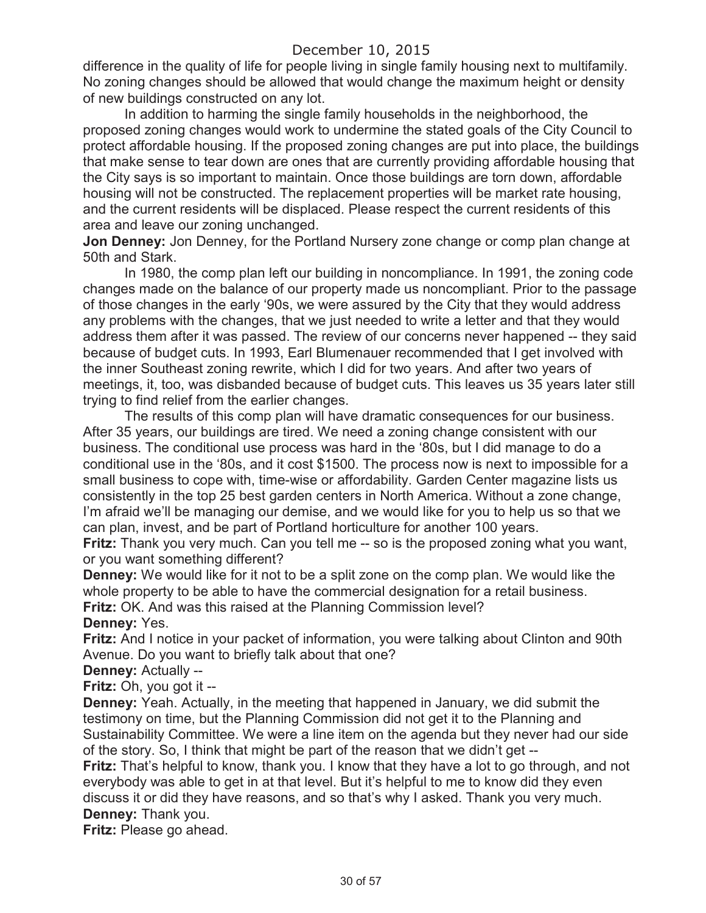difference in the quality of life for people living in single family housing next to multifamily. No zoning changes should be allowed that would change the maximum height or density of new buildings constructed on any lot.

In addition to harming the single family households in the neighborhood, the proposed zoning changes would work to undermine the stated goals of the City Council to protect affordable housing. If the proposed zoning changes are put into place, the buildings that make sense to tear down are ones that are currently providing affordable housing that the City says is so important to maintain. Once those buildings are torn down, affordable housing will not be constructed. The replacement properties will be market rate housing, and the current residents will be displaced. Please respect the current residents of this area and leave our zoning unchanged.

**Jon Denney:** Jon Denney, for the Portland Nursery zone change or comp plan change at 50th and Stark.

In 1980, the comp plan left our building in noncompliance. In 1991, the zoning code changes made on the balance of our property made us noncompliant. Prior to the passage of those changes in the early '90s, we were assured by the City that they would address any problems with the changes, that we just needed to write a letter and that they would address them after it was passed. The review of our concerns never happened -- they said because of budget cuts. In 1993, Earl Blumenauer recommended that I get involved with the inner Southeast zoning rewrite, which I did for two years. And after two years of meetings, it, too, was disbanded because of budget cuts. This leaves us 35 years later still trying to find relief from the earlier changes.

The results of this comp plan will have dramatic consequences for our business. After 35 years, our buildings are tired. We need a zoning change consistent with our business. The conditional use process was hard in the '80s, but I did manage to do a conditional use in the '80s, and it cost $1500. The process now is next to impossible for a small business to cope with, time-wise or affordability. Garden Center magazine lists us consistently in the top 25 best garden centers in North America. Without a zone change, I'm afraid we'll be managing our demise, and we would like for you to help us so that we can plan, invest, and be part of Portland horticulture for another 100 years.

**Fritz:** Thank you very much. Can you tell me -- so is the proposed zoning what you want, or you want something different?

**Denney:** We would like for it not to be a split zone on the comp plan. We would like the whole property to be able to have the commercial designation for a retail business.

**Fritz:** OK. And was this raised at the Planning Commission level?

**Denney:** Yes.

**Fritz:** And I notice in your packet of information, you were talking about Clinton and 90th Avenue. Do you want to briefly talk about that one?

**Denney:** Actually --

**Fritz:** Oh, you got it --

**Denney:** Yeah. Actually, in the meeting that happened in January, we did submit the testimony on time, but the Planning Commission did not get it to the Planning and Sustainability Committee. We were a line item on the agenda but they never had our side of the story. So, I think that might be part of the reason that we didn't get --

**Fritz:** That's helpful to know, thank you. I know that they have a lot to go through, and not everybody was able to get in at that level. But it's helpful to me to know did they even discuss it or did they have reasons, and so that's why I asked. Thank you very much.

**Denney:** Thank you.

**Fritz:** Please go ahead.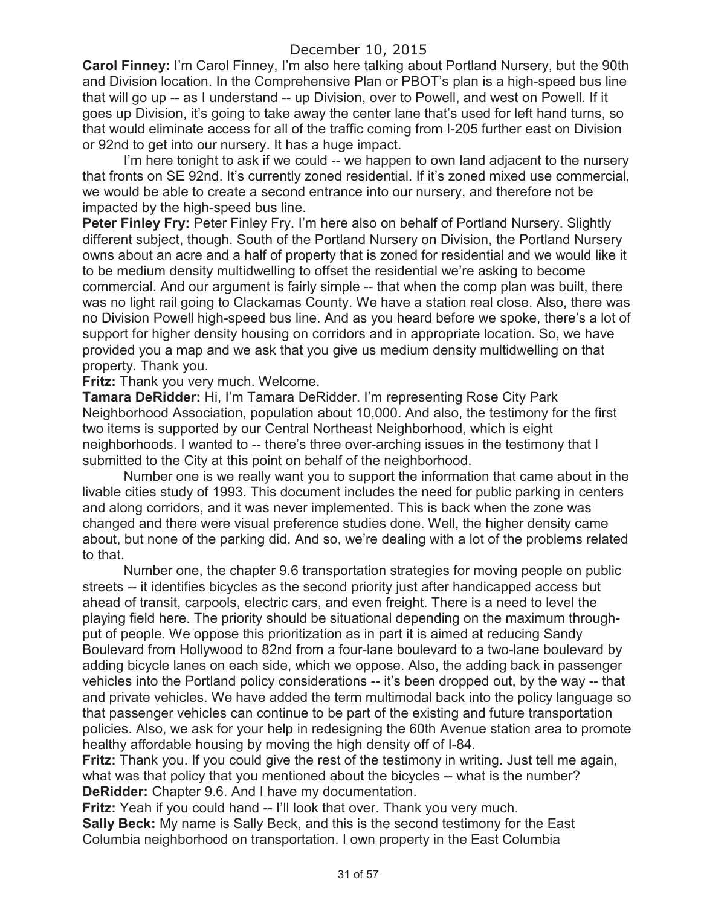**Carol Finney:** I'm Carol Finney, I'm also here talking about Portland Nursery, but the 90th and Division location. In the Comprehensive Plan or PBOT's plan is a high-speed bus line that will go up -- as I understand -- up Division, over to Powell, and west on Powell. If it goes up Division, it's going to take away the center lane that's used for left hand turns, so that would eliminate access for all of the traffic coming from I-205 further east on Division or 92nd to get into our nursery. It has a huge impact.

I'm here tonight to ask if we could -- we happen to own land adjacent to the nursery that fronts on SE 92nd. It's currently zoned residential. If it's zoned mixed use commercial, we would be able to create a second entrance into our nursery, and therefore not be impacted by the high-speed bus line.

**Peter Finley Fry:** Peter Finley Fry. I'm here also on behalf of Portland Nursery. Slightly different subject, though. South of the Portland Nursery on Division, the Portland Nursery owns about an acre and a half of property that is zoned for residential and we would like it to be medium density multidwelling to offset the residential we're asking to become commercial. And our argument is fairly simple -- that when the comp plan was built, there was no light rail going to Clackamas County. We have a station real close. Also, there was no Division Powell high-speed bus line. And as you heard before we spoke, there's a lot of support for higher density housing on corridors and in appropriate location. So, we have provided you a map and we ask that you give us medium density multidwelling on that property. Thank you.

**Fritz:** Thank you very much. Welcome.

**Tamara DeRidder:** Hi, I'm Tamara DeRidder. I'm representing Rose City Park Neighborhood Association, population about 10,000. And also, the testimony for the first two items is supported by our Central Northeast Neighborhood, which is eight neighborhoods. I wanted to -- there's three over-arching issues in the testimony that I submitted to the City at this point on behalf of the neighborhood.

Number one is we really want you to support the information that came about in the livable cities study of 1993. This document includes the need for public parking in centers and along corridors, and it was never implemented. This is back when the zone was changed and there were visual preference studies done. Well, the higher density came about, but none of the parking did. And so, we're dealing with a lot of the problems related to that.

Number one, the chapter 9.6 transportation strategies for moving people on public streets -- it identifies bicycles as the second priority just after handicapped access but ahead of transit, carpools, electric cars, and even freight. There is a need to level the playing field here. The priority should be situational depending on the maximum through-put of people. We oppose this prioritization as in part it is aimed at reducing Sandy Boulevard from Hollywood to 82nd from a four-lane boulevard to a two-lane boulevard by adding bicycle lanes on each side, which we oppose. Also, the adding back in passenger vehicles into the Portland policy considerations -- it's been dropped out, by the way -- that and private vehicles. We have added the term multimodal back into the policy language so that passenger vehicles can continue to be part of the existing and future transportation policies. Also, we ask for your help in redesigning the 60th Avenue station area to promote healthy affordable housing by moving the high density off of I-84.

**Fritz:** Thank you. If you could give the rest of the testimony in writing. Just tell me again, what was that policy that you mentioned about the bicycles -- what is the number?

**DeRidder:** Chapter 9.6. And I have my documentation.

**Fritz:** Yeah if you could hand -- I'll look that over. Thank you very much.

**Sally Beck:** My name is Sally Beck, and this is the second testimony for the East Columbia neighborhood on transportation. I own property in the East Columbia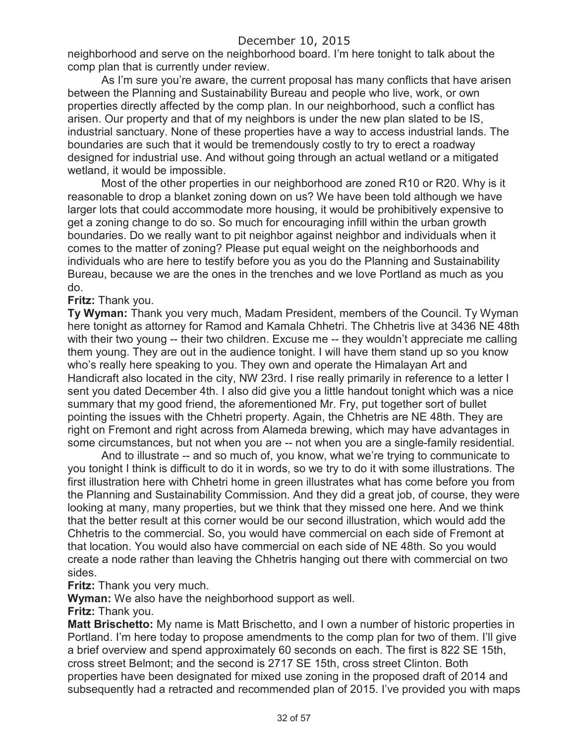neighborhood and serve on the neighborhood board. I'm here tonight to talk about the comp plan that is currently under review.

As I'm sure you're aware, the current proposal has many conflicts that have arisen between the Planning and Sustainability Bureau and people who live, work, or own properties directly affected by the comp plan. In our neighborhood, such a conflict has arisen. Our property and that of my neighbors is under the new plan slated to be IS, industrial sanctuary. None of these properties have a way to access industrial lands. The boundaries are such that it would be tremendously costly to try to erect a roadway designed for industrial use. And without going through an actual wetland or a mitigated wetland, it would be impossible.

Most of the other properties in our neighborhood are zoned R10 or R20. Why is it reasonable to drop a blanket zoning down on us? We have been told although we have larger lots that could accommodate more housing, it would be prohibitively expensive to get a zoning change to do so. So much for encouraging infill within the urban growth boundaries. Do we really want to pit neighbor against neighbor and individuals when it comes to the matter of zoning? Please put equal weight on the neighborhoods and individuals who are here to testify before you as you do the Planning and Sustainability Bureau, because we are the ones in the trenches and we love Portland as much as you do.

**Fritz:** Thank you.

**Ty Wyman:** Thank you very much, Madam President, members of the Council. Ty Wyman here tonight as attorney for Ramod and Kamala Chhetri. The Chhetris live at 3436 NE 48th with their two young -- their two children. Excuse me -- they wouldn't appreciate me calling them young. They are out in the audience tonight. I will have them stand up so you know who's really here speaking to you. They own and operate the Himalayan Art and Handicraft also located in the city, NW 23rd. I rise really primarily in reference to a letter I sent you dated December 4th. I also did give you a little handout tonight which was a nice summary that my good friend, the aforementioned Mr. Fry, put together sort of bullet pointing the issues with the Chhetri property. Again, the Chhetris are NE 48th. They are right on Fremont and right across from Alameda brewing, which may have advantages in some circumstances, but not when you are -- not when you are a single-family residential.

And to illustrate -- and so much of, you know, what we're trying to communicate to you tonight I think is difficult to do it in words, so we try to do it with some illustrations. The first illustration here with Chhetri home in green illustrates what has come before you from the Planning and Sustainability Commission. And they did a great job, of course, they were looking at many, many properties, but we think that they missed one here. And we think that the better result at this corner would be our second illustration, which would add the Chhetris to the commercial. So, you would have commercial on each side of Fremont at that location. You would also have commercial on each side of NE 48th. So you would create a node rather than leaving the Chhetris hanging out there with commercial on two sides.

**Fritz:** Thank you very much.

**Wyman:** We also have the neighborhood support as well.

**Fritz:** Thank you.

**Matt Brischetto:** My name is Matt Brischetto, and I own a number of historic properties in Portland. I'm here today to propose amendments to the comp plan for two of them. I'll give a brief overview and spend approximately 60 seconds on each. The first is 822 SE 15th, cross street Belmont; and the second is 2717 SE 15th, cross street Clinton. Both properties have been designated for mixed use zoning in the proposed draft of 2014 and subsequently had a retracted and recommended plan of 2015. I've provided you with maps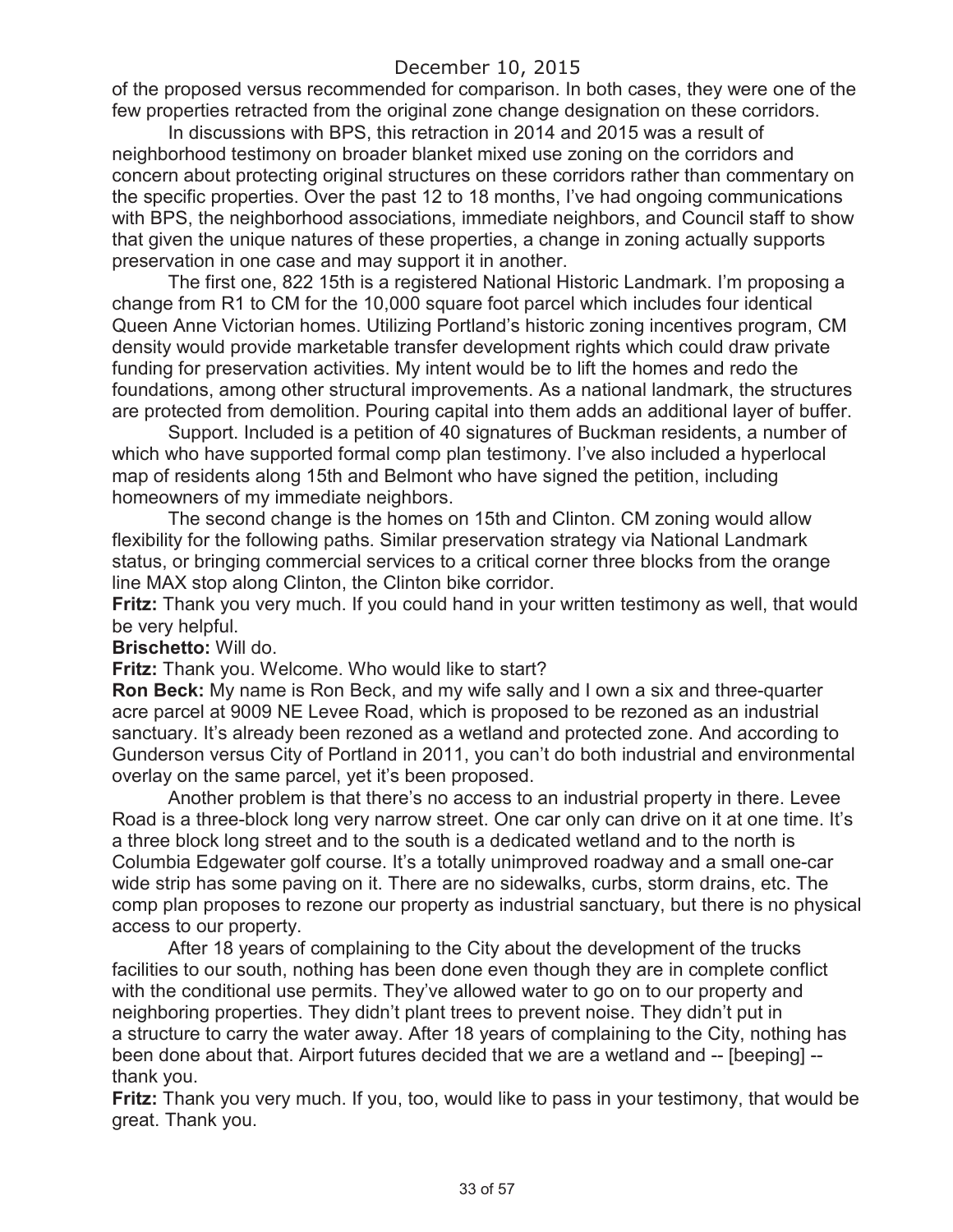of the proposed versus recommended for comparison. In both cases, they were one of the few properties retracted from the original zone change designation on these corridors.

In discussions with BPS, this retraction in 2014 and 2015 was a result of neighborhood testimony on broader blanket mixed use zoning on the corridors and concern about protecting original structures on these corridors rather than commentary on the specific properties. Over the past 12 to 18 months, I've had ongoing communications with BPS, the neighborhood associations, immediate neighbors, and Council staff to show that given the unique natures of these properties, a change in zoning actually supports preservation in one case and may support it in another.

The first one, 822 15th is a registered National Historic Landmark. I'm proposing a change from R1 to CM for the 10,000 square foot parcel which includes four identical Queen Anne Victorian homes. Utilizing Portland's historic zoning incentives program, CM density would provide marketable transfer development rights which could draw private funding for preservation activities. My intent would be to lift the homes and redo the foundations, among other structural improvements. As a national landmark, the structures are protected from demolition. Pouring capital into them adds an additional layer of buffer.

Support. Included is a petition of 40 signatures of Buckman residents, a number of which who have supported formal comp plan testimony. I've also included a hyperlocal map of residents along 15th and Belmont who have signed the petition, including homeowners of my immediate neighbors.

The second change is the homes on 15th and Clinton. CM zoning would allow flexibility for the following paths. Similar preservation strategy via National Landmark status, or bringing commercial services to a critical corner three blocks from the orange line MAX stop along Clinton, the Clinton bike corridor.

**Fritz:** Thank you very much. If you could hand in your written testimony as well, that would be very helpful.

**Brischetto:** Will do.

**Fritz:** Thank you. Welcome. Who would like to start?

**Ron Beck:** My name is Ron Beck, and my wife sally and I own a six and three-quarter acre parcel at 9009 NE Levee Road, which is proposed to be rezoned as an industrial sanctuary. It's already been rezoned as a wetland and protected zone. And according to Gunderson versus City of Portland in 2011, you can't do both industrial and environmental overlay on the same parcel, yet it's been proposed.

Another problem is that there's no access to an industrial property in there. Levee Road is a three-block long very narrow street. One car only can drive on it at one time. It's a three block long street and to the south is a dedicated wetland and to the north is Columbia Edgewater golf course. It's a totally unimproved roadway and a small one-car wide strip has some paving on it. There are no sidewalks, curbs, storm drains, etc. The comp plan proposes to rezone our property as industrial sanctuary, but there is no physical access to our property.

After 18 years of complaining to the City about the development of the trucks facilities to our south, nothing has been done even though they are in complete conflict with the conditional use permits. They've allowed water to go on to our property and neighboring properties. They didn't plant trees to prevent noise. They didn't put in a structure to carry the water away. After 18 years of complaining to the City, nothing has been done about that. Airport futures decided that we are a wetland and -- [beeping] -- thank you.

**Fritz:** Thank you very much. If you, too, would like to pass in your testimony, that would be great. Thank you.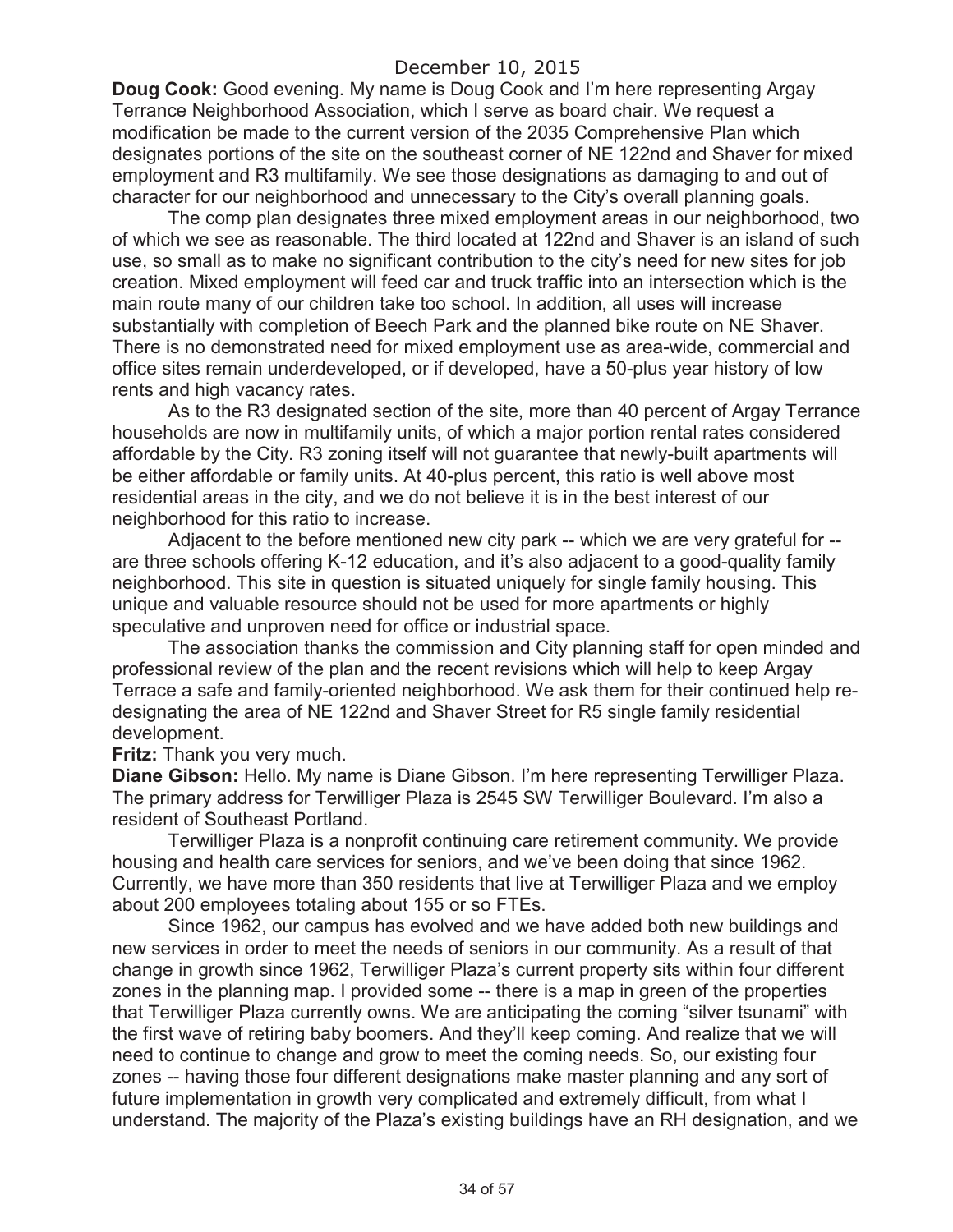**Doug Cook:** Good evening. My name is Doug Cook and I'm here representing Argay Terrance Neighborhood Association, which I serve as board chair. We request a modification be made to the current version of the 2035 Comprehensive Plan which designates portions of the site on the southeast corner of NE 122nd and Shaver for mixed employment and R3 multifamily. We see those designations as damaging to and out of character for our neighborhood and unnecessary to the City's overall planning goals.

The comp plan designates three mixed employment areas in our neighborhood, two of which we see as reasonable. The third located at 122nd and Shaver is an island of such use, so small as to make no significant contribution to the city's need for new sites for job creation. Mixed employment will feed car and truck traffic into an intersection which is the main route many of our children take too school. In addition, all uses will increase substantially with completion of Beech Park and the planned bike route on NE Shaver. There is no demonstrated need for mixed employment use as area-wide, commercial and office sites remain underdeveloped, or if developed, have a 50-plus year history of low rents and high vacancy rates.

As to the R3 designated section of the site, more than 40 percent of Argay Terrance households are now in multifamily units, of which a major portion rental rates considered affordable by the City. R3 zoning itself will not guarantee that newly-built apartments will be either affordable or family units. At 40-plus percent, this ratio is well above most residential areas in the city, and we do not believe it is in the best interest of our neighborhood for this ratio to increase.

Adjacent to the before mentioned new city park -- which we are very grateful for -- are three schools offering K-12 education, and it's also adjacent to a good-quality family neighborhood. This site in question is situated uniquely for single family housing. This unique and valuable resource should not be used for more apartments or highly speculative and unproven need for office or industrial space.

The association thanks the commission and City planning staff for open minded and professional review of the plan and the recent revisions which will help to keep Argay Terrace a safe and family-oriented neighborhood. We ask them for their continued help re-designating the area of NE 122nd and Shaver Street for R5 single family residential development.

**Fritz:** Thank you very much.

**Diane Gibson:** Hello. My name is Diane Gibson. I'm here representing Terwilliger Plaza. The primary address for Terwilliger Plaza is 2545 SW Terwilliger Boulevard. I'm also a resident of Southeast Portland.

Terwilliger Plaza is a nonprofit continuing care retirement community. We provide housing and health care services for seniors, and we've been doing that since 1962. Currently, we have more than 350 residents that live at Terwilliger Plaza and we employ about 200 employees totaling about 155 or so FTEs.

Since 1962, our campus has evolved and we have added both new buildings and new services in order to meet the needs of seniors in our community. As a result of that change in growth since 1962, Terwilliger Plaza's current property sits within four different zones in the planning map. I provided some -- there is a map in green of the properties that Terwilliger Plaza currently owns. We are anticipating the coming "silver tsunami" with the first wave of retiring baby boomers. And they'll keep coming. And realize that we will need to continue to change and grow to meet the coming needs. So, our existing four zones -- having those four different designations make master planning and any sort of future implementation in growth very complicated and extremely difficult, from what I understand. The majority of the Plaza's existing buildings have an RH designation, and we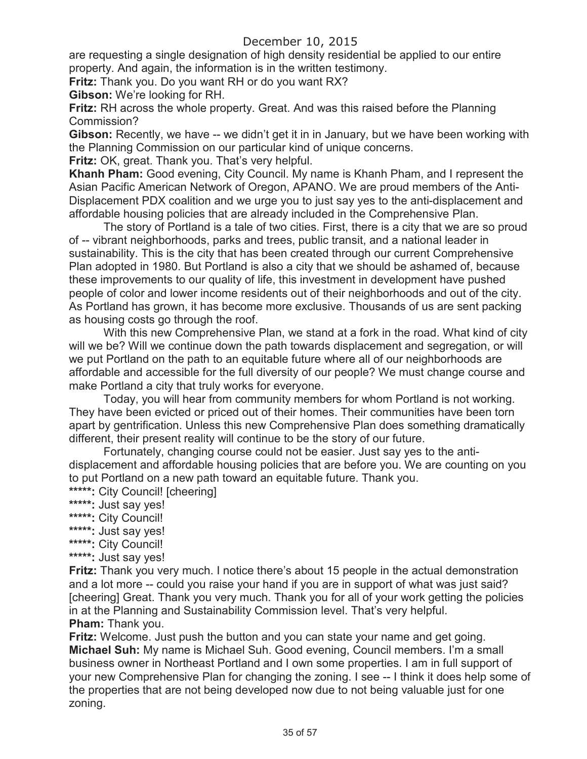are requesting a single designation of high density residential be applied to our entire property. And again, the information is in the written testimony.

**Fritz:** Thank you. Do you want RH or do you want RX?

**Gibson:** We're looking for RH.

**Fritz:** RH across the whole property. Great. And was this raised before the Planning Commission?

**Gibson:** Recently, we have -- we didn't get it in in January, but we have been working with the Planning Commission on our particular kind of unique concerns.

**Fritz:** OK, great. Thank you. That's very helpful.

**Khanh Pham:** Good evening, City Council. My name is Khanh Pham, and I represent the Asian Pacific American Network of Oregon, APANO. We are proud members of the Anti-Displacement PDX coalition and we urge you to just say yes to the anti-displacement and affordable housing policies that are already included in the Comprehensive Plan.

The story of Portland is a tale of two cities. First, there is a city that we are so proud of -- vibrant neighborhoods, parks and trees, public transit, and a national leader in sustainability. This is the city that has been created through our current Comprehensive Plan adopted in 1980. But Portland is also a city that we should be ashamed of, because these improvements to our quality of life, this investment in development have pushed people of color and lower income residents out of their neighborhoods and out of the city. As Portland has grown, it has become more exclusive. Thousands of us are sent packing as housing costs go through the roof.

With this new Comprehensive Plan, we stand at a fork in the road. What kind of city will we be? Will we continue down the path towards displacement and segregation, or will we put Portland on the path to an equitable future where all of our neighborhoods are affordable and accessible for the full diversity of our people? We must change course and make Portland a city that truly works for everyone.

Today, you will hear from community members for whom Portland is not working. They have been evicted or priced out of their homes. Their communities have been torn apart by gentrification. Unless this new Comprehensive Plan does something dramatically different, their present reality will continue to be the story of our future.

Fortunately, changing course could not be easier. Just say yes to the anti-displacement and affordable housing policies that are before you. We are counting on you to put Portland on a new path toward an equitable future. Thank you.

**\*\*\*\*\*:** City Council! [cheering]

**\*\*\*\*\*:** Just say yes!

**\*\*\*\*\*:** City Council!

**\*\*\*\*\*:** Just say yes!

**\*\*\*\*\*:** City Council!

**\*\*\*\*\*:** Just say yes!

**Fritz:** Thank you very much. I notice there's about 15 people in the actual demonstration and a lot more -- could you raise your hand if you are in support of what was just said? [cheering] Great. Thank you very much. Thank you for all of your work getting the policies in at the Planning and Sustainability Commission level. That's very helpful.

**Pham:** Thank you.

**Fritz:** Welcome. Just push the button and you can state your name and get going.

**Michael Suh:** My name is Michael Suh. Good evening, Council members. I'm a small business owner in Northeast Portland and I own some properties. I am in full support of your new Comprehensive Plan for changing the zoning. I see -- I think it does help some of the properties that are not being developed now due to not being valuable just for one zoning.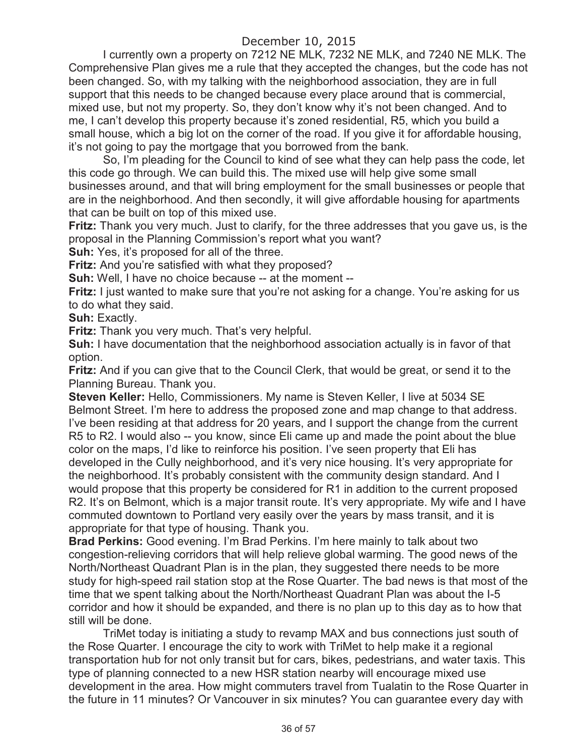I currently own a property on 7212 NE MLK, 7232 NE MLK, and 7240 NE MLK. The Comprehensive Plan gives me a rule that they accepted the changes, but the code has not been changed. So, with my talking with the neighborhood association, they are in full support that this needs to be changed because every place around that is commercial, mixed use, but not my property. So, they don't know why it's not been changed. And to me, I can't develop this property because it's zoned residential, R5, which you build a small house, which a big lot on the corner of the road. If you give it for affordable housing, it's not going to pay the mortgage that you borrowed from the bank.

So, I'm pleading for the Council to kind of see what they can help pass the code, let this code go through. We can build this. The mixed use will help give some small businesses around, and that will bring employment for the small businesses or people that are in the neighborhood. And then secondly, it will give affordable housing for apartments that can be built on top of this mixed use.

**Fritz:** Thank you very much. Just to clarify, for the three addresses that you gave us, is the proposal in the Planning Commission's report what you want?

**Suh:** Yes, it's proposed for all of the three.

**Fritz:** And you're satisfied with what they proposed?

**Suh:** Well, I have no choice because -- at the moment --

**Fritz:** I just wanted to make sure that you're not asking for a change. You're asking for us to do what they said.

**Suh:** Exactly.

**Fritz:** Thank you very much. That's very helpful.

**Suh:** I have documentation that the neighborhood association actually is in favor of that option.

**Fritz:** And if you can give that to the Council Clerk, that would be great, or send it to the Planning Bureau. Thank you.

**Steven Keller:** Hello, Commissioners. My name is Steven Keller, I live at 5034 SE Belmont Street. I'm here to address the proposed zone and map change to that address. I've been residing at that address for 20 years, and I support the change from the current R5 to R2. I would also -- you know, since Eli came up and made the point about the blue color on the maps, I'd like to reinforce his position. I've seen property that Eli has developed in the Cully neighborhood, and it's very nice housing. It's very appropriate for the neighborhood. It's probably consistent with the community design standard. And I would propose that this property be considered for R1 in addition to the current proposed R2. It's on Belmont, which is a major transit route. It's very appropriate. My wife and I have commuted downtown to Portland very easily over the years by mass transit, and it is appropriate for that type of housing. Thank you.

**Brad Perkins:** Good evening. I'm Brad Perkins. I'm here mainly to talk about two congestion-relieving corridors that will help relieve global warming. The good news of the North/Northeast Quadrant Plan is in the plan, they suggested there needs to be more study for high-speed rail station stop at the Rose Quarter. The bad news is that most of the time that we spent talking about the North/Northeast Quadrant Plan was about the I-5 corridor and how it should be expanded, and there is no plan up to this day as to how that still will be done.

TriMet today is initiating a study to revamp MAX and bus connections just south of the Rose Quarter. I encourage the city to work with TriMet to help make it a regional transportation hub for not only transit but for cars, bikes, pedestrians, and water taxis. This type of planning connected to a new HSR station nearby will encourage mixed use development in the area. How might commuters travel from Tualatin to the Rose Quarter in the future in 11 minutes? Or Vancouver in six minutes? You can guarantee every day with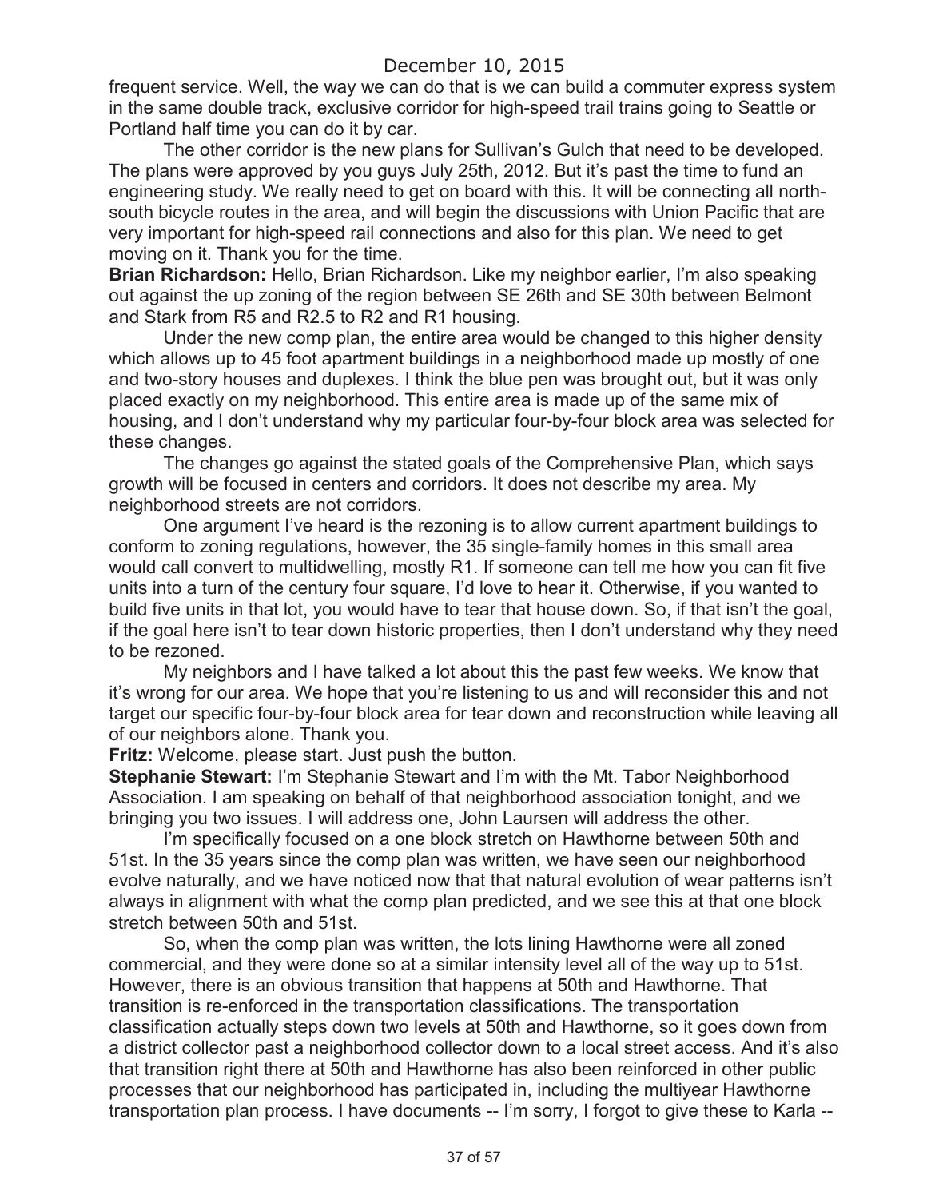frequent service. Well, the way we can do that is we can build a commuter express system in the same double track, exclusive corridor for high-speed trail trains going to Seattle or Portland half time you can do it by car.

The other corridor is the new plans for Sullivan's Gulch that need to be developed. The plans were approved by you guys July 25th, 2012. But it's past the time to fund an engineering study. We really need to get on board with this. It will be connecting all north-south bicycle routes in the area, and will begin the discussions with Union Pacific that are very important for high-speed rail connections and also for this plan. We need to get moving on it. Thank you for the time.

**Brian Richardson:** Hello, Brian Richardson. Like my neighbor earlier, I'm also speaking out against the up zoning of the region between SE 26th and SE 30th between Belmont and Stark from R5 and R2.5 to R2 and R1 housing.

Under the new comp plan, the entire area would be changed to this higher density which allows up to 45 foot apartment buildings in a neighborhood made up mostly of one and two-story houses and duplexes. I think the blue pen was brought out, but it was only placed exactly on my neighborhood. This entire area is made up of the same mix of housing, and I don't understand why my particular four-by-four block area was selected for these changes.

The changes go against the stated goals of the Comprehensive Plan, which says growth will be focused in centers and corridors. It does not describe my area. My neighborhood streets are not corridors.

One argument I've heard is the rezoning is to allow current apartment buildings to conform to zoning regulations, however, the 35 single-family homes in this small area would call convert to multidwelling, mostly R1. If someone can tell me how you can fit five units into a turn of the century four square, I'd love to hear it. Otherwise, if you wanted to build five units in that lot, you would have to tear that house down. So, if that isn't the goal, if the goal here isn't to tear down historic properties, then I don't understand why they need to be rezoned.

My neighbors and I have talked a lot about this the past few weeks. We know that it's wrong for our area. We hope that you're listening to us and will reconsider this and not target our specific four-by-four block area for tear down and reconstruction while leaving all of our neighbors alone. Thank you.

**Fritz:** Welcome, please start. Just push the button.

**Stephanie Stewart:** I'm Stephanie Stewart and I'm with the Mt. Tabor Neighborhood Association. I am speaking on behalf of that neighborhood association tonight, and we bringing you two issues. I will address one, John Laursen will address the other.

I'm specifically focused on a one block stretch on Hawthorne between 50th and 51st. In the 35 years since the comp plan was written, we have seen our neighborhood evolve naturally, and we have noticed now that that natural evolution of wear patterns isn't always in alignment with what the comp plan predicted, and we see this at that one block stretch between 50th and 51st.

So, when the comp plan was written, the lots lining Hawthorne were all zoned commercial, and they were done so at a similar intensity level all of the way up to 51st. However, there is an obvious transition that happens at 50th and Hawthorne. That transition is re-enforced in the transportation classifications. The transportation classification actually steps down two levels at 50th and Hawthorne, so it goes down from a district collector past a neighborhood collector down to a local street access. And it's also that transition right there at 50th and Hawthorne has also been reinforced in other public processes that our neighborhood has participated in, including the multiyear Hawthorne transportation plan process. I have documents -- I'm sorry, I forgot to give these to Karla --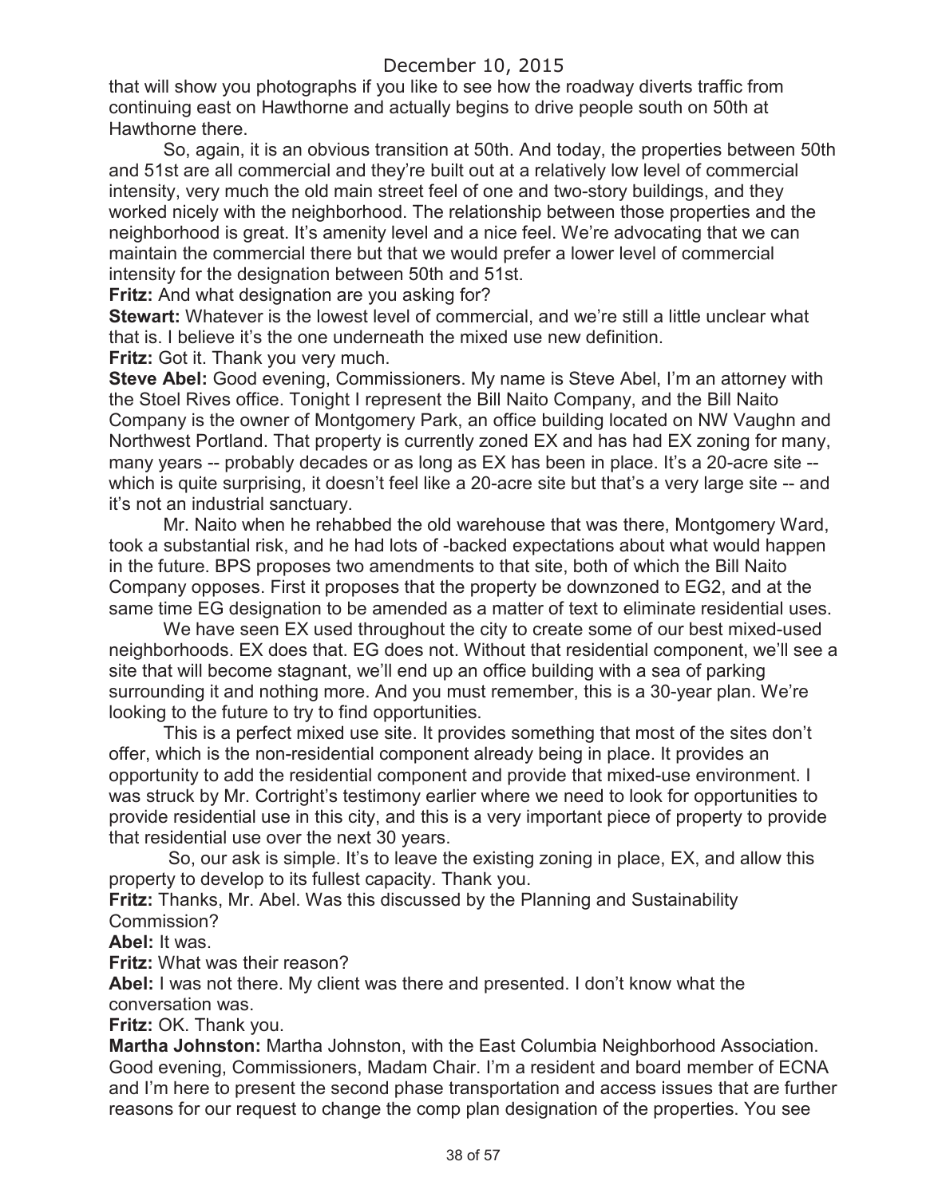that will show you photographs if you like to see how the roadway diverts traffic from continuing east on Hawthorne and actually begins to drive people south on 50th at Hawthorne there.

So, again, it is an obvious transition at 50th. And today, the properties between 50th and 51st are all commercial and they're built out at a relatively low level of commercial intensity, very much the old main street feel of one and two-story buildings, and they worked nicely with the neighborhood. The relationship between those properties and the neighborhood is great. It's amenity level and a nice feel. We're advocating that we can maintain the commercial there but that we would prefer a lower level of commercial intensity for the designation between 50th and 51st.

**Fritz:** And what designation are you asking for?

**Stewart:** Whatever is the lowest level of commercial, and we're still a little unclear what that is. I believe it's the one underneath the mixed use new definition.

**Fritz:** Got it. Thank you very much.

**Steve Abel:** Good evening, Commissioners. My name is Steve Abel, I'm an attorney with the Stoel Rives office. Tonight I represent the Bill Naito Company, and the Bill Naito Company is the owner of Montgomery Park, an office building located on NW Vaughn and Northwest Portland. That property is currently zoned EX and has had EX zoning for many, many years -- probably decades or as long as EX has been in place. It's a 20-acre site -- which is quite surprising, it doesn't feel like a 20-acre site but that's a very large site -- and it's not an industrial sanctuary.

Mr. Naito when he rehabbed the old warehouse that was there, Montgomery Ward, took a substantial risk, and he had lots of -backed expectations about what would happen in the future. BPS proposes two amendments to that site, both of which the Bill Naito Company opposes. First it proposes that the property be downzoned to EG2, and at the same time EG designation to be amended as a matter of text to eliminate residential uses.

We have seen EX used throughout the city to create some of our best mixed-used neighborhoods. EX does that. EG does not. Without that residential component, we'll see a site that will become stagnant, we'll end up an office building with a sea of parking surrounding it and nothing more. And you must remember, this is a 30-year plan. We're looking to the future to try to find opportunities.

This is a perfect mixed use site. It provides something that most of the sites don't offer, which is the non-residential component already being in place. It provides an opportunity to add the residential component and provide that mixed-use environment. I was struck by Mr. Cortright's testimony earlier where we need to look for opportunities to provide residential use in this city, and this is a very important piece of property to provide that residential use over the next 30 years.

So, our ask is simple. It's to leave the existing zoning in place, EX, and allow this property to develop to its fullest capacity. Thank you.

**Fritz:** Thanks, Mr. Abel. Was this discussed by the Planning and Sustainability Commission?

**Abel:** It was.

**Fritz:** What was their reason?

**Abel:** I was not there. My client was there and presented. I don't know what the conversation was.

**Fritz:** OK. Thank you.

**Martha Johnston:** Martha Johnston, with the East Columbia Neighborhood Association. Good evening, Commissioners, Madam Chair. I'm a resident and board member of ECNA and I'm here to present the second phase transportation and access issues that are further reasons for our request to change the comp plan designation of the properties. You see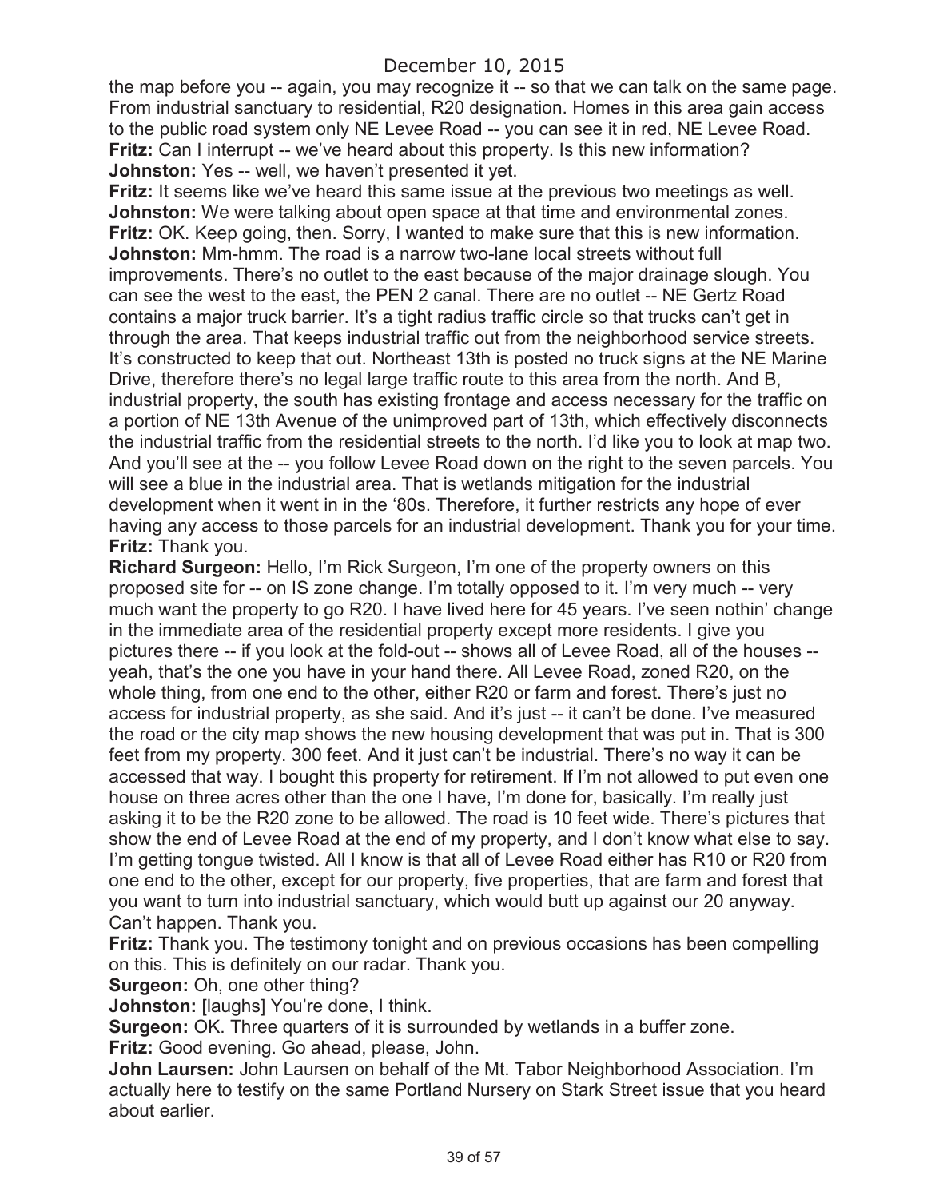the map before you -- again, you may recognize it -- so that we can talk on the same page. From industrial sanctuary to residential, R20 designation. Homes in this area gain access to the public road system only NE Levee Road -- you can see it in red, NE Levee Road.
**Fritz:** Can I interrupt -- we've heard about this property. Is this new information?
**Johnston:** Yes -- well, we haven't presented it yet.
**Fritz:** It seems like we've heard this same issue at the previous two meetings as well.
**Johnston:** We were talking about open space at that time and environmental zones.
**Fritz:** OK. Keep going, then. Sorry, I wanted to make sure that this is new information.
**Johnston:** Mm-hmm. The road is a narrow two-lane local streets without full improvements. There's no outlet to the east because of the major drainage slough. You can see the west to the east, the PEN 2 canal. There are no outlet -- NE Gertz Road contains a major truck barrier. It's a tight radius traffic circle so that trucks can't get in through the area. That keeps industrial traffic out from the neighborhood service streets. It's constructed to keep that out. Northeast 13th is posted no truck signs at the NE Marine Drive, therefore there's no legal large traffic route to this area from the north. And B, industrial property, the south has existing frontage and access necessary for the traffic on a portion of NE 13th Avenue of the unimproved part of 13th, which effectively disconnects the industrial traffic from the residential streets to the north. I'd like you to look at map two. And you'll see at the -- you follow Levee Road down on the right to the seven parcels. You will see a blue in the industrial area. That is wetlands mitigation for the industrial development when it went in in the '80s. Therefore, it further restricts any hope of ever having any access to those parcels for an industrial development. Thank you for your time.
**Fritz:** Thank you.
**Richard Surgeon:** Hello, I'm Rick Surgeon, I'm one of the property owners on this proposed site for -- on IS zone change. I'm totally opposed to it. I'm very much -- very much want the property to go R20. I have lived here for 45 years. I've seen nothin' change in the immediate area of the residential property except more residents. I give you pictures there -- if you look at the fold-out -- shows all of Levee Road, all of the houses -- yeah, that's the one you have in your hand there. All Levee Road, zoned R20, on the whole thing, from one end to the other, either R20 or farm and forest. There's just no access for industrial property, as she said. And it's just -- it can't be done. I've measured the road or the city map shows the new housing development that was put in. That is 300 feet from my property. 300 feet. And it just can't be industrial. There's no way it can be accessed that way. I bought this property for retirement. If I'm not allowed to put even one house on three acres other than the one I have, I'm done for, basically. I'm really just asking it to be the R20 zone to be allowed. The road is 10 feet wide. There's pictures that show the end of Levee Road at the end of my property, and I don't know what else to say. I'm getting tongue twisted. All I know is that all of Levee Road either has R10 or R20 from one end to the other, except for our property, five properties, that are farm and forest that you want to turn into industrial sanctuary, which would butt up against our 20 anyway. Can't happen. Thank you.
**Fritz:** Thank you. The testimony tonight and on previous occasions has been compelling on this. This is definitely on our radar. Thank you.
**Surgeon:** Oh, one other thing?
**Johnston:** [laughs] You're done, I think.
**Surgeon:** OK. Three quarters of it is surrounded by wetlands in a buffer zone.
**Fritz:** Good evening. Go ahead, please, John.
**John Laursen:** John Laursen on behalf of the Mt. Tabor Neighborhood Association. I'm actually here to testify on the same Portland Nursery on Stark Street issue that you heard about earlier.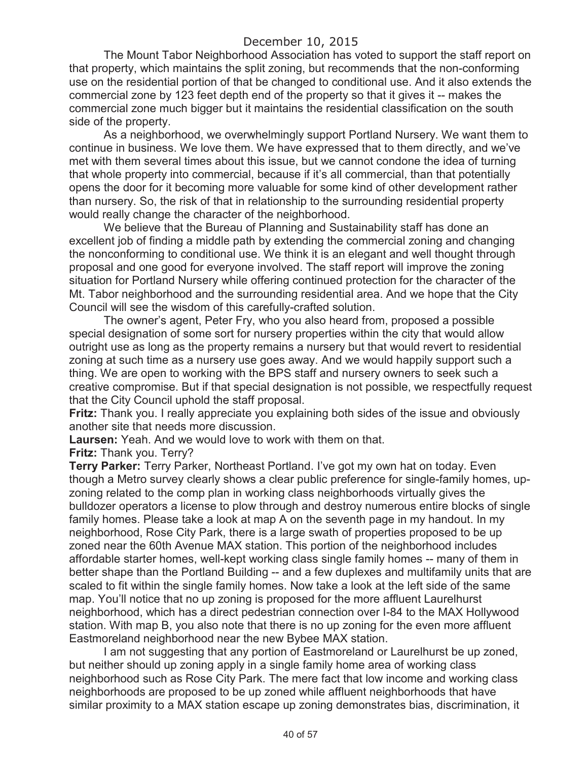December 10, 2015

The Mount Tabor Neighborhood Association has voted to support the staff report on that property, which maintains the split zoning, but recommends that the non-conforming use on the residential portion of that be changed to conditional use. And it also extends the commercial zone by 123 feet depth end of the property so that it gives it -- makes the commercial zone much bigger but it maintains the residential classification on the south side of the property.

As a neighborhood, we overwhelmingly support Portland Nursery. We want them to continue in business. We love them. We have expressed that to them directly, and we've met with them several times about this issue, but we cannot condone the idea of turning that whole property into commercial, because if it's all commercial, than that potentially opens the door for it becoming more valuable for some kind of other development rather than nursery. So, the risk of that in relationship to the surrounding residential property would really change the character of the neighborhood.

We believe that the Bureau of Planning and Sustainability staff has done an excellent job of finding a middle path by extending the commercial zoning and changing the nonconforming to conditional use. We think it is an elegant and well thought through proposal and one good for everyone involved. The staff report will improve the zoning situation for Portland Nursery while offering continued protection for the character of the Mt. Tabor neighborhood and the surrounding residential area. And we hope that the City Council will see the wisdom of this carefully-crafted solution.

The owner's agent, Peter Fry, who you also heard from, proposed a possible special designation of some sort for nursery properties within the city that would allow outright use as long as the property remains a nursery but that would revert to residential zoning at such time as a nursery use goes away. And we would happily support such a thing. We are open to working with the BPS staff and nursery owners to seek such a creative compromise. But if that special designation is not possible, we respectfully request that the City Council uphold the staff proposal.

**Fritz:** Thank you. I really appreciate you explaining both sides of the issue and obviously another site that needs more discussion.

**Laursen:** Yeah. And we would love to work with them on that.

**Fritz:** Thank you. Terry?

**Terry Parker:** Terry Parker, Northeast Portland. I've got my own hat on today. Even though a Metro survey clearly shows a clear public preference for single-family homes, up-zoning related to the comp plan in working class neighborhoods virtually gives the bulldozer operators a license to plow through and destroy numerous entire blocks of single family homes. Please take a look at map A on the seventh page in my handout. In my neighborhood, Rose City Park, there is a large swath of properties proposed to be up zoned near the 60th Avenue MAX station. This portion of the neighborhood includes affordable starter homes, well-kept working class single family homes -- many of them in better shape than the Portland Building -- and a few duplexes and multifamily units that are scaled to fit within the single family homes. Now take a look at the left side of the same map. You'll notice that no up zoning is proposed for the more affluent Laurelhurst neighborhood, which has a direct pedestrian connection over I-84 to the MAX Hollywood station. With map B, you also note that there is no up zoning for the even more affluent Eastmoreland neighborhood near the new Bybee MAX station.

I am not suggesting that any portion of Eastmoreland or Laurelhurst be up zoned, but neither should up zoning apply in a single family home area of working class neighborhood such as Rose City Park. The mere fact that low income and working class neighborhoods are proposed to be up zoned while affluent neighborhoods that have similar proximity to a MAX station escape up zoning demonstrates bias, discrimination, it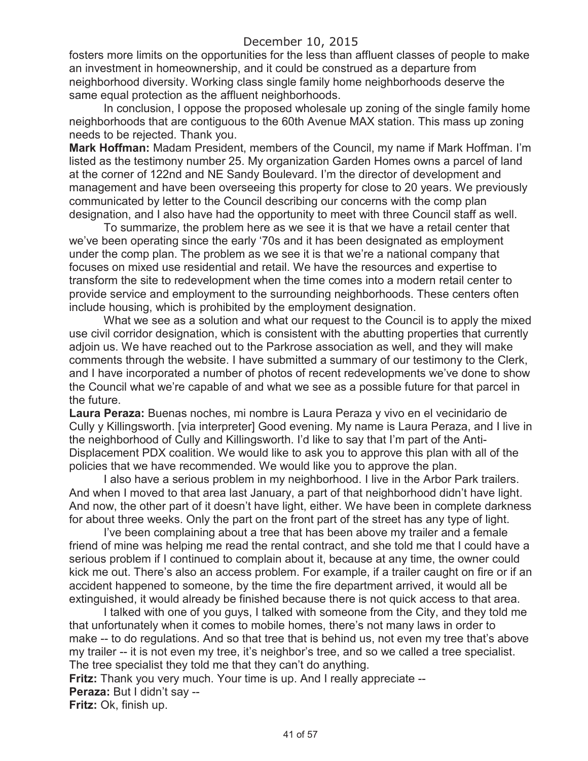fosters more limits on the opportunities for the less than affluent classes of people to make an investment in homeownership, and it could be construed as a departure from neighborhood diversity. Working class single family home neighborhoods deserve the same equal protection as the affluent neighborhoods.

In conclusion, I oppose the proposed wholesale up zoning of the single family home neighborhoods that are contiguous to the 60th Avenue MAX station. This mass up zoning needs to be rejected. Thank you.

**Mark Hoffman:** Madam President, members of the Council, my name if Mark Hoffman. I'm listed as the testimony number 25. My organization Garden Homes owns a parcel of land at the corner of 122nd and NE Sandy Boulevard. I'm the director of development and management and have been overseeing this property for close to 20 years. We previously communicated by letter to the Council describing our concerns with the comp plan designation, and I also have had the opportunity to meet with three Council staff as well.

To summarize, the problem here as we see it is that we have a retail center that we've been operating since the early '70s and it has been designated as employment under the comp plan. The problem as we see it is that we're a national company that focuses on mixed use residential and retail. We have the resources and expertise to transform the site to redevelopment when the time comes into a modern retail center to provide service and employment to the surrounding neighborhoods. These centers often include housing, which is prohibited by the employment designation.

What we see as a solution and what our request to the Council is to apply the mixed use civil corridor designation, which is consistent with the abutting properties that currently adjoin us. We have reached out to the Parkrose association as well, and they will make comments through the website. I have submitted a summary of our testimony to the Clerk, and I have incorporated a number of photos of recent redevelopments we've done to show the Council what we're capable of and what we see as a possible future for that parcel in the future.

**Laura Peraza:** Buenas noches, mi nombre is Laura Peraza y vivo en el vecinidario de Cully y Killingsworth. [via interpreter] Good evening. My name is Laura Peraza, and I live in the neighborhood of Cully and Killingsworth. I'd like to say that I'm part of the Anti-Displacement PDX coalition. We would like to ask you to approve this plan with all of the policies that we have recommended. We would like you to approve the plan.

I also have a serious problem in my neighborhood. I live in the Arbor Park trailers. And when I moved to that area last January, a part of that neighborhood didn't have light. And now, the other part of it doesn't have light, either. We have been in complete darkness for about three weeks. Only the part on the front part of the street has any type of light.

I've been complaining about a tree that has been above my trailer and a female friend of mine was helping me read the rental contract, and she told me that I could have a serious problem if I continued to complain about it, because at any time, the owner could kick me out. There's also an access problem. For example, if a trailer caught on fire or if an accident happened to someone, by the time the fire department arrived, it would all be extinguished, it would already be finished because there is not quick access to that area.

I talked with one of you guys, I talked with someone from the City, and they told me that unfortunately when it comes to mobile homes, there's not many laws in order to make -- to do regulations. And so that tree that is behind us, not even my tree that's above my trailer -- it is not even my tree, it's neighbor's tree, and so we called a tree specialist. The tree specialist they told me that they can't do anything.

**Fritz:** Thank you very much. Your time is up. And I really appreciate --

**Peraza:** But I didn't say --

**Fritz:** Ok, finish up.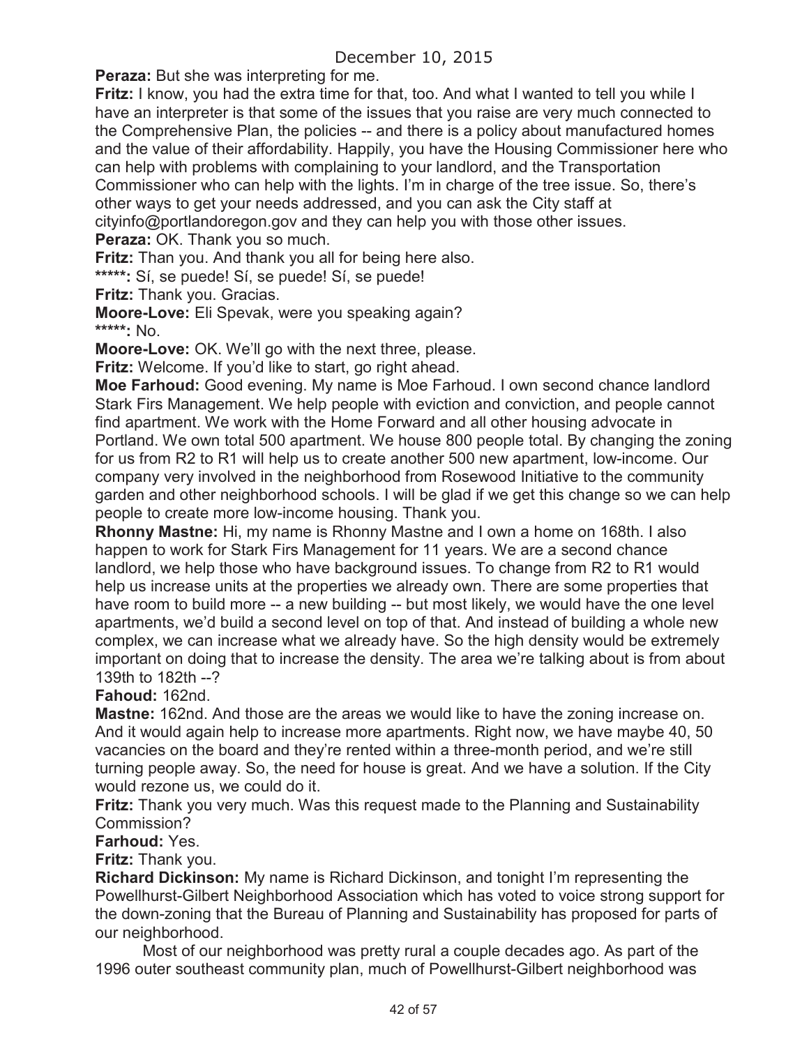**Peraza:** But she was interpreting for me.

**Fritz:** I know, you had the extra time for that, too. And what I wanted to tell you while I have an interpreter is that some of the issues that you raise are very much connected to the Comprehensive Plan, the policies -- and there is a policy about manufactured homes and the value of their affordability. Happily, you have the Housing Commissioner here who can help with problems with complaining to your landlord, and the Transportation Commissioner who can help with the lights. I'm in charge of the tree issue. So, there's other ways to get your needs addressed, and you can ask the City staff at cityinfo@portlandoregon.gov and they can help you with those other issues.

**Peraza:** OK. Thank you so much.

**Fritz:** Than you. And thank you all for being here also.

**\*\*\*\*\*:** Sí, se puede! Sí, se puede! Sí, se puede!

**Fritz:** Thank you. Gracias.

**Moore-Love:** Eli Spevak, were you speaking again?

**\*\*\*\*\*:** No.

**Moore-Love:** OK. We'll go with the next three, please.

**Fritz:** Welcome. If you'd like to start, go right ahead.

**Moe Farhoud:** Good evening. My name is Moe Farhoud. I own second chance landlord Stark Firs Management. We help people with eviction and conviction, and people cannot find apartment. We work with the Home Forward and all other housing advocate in Portland. We own total 500 apartment. We house 800 people total. By changing the zoning for us from R2 to R1 will help us to create another 500 new apartment, low-income. Our company very involved in the neighborhood from Rosewood Initiative to the community garden and other neighborhood schools. I will be glad if we get this change so we can help people to create more low-income housing. Thank you.

**Rhonny Mastne:** Hi, my name is Rhonny Mastne and I own a home on 168th. I also happen to work for Stark Firs Management for 11 years. We are a second chance landlord, we help those who have background issues. To change from R2 to R1 would help us increase units at the properties we already own. There are some properties that have room to build more -- a new building -- but most likely, we would have the one level apartments, we'd build a second level on top of that. And instead of building a whole new complex, we can increase what we already have. So the high density would be extremely important on doing that to increase the density. The area we're talking about is from about 139th to 182th --?

**Fahoud:** 162nd.

**Mastne:** 162nd. And those are the areas we would like to have the zoning increase on. And it would again help to increase more apartments. Right now, we have maybe 40, 50 vacancies on the board and they're rented within a three-month period, and we're still turning people away. So, the need for house is great. And we have a solution. If the City would rezone us, we could do it.

**Fritz:** Thank you very much. Was this request made to the Planning and Sustainability Commission?

**Farhoud:** Yes.

**Fritz:** Thank you.

**Richard Dickinson:** My name is Richard Dickinson, and tonight I'm representing the Powellhurst-Gilbert Neighborhood Association which has voted to voice strong support for the down-zoning that the Bureau of Planning and Sustainability has proposed for parts of our neighborhood.

Most of our neighborhood was pretty rural a couple decades ago. As part of the 1996 outer southeast community plan, much of Powellhurst-Gilbert neighborhood was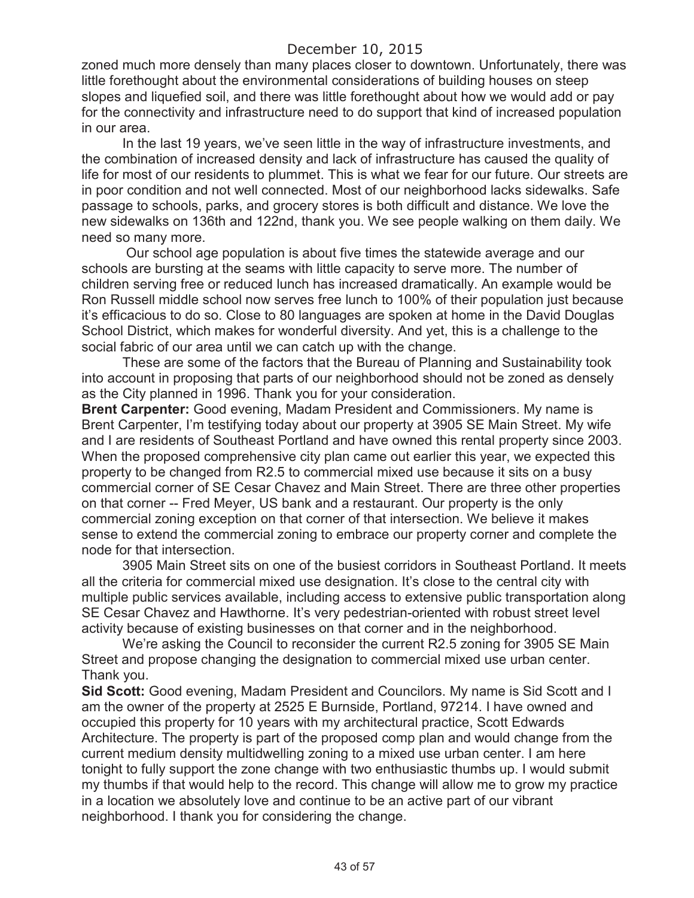zoned much more densely than many places closer to downtown. Unfortunately, there was little forethought about the environmental considerations of building houses on steep slopes and liquefied soil, and there was little forethought about how we would add or pay for the connectivity and infrastructure need to do support that kind of increased population in our area.

In the last 19 years, we've seen little in the way of infrastructure investments, and the combination of increased density and lack of infrastructure has caused the quality of life for most of our residents to plummet. This is what we fear for our future. Our streets are in poor condition and not well connected. Most of our neighborhood lacks sidewalks. Safe passage to schools, parks, and grocery stores is both difficult and distance. We love the new sidewalks on 136th and 122nd, thank you. We see people walking on them daily. We need so many more.

Our school age population is about five times the statewide average and our schools are bursting at the seams with little capacity to serve more. The number of children serving free or reduced lunch has increased dramatically. An example would be Ron Russell middle school now serves free lunch to 100% of their population just because it's efficacious to do so. Close to 80 languages are spoken at home in the David Douglas School District, which makes for wonderful diversity. And yet, this is a challenge to the social fabric of our area until we can catch up with the change.

These are some of the factors that the Bureau of Planning and Sustainability took into account in proposing that parts of our neighborhood should not be zoned as densely as the City planned in 1996. Thank you for your consideration.

**Brent Carpenter:** Good evening, Madam President and Commissioners. My name is Brent Carpenter, I'm testifying today about our property at 3905 SE Main Street. My wife and I are residents of Southeast Portland and have owned this rental property since 2003. When the proposed comprehensive city plan came out earlier this year, we expected this property to be changed from R2.5 to commercial mixed use because it sits on a busy commercial corner of SE Cesar Chavez and Main Street. There are three other properties on that corner -- Fred Meyer, US bank and a restaurant. Our property is the only commercial zoning exception on that corner of that intersection. We believe it makes sense to extend the commercial zoning to embrace our property corner and complete the node for that intersection.

3905 Main Street sits on one of the busiest corridors in Southeast Portland. It meets all the criteria for commercial mixed use designation. It's close to the central city with multiple public services available, including access to extensive public transportation along SE Cesar Chavez and Hawthorne. It's very pedestrian-oriented with robust street level activity because of existing businesses on that corner and in the neighborhood.

We're asking the Council to reconsider the current R2.5 zoning for 3905 SE Main Street and propose changing the designation to commercial mixed use urban center. Thank you.

**Sid Scott:** Good evening, Madam President and Councilors. My name is Sid Scott and I am the owner of the property at 2525 E Burnside, Portland, 97214. I have owned and occupied this property for 10 years with my architectural practice, Scott Edwards Architecture. The property is part of the proposed comp plan and would change from the current medium density multidwelling zoning to a mixed use urban center. I am here tonight to fully support the zone change with two enthusiastic thumbs up. I would submit my thumbs if that would help to the record. This change will allow me to grow my practice in a location we absolutely love and continue to be an active part of our vibrant neighborhood. I thank you for considering the change.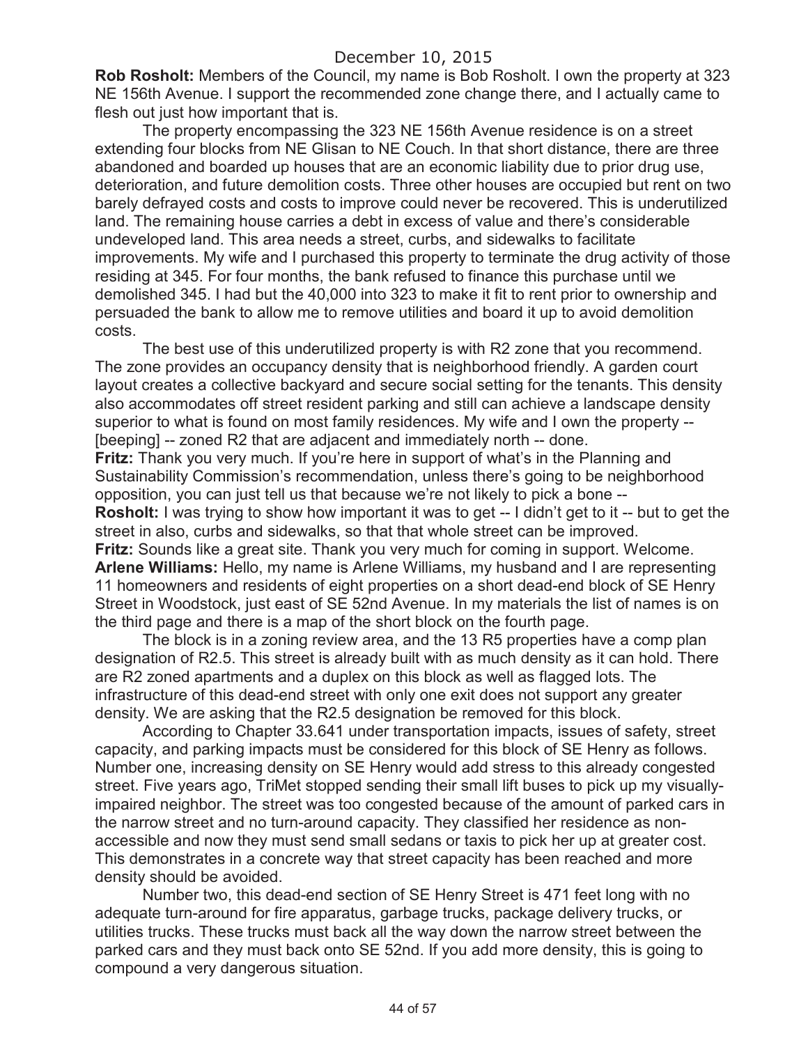**Rob Rosholt:** Members of the Council, my name is Bob Rosholt. I own the property at 323 NE 156th Avenue. I support the recommended zone change there, and I actually came to flesh out just how important that is.

The property encompassing the 323 NE 156th Avenue residence is on a street extending four blocks from NE Glisan to NE Couch. In that short distance, there are three abandoned and boarded up houses that are an economic liability due to prior drug use, deterioration, and future demolition costs. Three other houses are occupied but rent on two barely defrayed costs and costs to improve could never be recovered. This is underutilized land. The remaining house carries a debt in excess of value and there's considerable undeveloped land. This area needs a street, curbs, and sidewalks to facilitate improvements. My wife and I purchased this property to terminate the drug activity of those residing at 345. For four months, the bank refused to finance this purchase until we demolished 345. I had but the 40,000 into 323 to make it fit to rent prior to ownership and persuaded the bank to allow me to remove utilities and board it up to avoid demolition costs.

The best use of this underutilized property is with R2 zone that you recommend. The zone provides an occupancy density that is neighborhood friendly. A garden court layout creates a collective backyard and secure social setting for the tenants. This density also accommodates off street resident parking and still can achieve a landscape density superior to what is found on most family residences. My wife and I own the property -- [beeping] -- zoned R2 that are adjacent and immediately north -- done.

**Fritz:** Thank you very much. If you're here in support of what's in the Planning and Sustainability Commission's recommendation, unless there's going to be neighborhood opposition, you can just tell us that because we're not likely to pick a bone --

**Rosholt:** I was trying to show how important it was to get -- I didn't get to it -- but to get the street in also, curbs and sidewalks, so that that whole street can be improved.

**Fritz:** Sounds like a great site. Thank you very much for coming in support. Welcome.

**Arlene Williams:** Hello, my name is Arlene Williams, my husband and I are representing 11 homeowners and residents of eight properties on a short dead-end block of SE Henry Street in Woodstock, just east of SE 52nd Avenue. In my materials the list of names is on the third page and there is a map of the short block on the fourth page.

The block is in a zoning review area, and the 13 R5 properties have a comp plan designation of R2.5. This street is already built with as much density as it can hold. There are R2 zoned apartments and a duplex on this block as well as flagged lots. The infrastructure of this dead-end street with only one exit does not support any greater density. We are asking that the R2.5 designation be removed for this block.

According to Chapter 33.641 under transportation impacts, issues of safety, street capacity, and parking impacts must be considered for this block of SE Henry as follows. Number one, increasing density on SE Henry would add stress to this already congested street. Five years ago, TriMet stopped sending their small lift buses to pick up my visually-impaired neighbor. The street was too congested because of the amount of parked cars in the narrow street and no turn-around capacity. They classified her residence as non-accessible and now they must send small sedans or taxis to pick her up at greater cost. This demonstrates in a concrete way that street capacity has been reached and more density should be avoided.

Number two, this dead-end section of SE Henry Street is 471 feet long with no adequate turn-around for fire apparatus, garbage trucks, package delivery trucks, or utilities trucks. These trucks must back all the way down the narrow street between the parked cars and they must back onto SE 52nd. If you add more density, this is going to compound a very dangerous situation.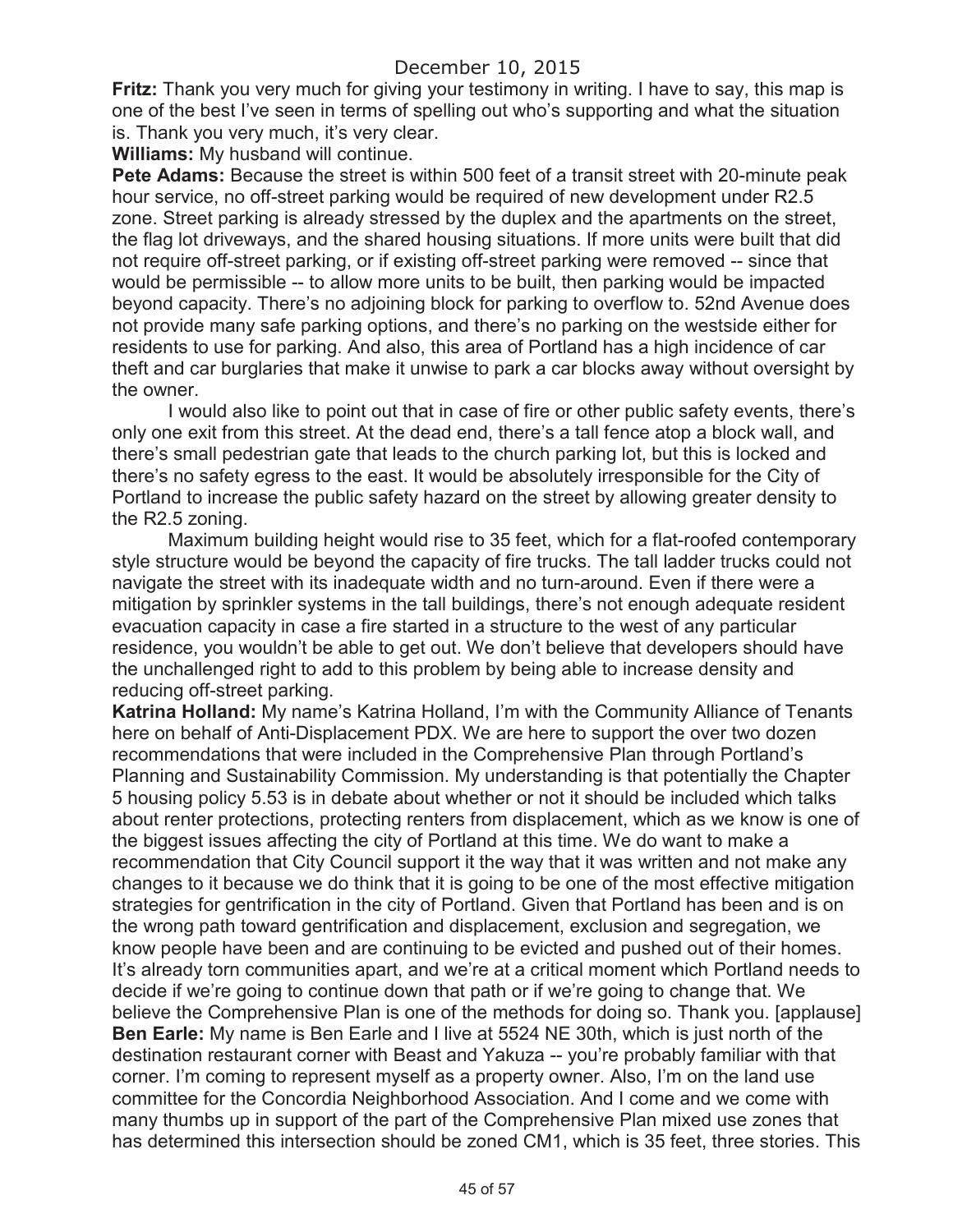December 10, 2015

**Fritz:** Thank you very much for giving your testimony in writing. I have to say, this map is one of the best I've seen in terms of spelling out who's supporting and what the situation is. Thank you very much, it's very clear.

**Williams:** My husband will continue.

**Pete Adams:** Because the street is within 500 feet of a transit street with 20-minute peak hour service, no off-street parking would be required of new development under R2.5 zone. Street parking is already stressed by the duplex and the apartments on the street, the flag lot driveways, and the shared housing situations. If more units were built that did not require off-street parking, or if existing off-street parking were removed -- since that would be permissible -- to allow more units to be built, then parking would be impacted beyond capacity. There's no adjoining block for parking to overflow to. 52nd Avenue does not provide many safe parking options, and there's no parking on the westside either for residents to use for parking. And also, this area of Portland has a high incidence of car theft and car burglaries that make it unwise to park a car blocks away without oversight by the owner.

I would also like to point out that in case of fire or other public safety events, there's only one exit from this street. At the dead end, there's a tall fence atop a block wall, and there's small pedestrian gate that leads to the church parking lot, but this is locked and there's no safety egress to the east. It would be absolutely irresponsible for the City of Portland to increase the public safety hazard on the street by allowing greater density to the R2.5 zoning.

Maximum building height would rise to 35 feet, which for a flat-roofed contemporary style structure would be beyond the capacity of fire trucks. The tall ladder trucks could not navigate the street with its inadequate width and no turn-around. Even if there were a mitigation by sprinkler systems in the tall buildings, there's not enough adequate resident evacuation capacity in case a fire started in a structure to the west of any particular residence, you wouldn't be able to get out. We don't believe that developers should have the unchallenged right to add to this problem by being able to increase density and reducing off-street parking.

**Katrina Holland:** My name's Katrina Holland, I'm with the Community Alliance of Tenants here on behalf of Anti-Displacement PDX. We are here to support the over two dozen recommendations that were included in the Comprehensive Plan through Portland's Planning and Sustainability Commission. My understanding is that potentially the Chapter 5 housing policy 5.53 is in debate about whether or not it should be included which talks about renter protections, protecting renters from displacement, which as we know is one of the biggest issues affecting the city of Portland at this time. We do want to make a recommendation that City Council support it the way that it was written and not make any changes to it because we do think that it is going to be one of the most effective mitigation strategies for gentrification in the city of Portland. Given that Portland has been and is on the wrong path toward gentrification and displacement, exclusion and segregation, we know people have been and are continuing to be evicted and pushed out of their homes. It's already torn communities apart, and we're at a critical moment which Portland needs to decide if we're going to continue down that path or if we're going to change that. We believe the Comprehensive Plan is one of the methods for doing so. Thank you. [applause]

**Ben Earle:** My name is Ben Earle and I live at 5524 NE 30th, which is just north of the destination restaurant corner with Beast and Yakuza -- you're probably familiar with that corner. I'm coming to represent myself as a property owner. Also, I'm on the land use committee for the Concordia Neighborhood Association. And I come and we come with many thumbs up in support of the part of the Comprehensive Plan mixed use zones that has determined this intersection should be zoned CM1, which is 35 feet, three stories. This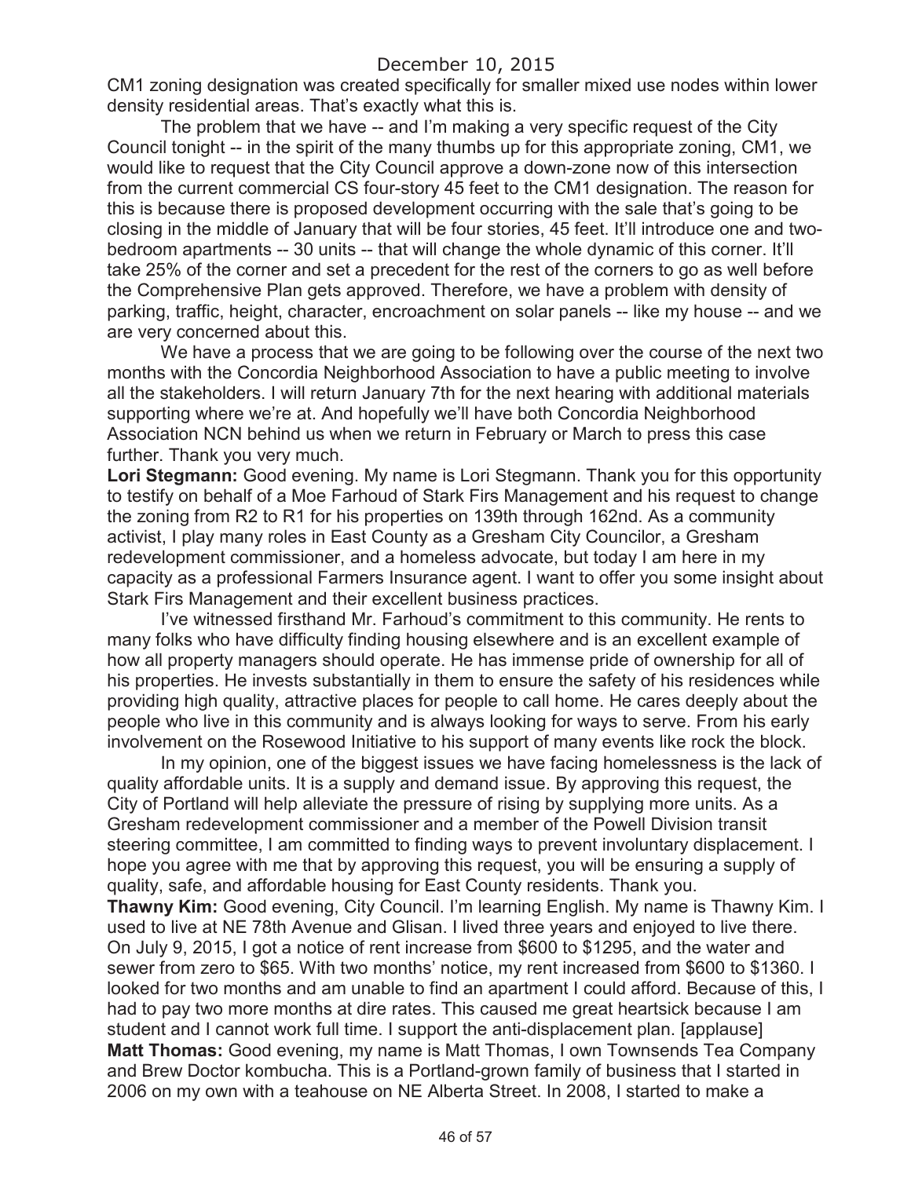CM1 zoning designation was created specifically for smaller mixed use nodes within lower density residential areas. That's exactly what this is.

The problem that we have -- and I'm making a very specific request of the City Council tonight -- in the spirit of the many thumbs up for this appropriate zoning, CM1, we would like to request that the City Council approve a down-zone now of this intersection from the current commercial CS four-story 45 feet to the CM1 designation. The reason for this is because there is proposed development occurring with the sale that's going to be closing in the middle of January that will be four stories, 45 feet. It'll introduce one and two-bedroom apartments -- 30 units -- that will change the whole dynamic of this corner. It'll take 25% of the corner and set a precedent for the rest of the corners to go as well before the Comprehensive Plan gets approved. Therefore, we have a problem with density of parking, traffic, height, character, encroachment on solar panels -- like my house -- and we are very concerned about this.

We have a process that we are going to be following over the course of the next two months with the Concordia Neighborhood Association to have a public meeting to involve all the stakeholders. I will return January 7th for the next hearing with additional materials supporting where we're at. And hopefully we'll have both Concordia Neighborhood Association NCN behind us when we return in February or March to press this case further. Thank you very much.

**Lori Stegmann:** Good evening. My name is Lori Stegmann. Thank you for this opportunity to testify on behalf of a Moe Farhoud of Stark Firs Management and his request to change the zoning from R2 to R1 for his properties on 139th through 162nd. As a community activist, I play many roles in East County as a Gresham City Councilor, a Gresham redevelopment commissioner, and a homeless advocate, but today I am here in my capacity as a professional Farmers Insurance agent. I want to offer you some insight about Stark Firs Management and their excellent business practices.

I've witnessed firsthand Mr. Farhoud's commitment to this community. He rents to many folks who have difficulty finding housing elsewhere and is an excellent example of how all property managers should operate. He has immense pride of ownership for all of his properties. He invests substantially in them to ensure the safety of his residences while providing high quality, attractive places for people to call home. He cares deeply about the people who live in this community and is always looking for ways to serve. From his early involvement on the Rosewood Initiative to his support of many events like rock the block.

In my opinion, one of the biggest issues we have facing homelessness is the lack of quality affordable units. It is a supply and demand issue. By approving this request, the City of Portland will help alleviate the pressure of rising by supplying more units. As a Gresham redevelopment commissioner and a member of the Powell Division transit steering committee, I am committed to finding ways to prevent involuntary displacement. I hope you agree with me that by approving this request, you will be ensuring a supply of quality, safe, and affordable housing for East County residents. Thank you.

**Thawny Kim:** Good evening, City Council. I'm learning English. My name is Thawny Kim. I used to live at NE 78th Avenue and Glisan. I lived three years and enjoyed to live there. On July 9, 2015, I got a notice of rent increase from $600 to $1295, and the water and sewer from zero to $65. With two months' notice, my rent increased from $600 to $1360. I looked for two months and am unable to find an apartment I could afford. Because of this, I had to pay two more months at dire rates. This caused me great heartsick because I am student and I cannot work full time. I support the anti-displacement plan. [applause]

**Matt Thomas:** Good evening, my name is Matt Thomas, I own Townsends Tea Company and Brew Doctor kombucha. This is a Portland-grown family of business that I started in 2006 on my own with a teahouse on NE Alberta Street. In 2008, I started to make a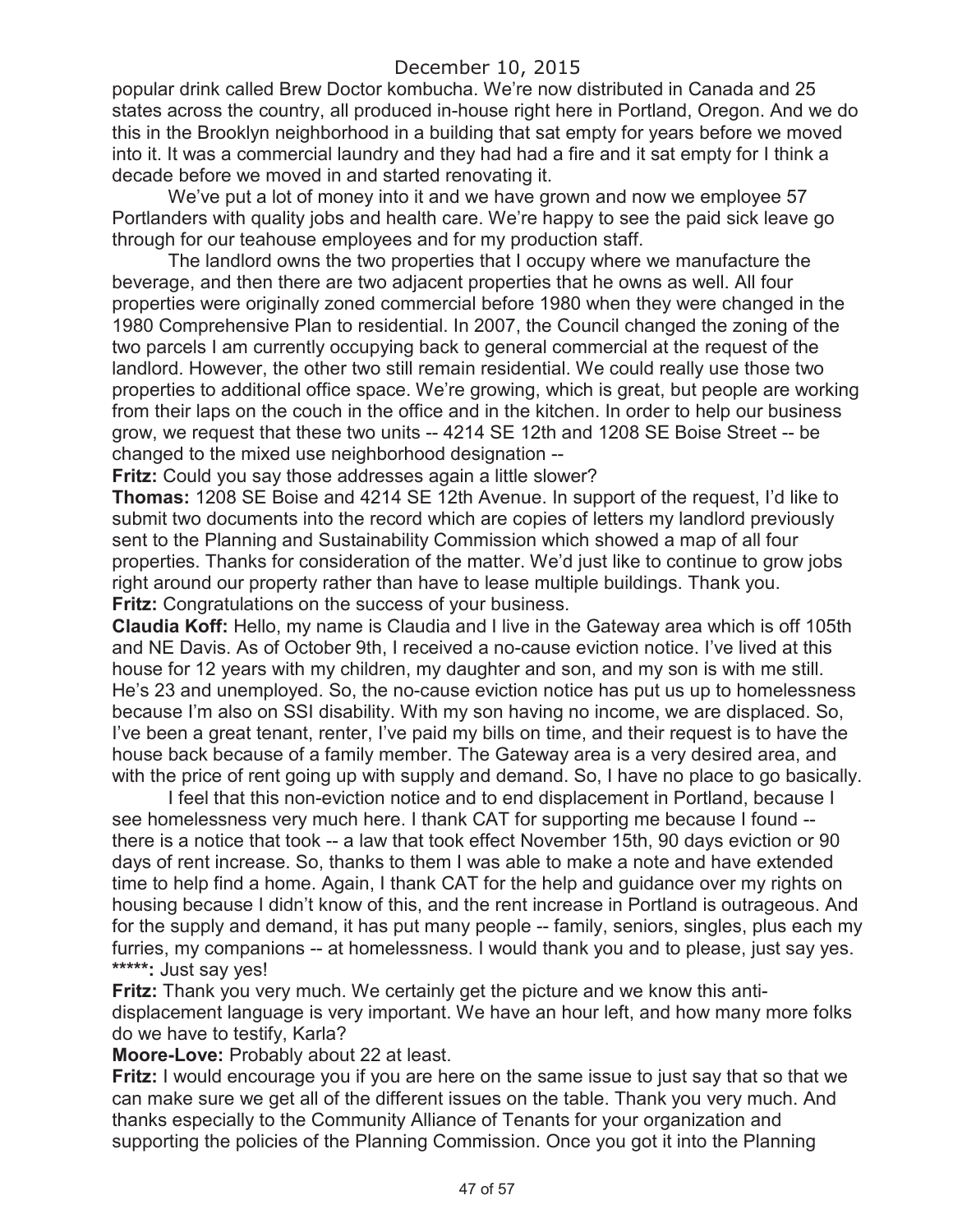popular drink called Brew Doctor kombucha. We're now distributed in Canada and 25 states across the country, all produced in-house right here in Portland, Oregon. And we do this in the Brooklyn neighborhood in a building that sat empty for years before we moved into it. It was a commercial laundry and they had had a fire and it sat empty for I think a decade before we moved in and started renovating it.

We've put a lot of money into it and we have grown and now we employee 57 Portlanders with quality jobs and health care. We're happy to see the paid sick leave go through for our teahouse employees and for my production staff.

The landlord owns the two properties that I occupy where we manufacture the beverage, and then there are two adjacent properties that he owns as well. All four properties were originally zoned commercial before 1980 when they were changed in the 1980 Comprehensive Plan to residential. In 2007, the Council changed the zoning of the two parcels I am currently occupying back to general commercial at the request of the landlord. However, the other two still remain residential. We could really use those two properties to additional office space. We're growing, which is great, but people are working from their laps on the couch in the office and in the kitchen. In order to help our business grow, we request that these two units -- 4214 SE 12th and 1208 SE Boise Street -- be changed to the mixed use neighborhood designation --

**Fritz:** Could you say those addresses again a little slower?

**Thomas:** 1208 SE Boise and 4214 SE 12th Avenue. In support of the request, I'd like to submit two documents into the record which are copies of letters my landlord previously sent to the Planning and Sustainability Commission which showed a map of all four properties. Thanks for consideration of the matter. We'd just like to continue to grow jobs right around our property rather than have to lease multiple buildings. Thank you.

**Fritz:** Congratulations on the success of your business.

**Claudia Koff:** Hello, my name is Claudia and I live in the Gateway area which is off 105th and NE Davis. As of October 9th, I received a no-cause eviction notice. I've lived at this house for 12 years with my children, my daughter and son, and my son is with me still. He's 23 and unemployed. So, the no-cause eviction notice has put us up to homelessness because I'm also on SSI disability. With my son having no income, we are displaced. So, I've been a great tenant, renter, I've paid my bills on time, and their request is to have the house back because of a family member. The Gateway area is a very desired area, and with the price of rent going up with supply and demand. So, I have no place to go basically.

I feel that this non-eviction notice and to end displacement in Portland, because I see homelessness very much here. I thank CAT for supporting me because I found -- there is a notice that took -- a law that took effect November 15th, 90 days eviction or 90 days of rent increase. So, thanks to them I was able to make a note and have extended time to help find a home. Again, I thank CAT for the help and guidance over my rights on housing because I didn't know of this, and the rent increase in Portland is outrageous. And for the supply and demand, it has put many people -- family, seniors, singles, plus each my furries, my companions -- at homelessness. I would thank you and to please, just say yes.

**\*\*\*\*\*:** Just say yes!

**Fritz:** Thank you very much. We certainly get the picture and we know this anti-displacement language is very important. We have an hour left, and how many more folks do we have to testify, Karla?

**Moore-Love:** Probably about 22 at least.

**Fritz:** I would encourage you if you are here on the same issue to just say that so that we can make sure we get all of the different issues on the table. Thank you very much. And thanks especially to the Community Alliance of Tenants for your organization and supporting the policies of the Planning Commission. Once you got it into the Planning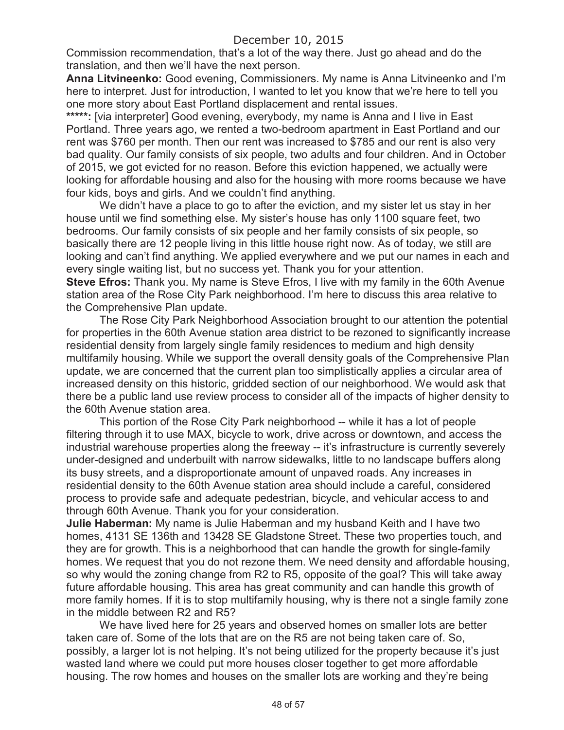December 10, 2015

Commission recommendation, that's a lot of the way there. Just go ahead and do the translation, and then we'll have the next person.

**Anna Litvineenko:** Good evening, Commissioners. My name is Anna Litvineenko and I'm here to interpret. Just for introduction, I wanted to let you know that we're here to tell you one more story about East Portland displacement and rental issues.

**\*\*\*\*\*:** [via interpreter] Good evening, everybody, my name is Anna and I live in East Portland. Three years ago, we rented a two-bedroom apartment in East Portland and our rent was $760 per month. Then our rent was increased to $785 and our rent is also very bad quality. Our family consists of six people, two adults and four children. And in October of 2015, we got evicted for no reason. Before this eviction happened, we actually were looking for affordable housing and also for the housing with more rooms because we have four kids, boys and girls. And we couldn't find anything.

We didn't have a place to go to after the eviction, and my sister let us stay in her house until we find something else. My sister's house has only 1100 square feet, two bedrooms. Our family consists of six people and her family consists of six people, so basically there are 12 people living in this little house right now. As of today, we still are looking and can't find anything. We applied everywhere and we put our names in each and every single waiting list, but no success yet. Thank you for your attention.

**Steve Efros:** Thank you. My name is Steve Efros, I live with my family in the 60th Avenue station area of the Rose City Park neighborhood. I'm here to discuss this area relative to the Comprehensive Plan update.

The Rose City Park Neighborhood Association brought to our attention the potential for properties in the 60th Avenue station area district to be rezoned to significantly increase residential density from largely single family residences to medium and high density multifamily housing. While we support the overall density goals of the Comprehensive Plan update, we are concerned that the current plan too simplistically applies a circular area of increased density on this historic, gridded section of our neighborhood. We would ask that there be a public land use review process to consider all of the impacts of higher density to the 60th Avenue station area.

This portion of the Rose City Park neighborhood -- while it has a lot of people filtering through it to use MAX, bicycle to work, drive across or downtown, and access the industrial warehouse properties along the freeway -- it's infrastructure is currently severely under-designed and underbuilt with narrow sidewalks, little to no landscape buffers along its busy streets, and a disproportionate amount of unpaved roads. Any increases in residential density to the 60th Avenue station area should include a careful, considered process to provide safe and adequate pedestrian, bicycle, and vehicular access to and through 60th Avenue. Thank you for your consideration.

**Julie Haberman:** My name is Julie Haberman and my husband Keith and I have two homes, 4131 SE 136th and 13428 SE Gladstone Street. These two properties touch, and they are for growth. This is a neighborhood that can handle the growth for single-family homes. We request that you do not rezone them. We need density and affordable housing, so why would the zoning change from R2 to R5, opposite of the goal? This will take away future affordable housing. This area has great community and can handle this growth of more family homes. If it is to stop multifamily housing, why is there not a single family zone in the middle between R2 and R5?

We have lived here for 25 years and observed homes on smaller lots are better taken care of. Some of the lots that are on the R5 are not being taken care of. So, possibly, a larger lot is not helping. It's not being utilized for the property because it's just wasted land where we could put more houses closer together to get more affordable housing. The row homes and houses on the smaller lots are working and they're being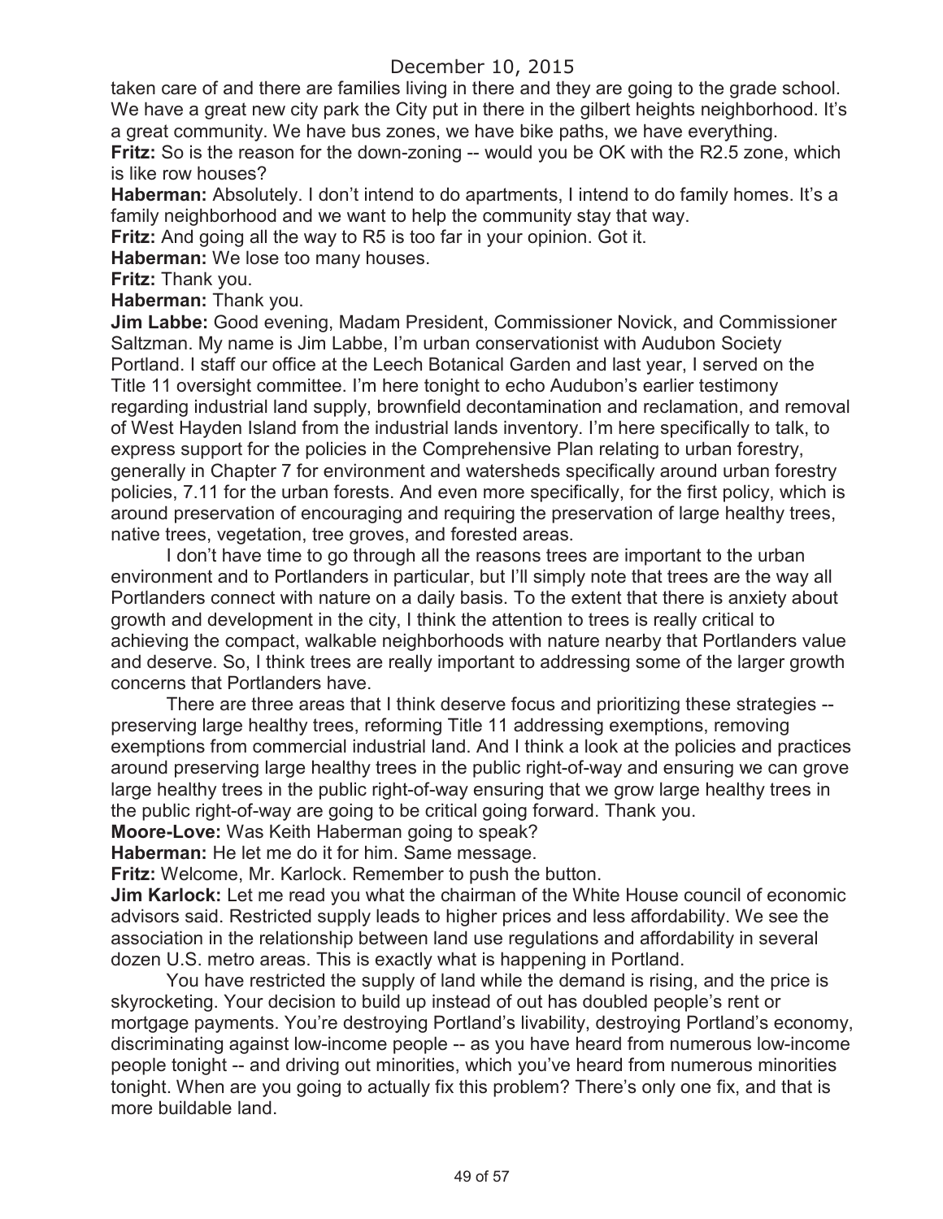taken care of and there are families living in there and they are going to the grade school. We have a great new city park the City put in there in the gilbert heights neighborhood. It's a great community. We have bus zones, we have bike paths, we have everything.

**Fritz:** So is the reason for the down-zoning -- would you be OK with the R2.5 zone, which is like row houses?

**Haberman:** Absolutely. I don't intend to do apartments, I intend to do family homes. It's a family neighborhood and we want to help the community stay that way.

**Fritz:** And going all the way to R5 is too far in your opinion. Got it.

**Haberman:** We lose too many houses.

**Fritz:** Thank you.

**Haberman:** Thank you.

**Jim Labbe:** Good evening, Madam President, Commissioner Novick, and Commissioner Saltzman. My name is Jim Labbe, I'm urban conservationist with Audubon Society Portland. I staff our office at the Leech Botanical Garden and last year, I served on the Title 11 oversight committee. I'm here tonight to echo Audubon's earlier testimony regarding industrial land supply, brownfield decontamination and reclamation, and removal of West Hayden Island from the industrial lands inventory. I'm here specifically to talk, to express support for the policies in the Comprehensive Plan relating to urban forestry, generally in Chapter 7 for environment and watersheds specifically around urban forestry policies, 7.11 for the urban forests. And even more specifically, for the first policy, which is around preservation of encouraging and requiring the preservation of large healthy trees, native trees, vegetation, tree groves, and forested areas.

I don't have time to go through all the reasons trees are important to the urban environment and to Portlanders in particular, but I'll simply note that trees are the way all Portlanders connect with nature on a daily basis. To the extent that there is anxiety about growth and development in the city, I think the attention to trees is really critical to achieving the compact, walkable neighborhoods with nature nearby that Portlanders value and deserve. So, I think trees are really important to addressing some of the larger growth concerns that Portlanders have.

There are three areas that I think deserve focus and prioritizing these strategies -- preserving large healthy trees, reforming Title 11 addressing exemptions, removing exemptions from commercial industrial land. And I think a look at the policies and practices around preserving large healthy trees in the public right-of-way and ensuring we can grove large healthy trees in the public right-of-way ensuring that we grow large healthy trees in the public right-of-way are going to be critical going forward. Thank you.

**Moore-Love:** Was Keith Haberman going to speak?

**Haberman:** He let me do it for him. Same message.

**Fritz:** Welcome, Mr. Karlock. Remember to push the button.

**Jim Karlock:** Let me read you what the chairman of the White House council of economic advisors said. Restricted supply leads to higher prices and less affordability. We see the association in the relationship between land use regulations and affordability in several dozen U.S. metro areas. This is exactly what is happening in Portland.

You have restricted the supply of land while the demand is rising, and the price is skyrocketing. Your decision to build up instead of out has doubled people's rent or mortgage payments. You're destroying Portland's livability, destroying Portland's economy, discriminating against low-income people -- as you have heard from numerous low-income people tonight -- and driving out minorities, which you've heard from numerous minorities tonight. When are you going to actually fix this problem? There's only one fix, and that is more buildable land.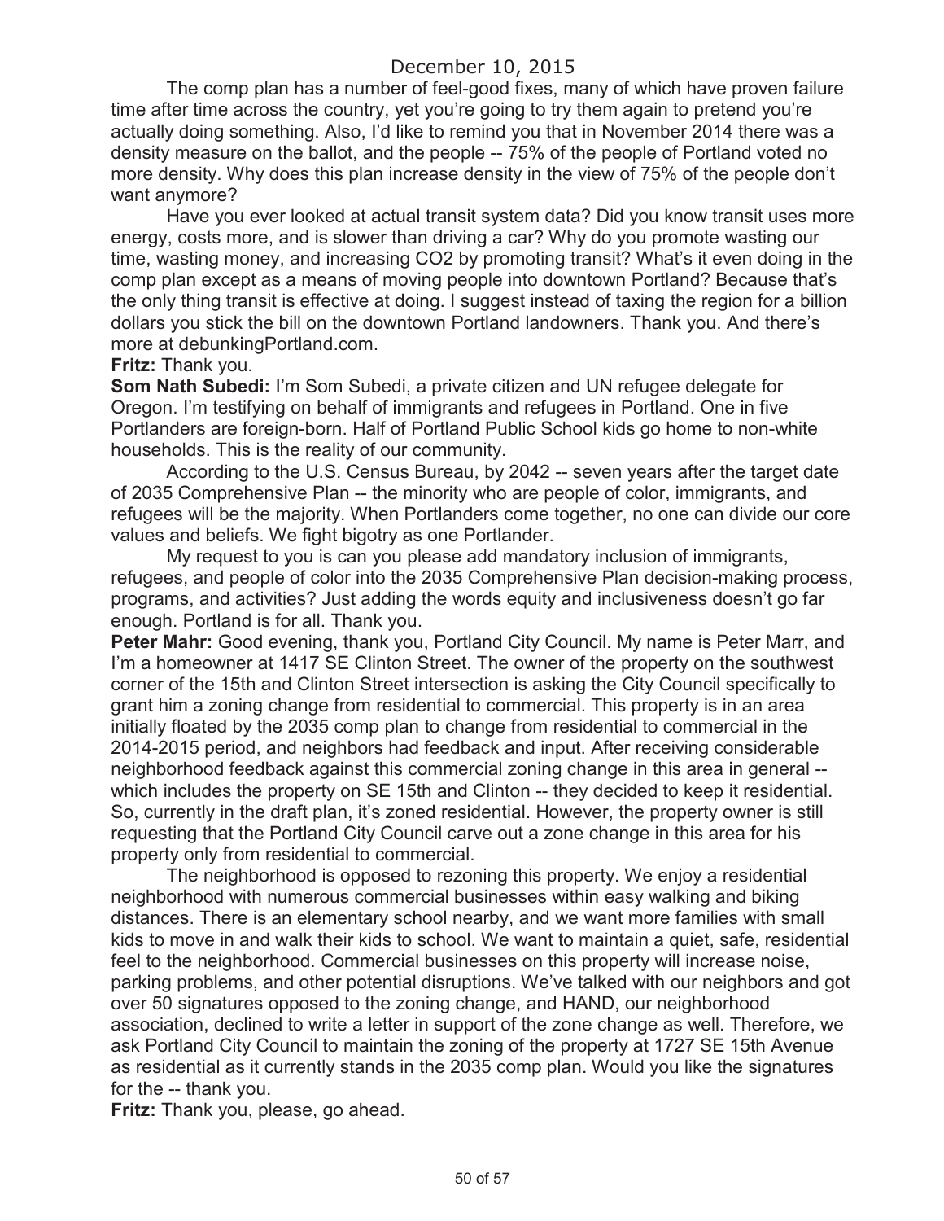The comp plan has a number of feel-good fixes, many of which have proven failure time after time across the country, yet you're going to try them again to pretend you're actually doing something. Also, I'd like to remind you that in November 2014 there was a density measure on the ballot, and the people -- 75% of the people of Portland voted no more density. Why does this plan increase density in the view of 75% of the people don't want anymore?

Have you ever looked at actual transit system data? Did you know transit uses more energy, costs more, and is slower than driving a car? Why do you promote wasting our time, wasting money, and increasing $CO_2$ by promoting transit? What's it even doing in the comp plan except as a means of moving people into downtown Portland? Because that's the only thing transit is effective at doing. I suggest instead of taxing the region for a billion dollars you stick the bill on the downtown Portland landowners. Thank you. And there's more at debunkingPortland.com.

**Fritz:** Thank you.

**Som Nath Subedi:** I'm Som Subedi, a private citizen and UN refugee delegate for Oregon. I'm testifying on behalf of immigrants and refugees in Portland. One in five Portlanders are foreign-born. Half of Portland Public School kids go home to non-white households. This is the reality of our community.

According to the U.S. Census Bureau, by 2042 -- seven years after the target date of 2035 Comprehensive Plan -- the minority who are people of color, immigrants, and refugees will be the majority. When Portlanders come together, no one can divide our core values and beliefs. We fight bigotry as one Portlander.

My request to you is can you please add mandatory inclusion of immigrants, refugees, and people of color into the 2035 Comprehensive Plan decision-making process, programs, and activities? Just adding the words equity and inclusiveness doesn't go far enough. Portland is for all. Thank you.

**Peter Mahr:** Good evening, thank you, Portland City Council. My name is Peter Marr, and I'm a homeowner at 1417 SE Clinton Street. The owner of the property on the southwest corner of the 15th and Clinton Street intersection is asking the City Council specifically to grant him a zoning change from residential to commercial. This property is in an area initially floated by the 2035 comp plan to change from residential to commercial in the 2014-2015 period, and neighbors had feedback and input. After receiving considerable neighborhood feedback against this commercial zoning change in this area in general -- which includes the property on SE 15th and Clinton -- they decided to keep it residential. So, currently in the draft plan, it's zoned residential. However, the property owner is still requesting that the Portland City Council carve out a zone change in this area for his property only from residential to commercial.

The neighborhood is opposed to rezoning this property. We enjoy a residential neighborhood with numerous commercial businesses within easy walking and biking distances. There is an elementary school nearby, and we want more families with small kids to move in and walk their kids to school. We want to maintain a quiet, safe, residential feel to the neighborhood. Commercial businesses on this property will increase noise, parking problems, and other potential disruptions. We've talked with our neighbors and got over 50 signatures opposed to the zoning change, and HAND, our neighborhood association, declined to write a letter in support of the zone change as well. Therefore, we ask Portland City Council to maintain the zoning of the property at 1727 SE 15th Avenue as residential as it currently stands in the 2035 comp plan. Would you like the signatures for the -- thank you.

**Fritz:** Thank you, please, go ahead.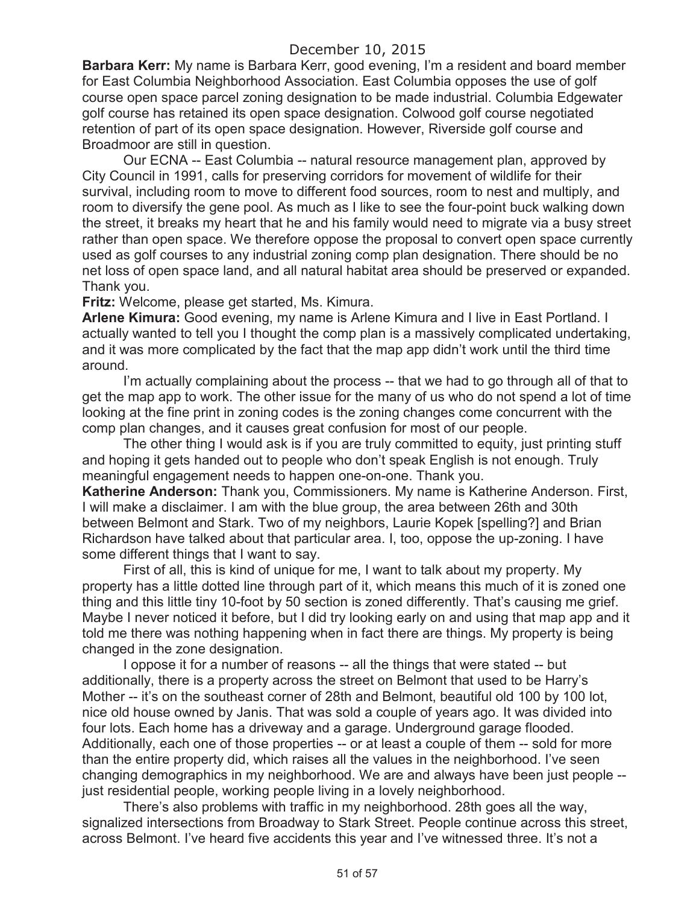**Barbara Kerr:** My name is Barbara Kerr, good evening, I'm a resident and board member for East Columbia Neighborhood Association. East Columbia opposes the use of golf course open space parcel zoning designation to be made industrial. Columbia Edgewater golf course has retained its open space designation. Colwood golf course negotiated retention of part of its open space designation. However, Riverside golf course and Broadmoor are still in question.

Our ECNA -- East Columbia -- natural resource management plan, approved by City Council in 1991, calls for preserving corridors for movement of wildlife for their survival, including room to move to different food sources, room to nest and multiply, and room to diversify the gene pool. As much as I like to see the four-point buck walking down the street, it breaks my heart that he and his family would need to migrate via a busy street rather than open space. We therefore oppose the proposal to convert open space currently used as golf courses to any industrial zoning comp plan designation. There should be no net loss of open space land, and all natural habitat area should be preserved or expanded. Thank you.

**Fritz:** Welcome, please get started, Ms. Kimura.

**Arlene Kimura:** Good evening, my name is Arlene Kimura and I live in East Portland. I actually wanted to tell you I thought the comp plan is a massively complicated undertaking, and it was more complicated by the fact that the map app didn't work until the third time around.

I'm actually complaining about the process -- that we had to go through all of that to get the map app to work. The other issue for the many of us who do not spend a lot of time looking at the fine print in zoning codes is the zoning changes come concurrent with the comp plan changes, and it causes great confusion for most of our people.

The other thing I would ask is if you are truly committed to equity, just printing stuff and hoping it gets handed out to people who don't speak English is not enough. Truly meaningful engagement needs to happen one-on-one. Thank you.

**Katherine Anderson:** Thank you, Commissioners. My name is Katherine Anderson. First, I will make a disclaimer. I am with the blue group, the area between 26th and 30th between Belmont and Stark. Two of my neighbors, Laurie Kopek [spelling?] and Brian Richardson have talked about that particular area. I, too, oppose the up-zoning. I have some different things that I want to say.

First of all, this is kind of unique for me, I want to talk about my property. My property has a little dotted line through part of it, which means this much of it is zoned one thing and this little tiny 10-foot by 50 section is zoned differently. That's causing me grief. Maybe I never noticed it before, but I did try looking early on and using that map app and it told me there was nothing happening when in fact there are things. My property is being changed in the zone designation.

I oppose it for a number of reasons -- all the things that were stated -- but additionally, there is a property across the street on Belmont that used to be Harry's Mother -- it's on the southeast corner of 28th and Belmont, beautiful old 100 by 100 lot, nice old house owned by Janis. That was sold a couple of years ago. It was divided into four lots. Each home has a driveway and a garage. Underground garage flooded. Additionally, each one of those properties -- or at least a couple of them -- sold for more than the entire property did, which raises all the values in the neighborhood. I've seen changing demographics in my neighborhood. We are and always have been just people -- just residential people, working people living in a lovely neighborhood.

There's also problems with traffic in my neighborhood. 28th goes all the way, signalized intersections from Broadway to Stark Street. People continue across this street, across Belmont. I've heard five accidents this year and I've witnessed three. It's not a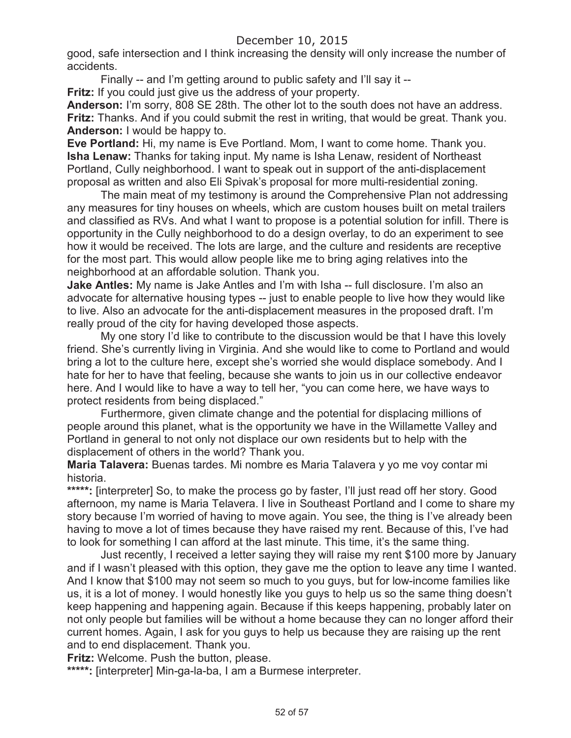December 10, 2015

good, safe intersection and I think increasing the density will only increase the number of accidents.

Finally -- and I'm getting around to public safety and I'll say it --

**Fritz:** If you could just give us the address of your property.

**Anderson:** I'm sorry, 808 SE 28th. The other lot to the south does not have an address.

**Fritz:** Thanks. And if you could submit the rest in writing, that would be great. Thank you.

**Anderson:** I would be happy to.

**Eve Portland:** Hi, my name is Eve Portland. Mom, I want to come home. Thank you.

**Isha Lenaw:** Thanks for taking input. My name is Isha Lenaw, resident of Northeast Portland, Cully neighborhood. I want to speak out in support of the anti-displacement proposal as written and also Eli Spivak's proposal for more multi-residential zoning.

The main meat of my testimony is around the Comprehensive Plan not addressing any measures for tiny houses on wheels, which are custom houses built on metal trailers and classified as RVs. And what I want to propose is a potential solution for infill. There is opportunity in the Cully neighborhood to do a design overlay, to do an experiment to see how it would be received. The lots are large, and the culture and residents are receptive for the most part. This would allow people like me to bring aging relatives into the neighborhood at an affordable solution. Thank you.

**Jake Antles:** My name is Jake Antles and I'm with Isha -- full disclosure. I'm also an advocate for alternative housing types -- just to enable people to live how they would like to live. Also an advocate for the anti-displacement measures in the proposed draft. I'm really proud of the city for having developed those aspects.

My one story I'd like to contribute to the discussion would be that I have this lovely friend. She's currently living in Virginia. And she would like to come to Portland and would bring a lot to the culture here, except she's worried she would displace somebody. And I hate for her to have that feeling, because she wants to join us in our collective endeavor here. And I would like to have a way to tell her, "you can come here, we have ways to protect residents from being displaced."

Furthermore, given climate change and the potential for displacing millions of people around this planet, what is the opportunity we have in the Willamette Valley and Portland in general to not only not displace our own residents but to help with the displacement of others in the world? Thank you.

**Maria Talavera:** Buenas tardes. Mi nombre es Maria Talavera y yo me voy contar mi historia.

**\*\*\*\*\*:** [interpreter] So, to make the process go by faster, I'll just read off her story. Good afternoon, my name is Maria Telavera. I live in Southeast Portland and I come to share my story because I'm worried of having to move again. You see, the thing is I've already been having to move a lot of times because they have raised my rent. Because of this, I've had to look for something I can afford at the last minute. This time, it's the same thing.

Just recently, I received a letter saying they will raise my rent $100 more by January and if I wasn't pleased with this option, they gave me the option to leave any time I wanted. And I know that $100 may not seem so much to you guys, but for low-income families like us, it is a lot of money. I would honestly like you guys to help us so the same thing doesn't keep happening and happening again. Because if this keeps happening, probably later on not only people but families will be without a home because they can no longer afford their current homes. Again, I ask for you guys to help us because they are raising up the rent and to end displacement. Thank you.

**Fritz:** Welcome. Push the button, please.

**\*\*\*\*\*:** [interpreter] Min-ga-la-ba, I am a Burmese interpreter.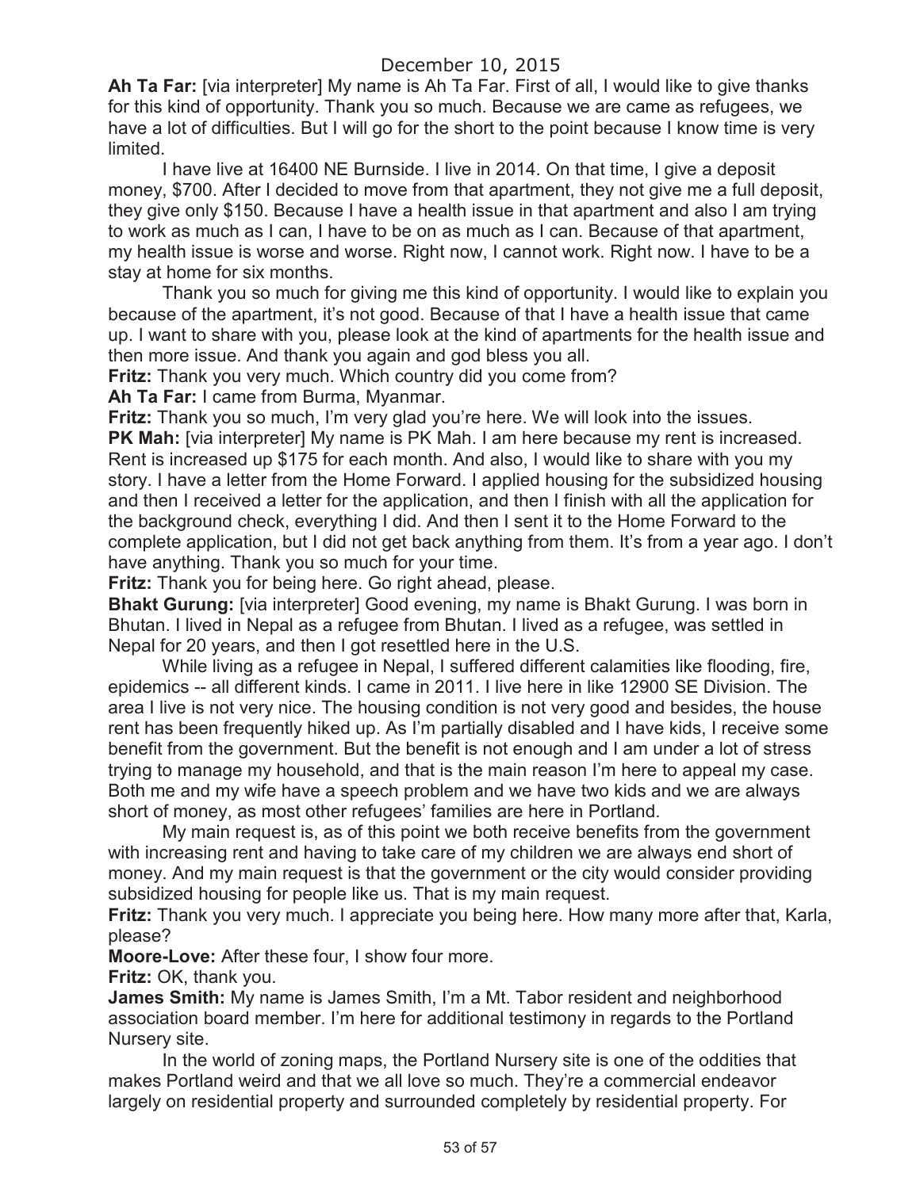December 10, 2015

**Ah Ta Far:** [via interpreter] My name is Ah Ta Far. First of all, I would like to give thanks for this kind of opportunity. Thank you so much. Because we are came as refugees, we have a lot of difficulties. But I will go for the short to the point because I know time is very limited.

I have live at 16400 NE Burnside. I live in 2014. On that time, I give a deposit money, $700. After I decided to move from that apartment, they not give me a full deposit, they give only $150. Because I have a health issue in that apartment and also I am trying to work as much as I can, I have to be on as much as I can. Because of that apartment, my health issue is worse and worse. Right now, I cannot work. Right now. I have to be a stay at home for six months.

Thank you so much for giving me this kind of opportunity. I would like to explain you because of the apartment, it's not good. Because of that I have a health issue that came up. I want to share with you, please look at the kind of apartments for the health issue and then more issue. And thank you again and god bless you all.

**Fritz:** Thank you very much. Which country did you come from?

**Ah Ta Far:** I came from Burma, Myanmar.

**Fritz:** Thank you so much, I'm very glad you're here. We will look into the issues.

**PK Mah:** [via interpreter] My name is PK Mah. I am here because my rent is increased. Rent is increased up $175 for each month. And also, I would like to share with you my story. I have a letter from the Home Forward. I applied housing for the subsidized housing and then I received a letter for the application, and then I finish with all the application for the background check, everything I did. And then I sent it to the Home Forward to the complete application, but I did not get back anything from them. It's from a year ago. I don't have anything. Thank you so much for your time.

**Fritz:** Thank you for being here. Go right ahead, please.

**Bhakt Gurung:** [via interpreter] Good evening, my name is Bhakt Gurung. I was born in Bhutan. I lived in Nepal as a refugee from Bhutan. I lived as a refugee, was settled in Nepal for 20 years, and then I got resettled here in the U.S.

While living as a refugee in Nepal, I suffered different calamities like flooding, fire, epidemics -- all different kinds. I came in 2011. I live here in like 12900 SE Division. The area I live is not very nice. The housing condition is not very good and besides, the house rent has been frequently hiked up. As I'm partially disabled and I have kids, I receive some benefit from the government. But the benefit is not enough and I am under a lot of stress trying to manage my household, and that is the main reason I'm here to appeal my case. Both me and my wife have a speech problem and we have two kids and we are always short of money, as most other refugees' families are here in Portland.

My main request is, as of this point we both receive benefits from the government with increasing rent and having to take care of my children we are always end short of money. And my main request is that the government or the city would consider providing subsidized housing for people like us. That is my main request.

**Fritz:** Thank you very much. I appreciate you being here. How many more after that, Karla, please?

**Moore-Love:** After these four, I show four more.

**Fritz:** OK, thank you.

**James Smith:** My name is James Smith, I'm a Mt. Tabor resident and neighborhood association board member. I'm here for additional testimony in regards to the Portland Nursery site.

In the world of zoning maps, the Portland Nursery site is one of the oddities that makes Portland weird and that we all love so much. They're a commercial endeavor largely on residential property and surrounded completely by residential property. For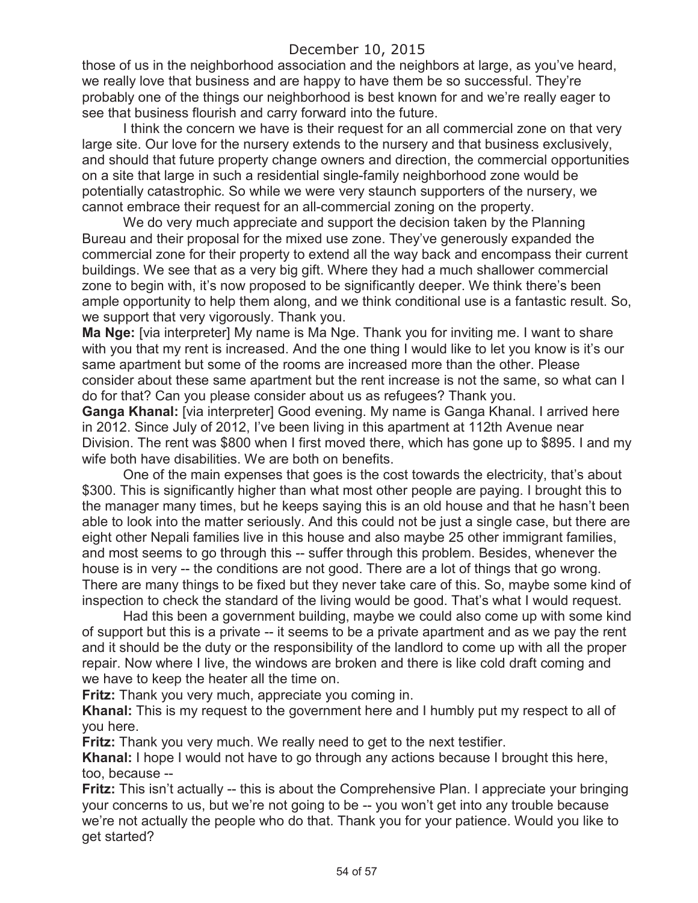those of us in the neighborhood association and the neighbors at large, as you've heard, we really love that business and are happy to have them be so successful. They're probably one of the things our neighborhood is best known for and we're really eager to see that business flourish and carry forward into the future.

I think the concern we have is their request for an all commercial zone on that very large site. Our love for the nursery extends to the nursery and that business exclusively, and should that future property change owners and direction, the commercial opportunities on a site that large in such a residential single-family neighborhood zone would be potentially catastrophic. So while we were very staunch supporters of the nursery, we cannot embrace their request for an all-commercial zoning on the property.

We do very much appreciate and support the decision taken by the Planning Bureau and their proposal for the mixed use zone. They've generously expanded the commercial zone for their property to extend all the way back and encompass their current buildings. We see that as a very big gift. Where they had a much shallower commercial zone to begin with, it's now proposed to be significantly deeper. We think there's been ample opportunity to help them along, and we think conditional use is a fantastic result. So, we support that very vigorously. Thank you.

**Ma Nge:** [via interpreter] My name is Ma Nge. Thank you for inviting me. I want to share with you that my rent is increased. And the one thing I would like to let you know is it's our same apartment but some of the rooms are increased more than the other. Please consider about these same apartment but the rent increase is not the same, so what can I do for that? Can you please consider about us as refugees? Thank you.

**Ganga Khanal:** [via interpreter] Good evening. My name is Ganga Khanal. I arrived here in 2012. Since July of 2012, I've been living in this apartment at 112th Avenue near Division. The rent was $800 when I first moved there, which has gone up to $895. I and my wife both have disabilities. We are both on benefits.

One of the main expenses that goes is the cost towards the electricity, that's about $300. This is significantly higher than what most other people are paying. I brought this to the manager many times, but he keeps saying this is an old house and that he hasn't been able to look into the matter seriously. And this could not be just a single case, but there are eight other Nepali families live in this house and also maybe 25 other immigrant families, and most seems to go through this -- suffer through this problem. Besides, whenever the house is in very -- the conditions are not good. There are a lot of things that go wrong. There are many things to be fixed but they never take care of this. So, maybe some kind of inspection to check the standard of the living would be good. That's what I would request.

Had this been a government building, maybe we could also come up with some kind of support but this is a private -- it seems to be a private apartment and as we pay the rent and it should be the duty or the responsibility of the landlord to come up with all the proper repair. Now where I live, the windows are broken and there is like cold draft coming and we have to keep the heater all the time on.

**Fritz:** Thank you very much, appreciate you coming in.

**Khanal:** This is my request to the government here and I humbly put my respect to all of you here.

**Fritz:** Thank you very much. We really need to get to the next testifier.

**Khanal:** I hope I would not have to go through any actions because I brought this here, too, because --

**Fritz:** This isn't actually -- this is about the Comprehensive Plan. I appreciate your bringing your concerns to us, but we're not going to be -- you won't get into any trouble because we're not actually the people who do that. Thank you for your patience. Would you like to get started?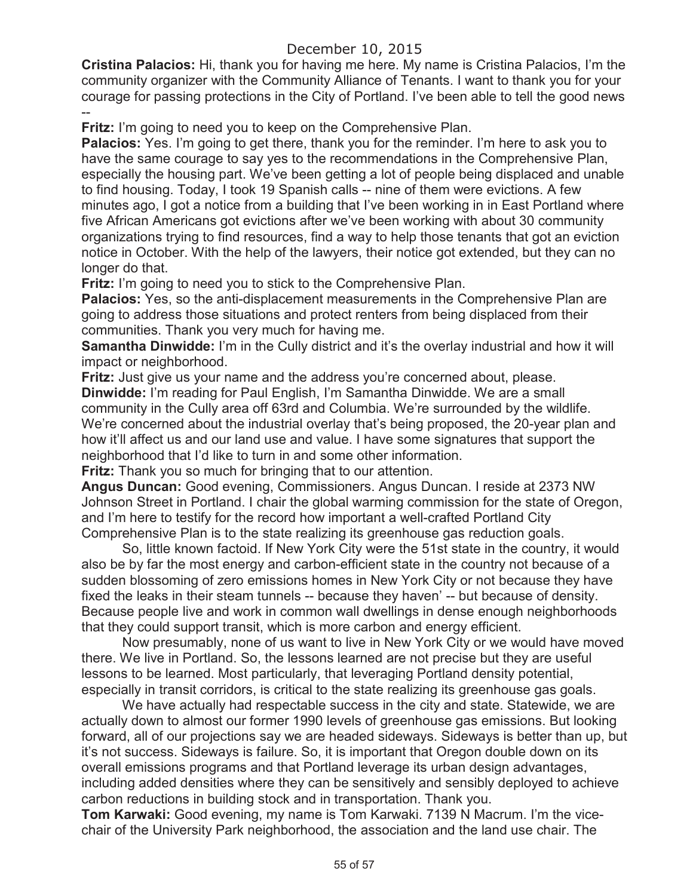**Cristina Palacios:** Hi, thank you for having me here. My name is Cristina Palacios, I'm the community organizer with the Community Alliance of Tenants. I want to thank you for your courage for passing protections in the City of Portland. I've been able to tell the good news --

**Fritz:** I'm going to need you to keep on the Comprehensive Plan.

**Palacios:** Yes. I'm going to get there, thank you for the reminder. I'm here to ask you to have the same courage to say yes to the recommendations in the Comprehensive Plan, especially the housing part. We've been getting a lot of people being displaced and unable to find housing. Today, I took 19 Spanish calls -- nine of them were evictions. A few minutes ago, I got a notice from a building that I've been working in in East Portland where five African Americans got evictions after we've been working with about 30 community organizations trying to find resources, find a way to help those tenants that got an eviction notice in October. With the help of the lawyers, their notice got extended, but they can no longer do that.

**Fritz:** I'm going to need you to stick to the Comprehensive Plan.

**Palacios:** Yes, so the anti-displacement measurements in the Comprehensive Plan are going to address those situations and protect renters from being displaced from their communities. Thank you very much for having me.

**Samantha Dinwidde:** I'm in the Cully district and it's the overlay industrial and how it will impact or neighborhood.

**Fritz:** Just give us your name and the address you're concerned about, please.

**Dinwidde:** I'm reading for Paul English, I'm Samantha Dinwidde. We are a small community in the Cully area off 63rd and Columbia. We're surrounded by the wildlife. We're concerned about the industrial overlay that's being proposed, the 20-year plan and how it'll affect us and our land use and value. I have some signatures that support the neighborhood that I'd like to turn in and some other information.

**Fritz:** Thank you so much for bringing that to our attention.

**Angus Duncan:** Good evening, Commissioners. Angus Duncan. I reside at 2373 NW Johnson Street in Portland. I chair the global warming commission for the state of Oregon, and I'm here to testify for the record how important a well-crafted Portland City Comprehensive Plan is to the state realizing its greenhouse gas reduction goals.

So, little known factoid. If New York City were the 51st state in the country, it would also be by far the most energy and carbon-efficient state in the country not because of a sudden blossoming of zero emissions homes in New York City or not because they have fixed the leaks in their steam tunnels -- because they haven' -- but because of density. Because people live and work in common wall dwellings in dense enough neighborhoods that they could support transit, which is more carbon and energy efficient.

Now presumably, none of us want to live in New York City or we would have moved there. We live in Portland. So, the lessons learned are not precise but they are useful lessons to be learned. Most particularly, that leveraging Portland density potential, especially in transit corridors, is critical to the state realizing its greenhouse gas goals.

We have actually had respectable success in the city and state. Statewide, we are actually down to almost our former 1990 levels of greenhouse gas emissions. But looking forward, all of our projections say we are headed sideways. Sideways is better than up, but it's not success. Sideways is failure. So, it is important that Oregon double down on its overall emissions programs and that Portland leverage its urban design advantages, including added densities where they can be sensitively and sensibly deployed to achieve carbon reductions in building stock and in transportation. Thank you.

**Tom Karwaki:** Good evening, my name is Tom Karwaki. 7139 N Macrum. I'm the vice-chair of the University Park neighborhood, the association and the land use chair. The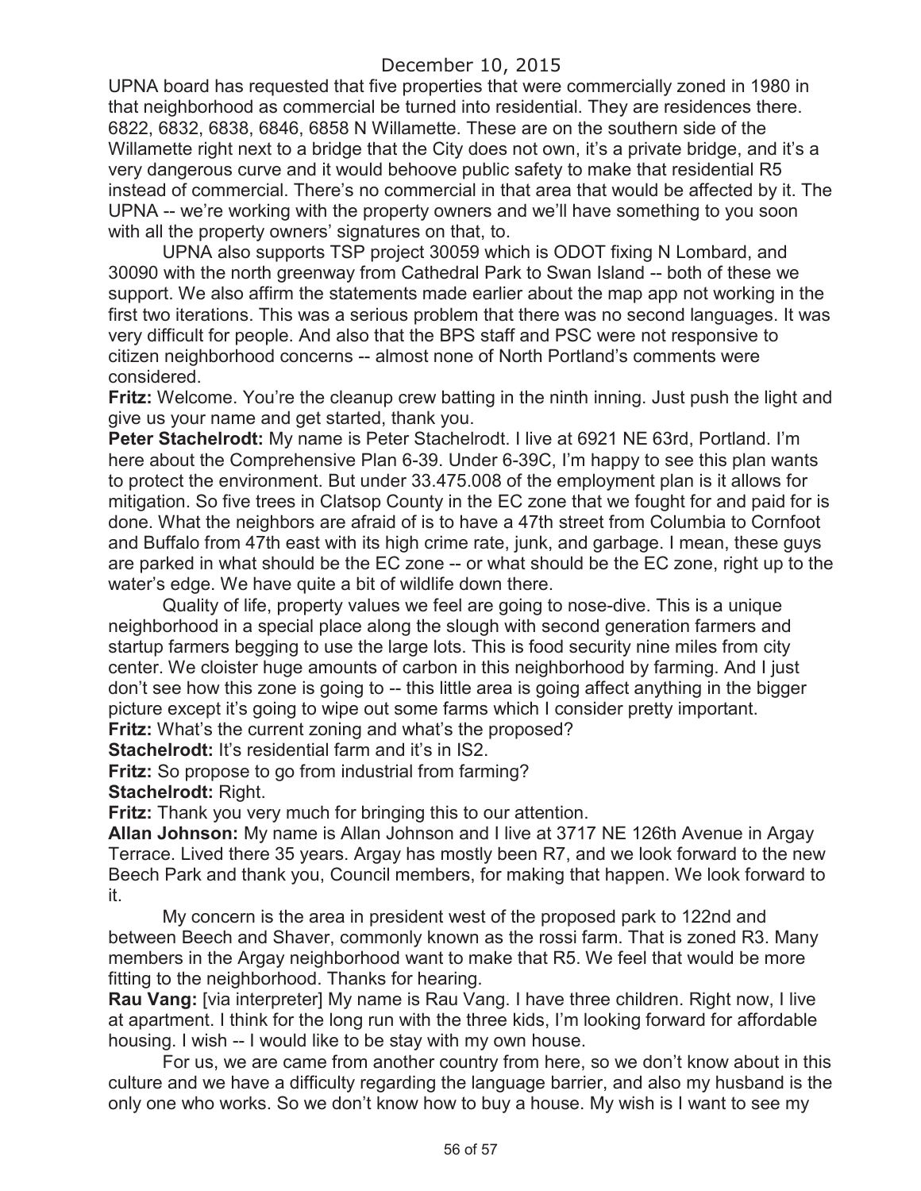UPNA board has requested that five properties that were commercially zoned in 1980 in that neighborhood as commercial be turned into residential. They are residences there. 6822, 6832, 6838, 6846, 6858 N Willamette. These are on the southern side of the Willamette right next to a bridge that the City does not own, it's a private bridge, and it's a very dangerous curve and it would behoove public safety to make that residential R5 instead of commercial. There's no commercial in that area that would be affected by it. The UPNA -- we're working with the property owners and we'll have something to you soon with all the property owners' signatures on that, to.

UPNA also supports TSP project 30059 which is ODOT fixing N Lombard, and 30090 with the north greenway from Cathedral Park to Swan Island -- both of these we support. We also affirm the statements made earlier about the map app not working in the first two iterations. This was a serious problem that there was no second languages. It was very difficult for people. And also that the BPS staff and PSC were not responsive to citizen neighborhood concerns -- almost none of North Portland's comments were considered.

**Fritz:** Welcome. You're the cleanup crew batting in the ninth inning. Just push the light and give us your name and get started, thank you.

**Peter Stachelrodt:** My name is Peter Stachelrodt. I live at 6921 NE 63rd, Portland. I'm here about the Comprehensive Plan 6-39. Under 6-39C, I'm happy to see this plan wants to protect the environment. But under 33.475.008 of the employment plan is it allows for mitigation. So five trees in Clatsop County in the EC zone that we fought for and paid for is done. What the neighbors are afraid of is to have a 47th street from Columbia to Cornfoot and Buffalo from 47th east with its high crime rate, junk, and garbage. I mean, these guys are parked in what should be the EC zone -- or what should be the EC zone, right up to the water's edge. We have quite a bit of wildlife down there.

Quality of life, property values we feel are going to nose-dive. This is a unique neighborhood in a special place along the slough with second generation farmers and startup farmers begging to use the large lots. This is food security nine miles from city center. We cloister huge amounts of carbon in this neighborhood by farming. And I just don't see how this zone is going to -- this little area is going affect anything in the bigger picture except it's going to wipe out some farms which I consider pretty important.

**Fritz:** What's the current zoning and what's the proposed?

**Stachelrodt:** It's residential farm and it's in IS2.

**Fritz:** So propose to go from industrial from farming?

**Stachelrodt:** Right.

**Fritz:** Thank you very much for bringing this to our attention.

**Allan Johnson:** My name is Allan Johnson and I live at 3717 NE 126th Avenue in Argay Terrace. Lived there 35 years. Argay has mostly been R7, and we look forward to the new Beech Park and thank you, Council members, for making that happen. We look forward to it.

My concern is the area in president west of the proposed park to 122nd and between Beech and Shaver, commonly known as the rossi farm. That is zoned R3. Many members in the Argay neighborhood want to make that R5. We feel that would be more fitting to the neighborhood. Thanks for hearing.

**Rau Vang:** [via interpreter] My name is Rau Vang. I have three children. Right now, I live at apartment. I think for the long run with the three kids, I'm looking forward for affordable housing. I wish -- I would like to be stay with my own house.

For us, we are came from another country from here, so we don't know about in this culture and we have a difficulty regarding the language barrier, and also my husband is the only one who works. So we don't know how to buy a house. My wish is I want to see my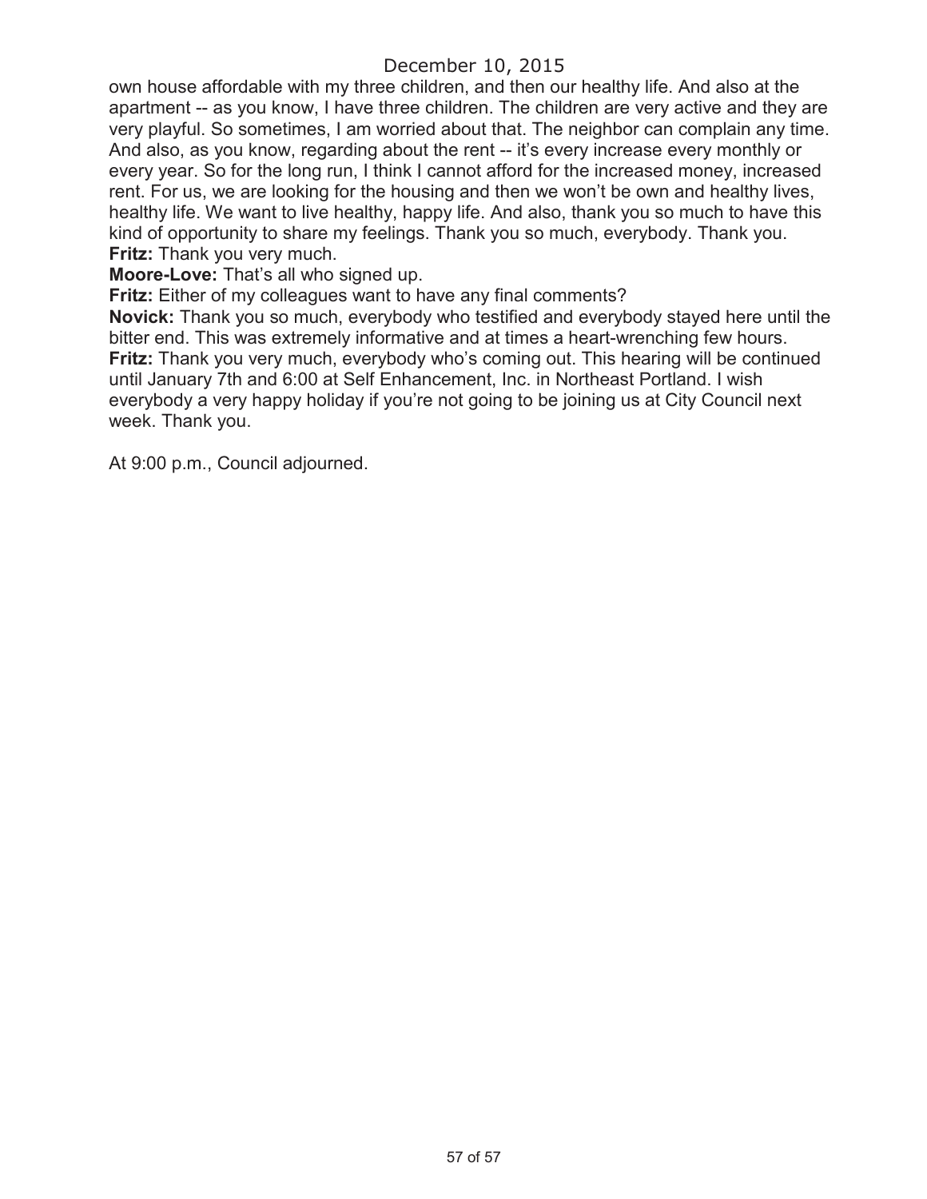own house affordable with my three children, and then our healthy life. And also at the apartment -- as you know, I have three children. The children are very active and they are very playful. So sometimes, I am worried about that. The neighbor can complain any time. And also, as you know, regarding about the rent -- it's every increase every monthly or every year. So for the long run, I think I cannot afford for the increased money, increased rent. For us, we are looking for the housing and then we won't be own and healthy lives, healthy life. We want to live healthy, happy life. And also, thank you so much to have this kind of opportunity to share my feelings. Thank you so much, everybody. Thank you.

**Fritz:** Thank you very much.

**Moore-Love:** That's all who signed up.

**Fritz:** Either of my colleagues want to have any final comments?

**Novick:** Thank you so much, everybody who testified and everybody stayed here until the bitter end. This was extremely informative and at times a heart-wrenching few hours.

**Fritz:** Thank you very much, everybody who's coming out. This hearing will be continued until January 7th and 6:00 at Self Enhancement, Inc. in Northeast Portland. I wish everybody a very happy holiday if you're not going to be joining us at City Council next week. Thank you.

At 9:00 p.m., Council adjourned.